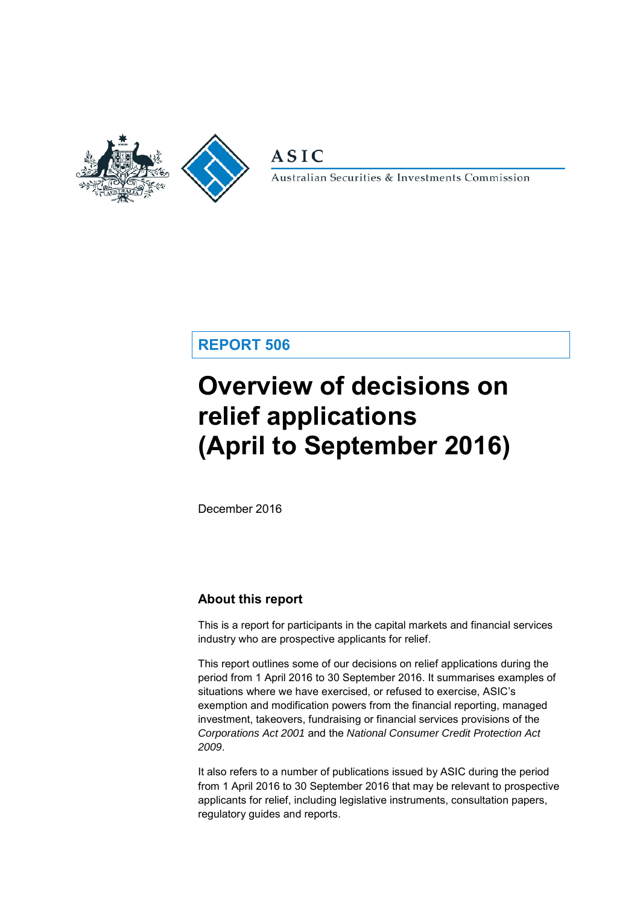ASIC

Australian Securities & Investments Commission

**REPORT 506**

# Overview of decisions on relief applications (April to September 2016)

December 2016

## About this report

This is a report for participants in the capital markets and financial services industry who are prospective applicants for relief.

This report outlines some of our decisions on relief applications during the period from 1 April 2016 to 30 September 2016. It summarises examples of situations where we have exercised, or refused to exercise, ASIC's exemption and modification powers from the financial reporting, managed investment, takeovers, fundraising or financial services provisions of the *Corporations Act 2001* and the *National Consumer Credit Protection Act 2009*.

It also refers to a number of publications issued by ASIC during the period from 1 April 2016 to 30 September 2016 that may be relevant to prospective applicants for relief, including legislative instruments, consultation papers, regulatory guides and reports.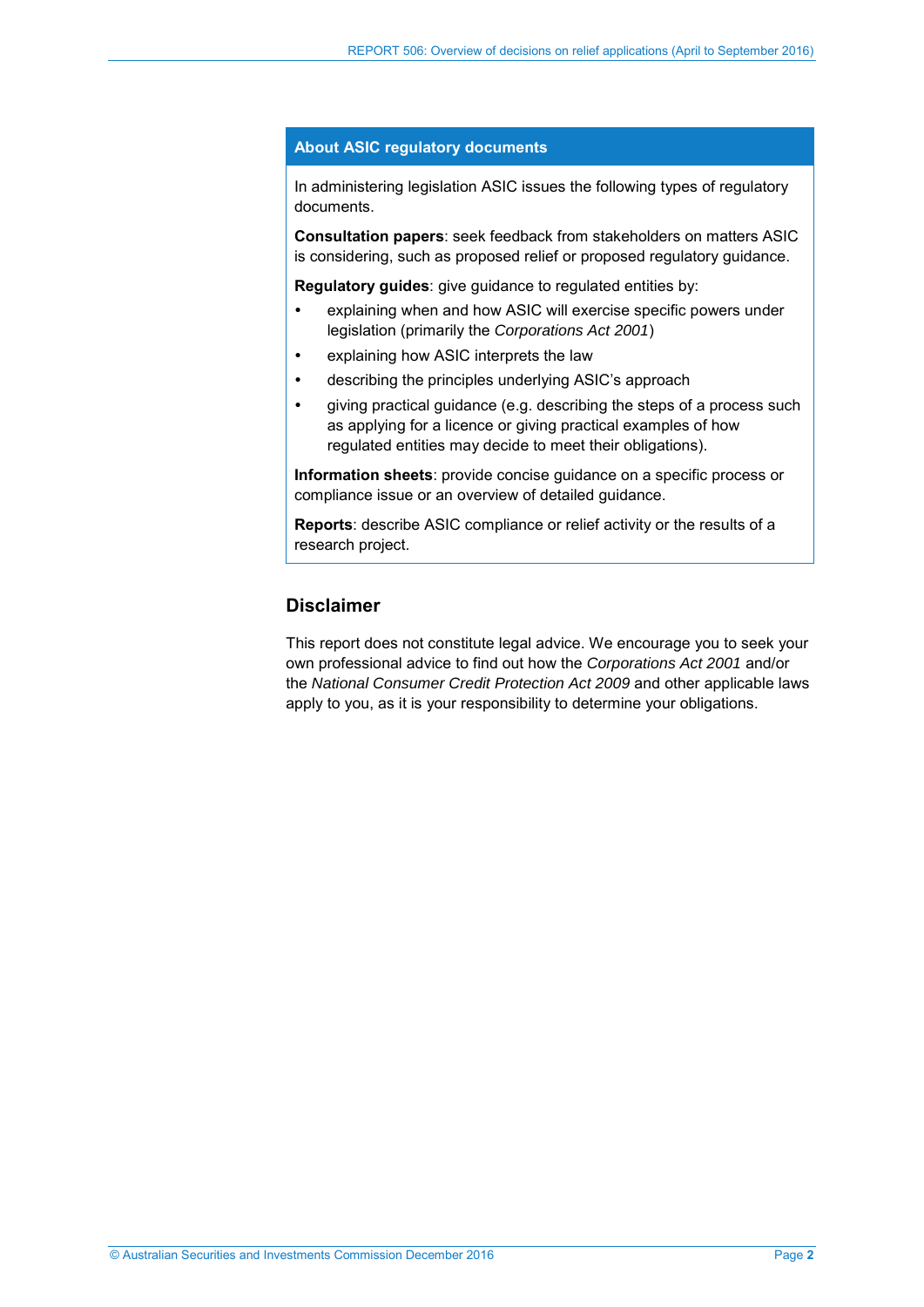## About ASIC regulatory documents

In administering legislation ASIC issues the following types of regulatory documents.

**Consultation papers**: seek feedback from stakeholders on matters ASIC is considering, such as proposed relief or proposed regulatory guidance.

**Regulatory guides**: give guidance to regulated entities by:

- explaining when and how ASIC will exercise specific powers under legislation (primarily the *Corporations Act 2001*)
- explaining how ASIC interprets the law
- describing the principles underlying ASIC's approach
- giving practical guidance (e.g. describing the steps of a process such as applying for a licence or giving practical examples of how regulated entities may decide to meet their obligations).

**Information sheets**: provide concise guidance on a specific process or compliance issue or an overview of detailed guidance.

**Reports**: describe ASIC compliance or relief activity or the results of a research project.

## Disclaimer

This report does not constitute legal advice. We encourage you to seek your own professional advice to find out how the *Corporations Act 2001* and/or the *National Consumer Credit Protection Act 2009* and other applicable laws apply to you, as it is your responsibility to determine your obligations.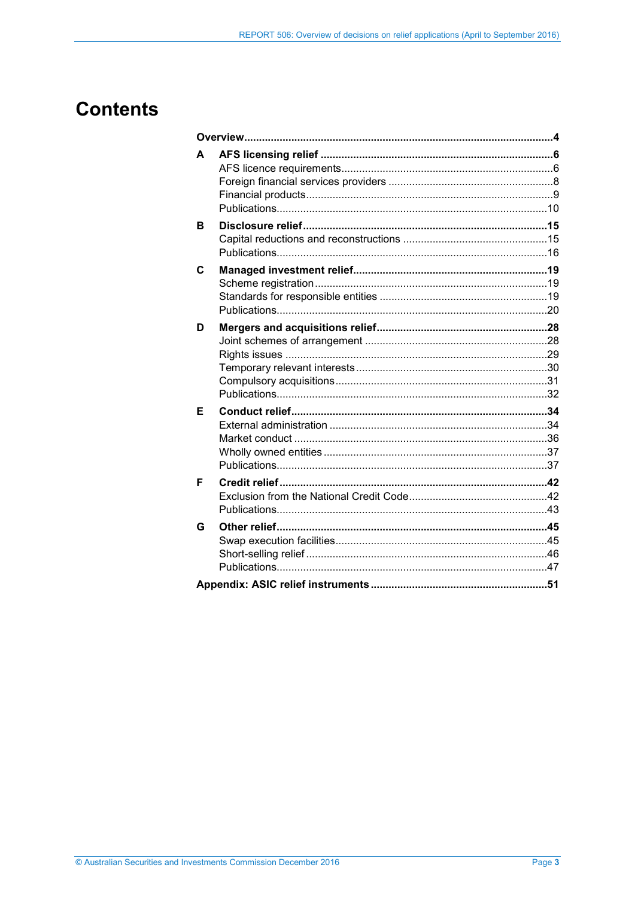# Contents

**Overview** .......... **4**

**A AFS licensing relief** .......... **6**
- AFS licence requirements .......... 6
- Foreign financial services providers .......... 8
- Financial products .......... 9
- Publications .......... 10

**B Disclosure relief** .......... **15**
- Capital reductions and reconstructions .......... 15
- Publications .......... 16

**C Managed investment relief** .......... **19**
- Scheme registration .......... 19
- Standards for responsible entities .......... 19
- Publications .......... 20

**D Mergers and acquisitions relief** .......... **28**
- Joint schemes of arrangement .......... 28
- Rights issues .......... 29
- Temporary relevant interests .......... 30
- Compulsory acquisitions .......... 31
- Publications .......... 32

**E Conduct relief** .......... **34**
- External administration .......... 34
- Market conduct .......... 36
- Wholly owned entities .......... 37
- Publications .......... 37

**F Credit relief** .......... **42**
- Exclusion from the National Credit Code .......... 42
- Publications .......... 43

**G Other relief** .......... **45**
- Swap execution facilities .......... 45
- Short-selling relief .......... 46
- Publications .......... 47

**Appendix: ASIC relief instruments** .......... **51**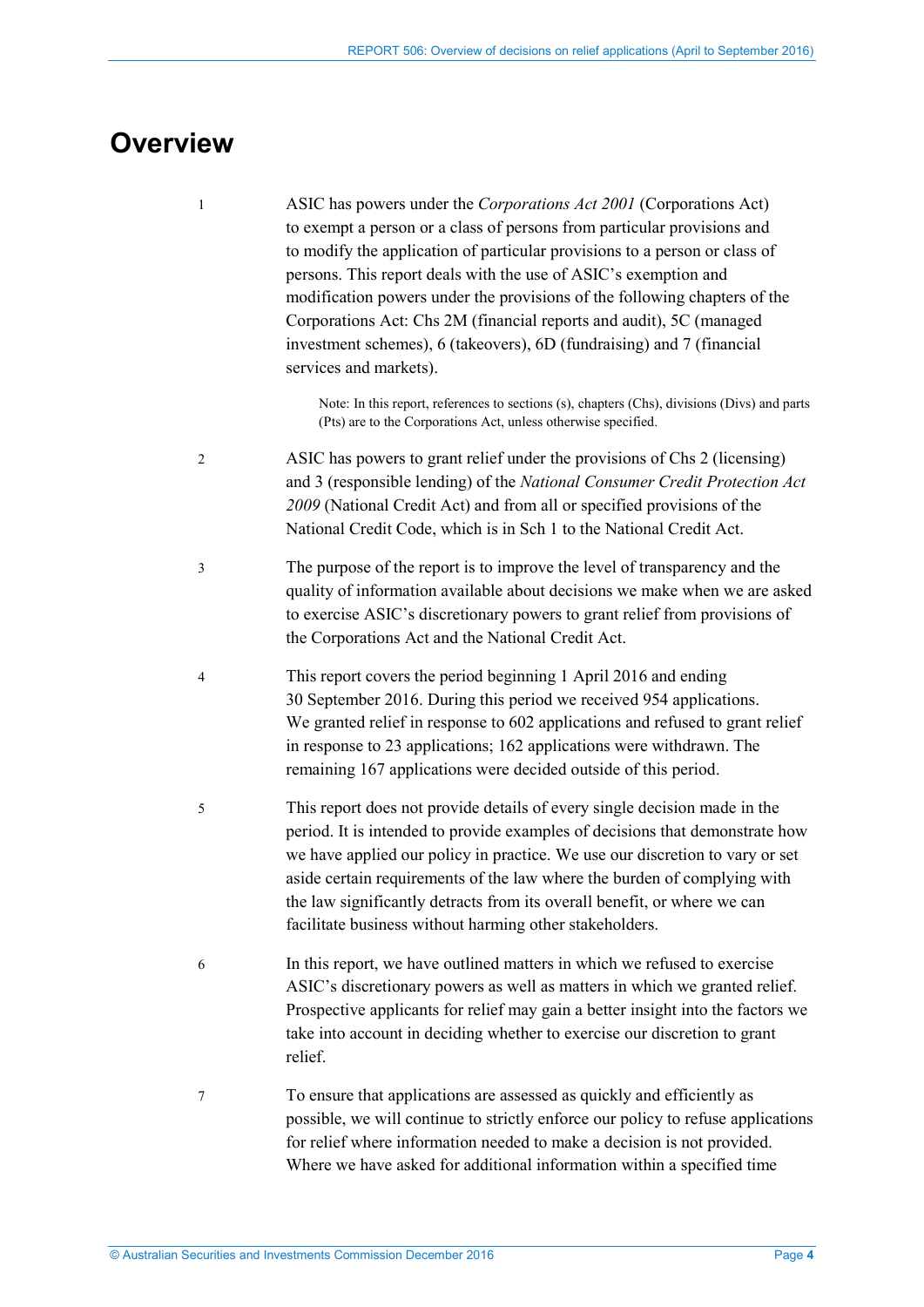# Overview

1 ASIC has powers under the *Corporations Act 2001* (Corporations Act) to exempt a person or a class of persons from particular provisions and to modify the application of particular provisions to a person or class of persons. This report deals with the use of ASIC's exemption and modification powers under the provisions of the following chapters of the Corporations Act: Chs 2M (financial reports and audit), 5C (managed investment schemes), 6 (takeovers), 6D (fundraising) and 7 (financial services and markets).

> Note: In this report, references to sections (s), chapters (Chs), divisions (Divs) and parts (Pts) are to the Corporations Act, unless otherwise specified.

2 ASIC has powers to grant relief under the provisions of Chs 2 (licensing) and 3 (responsible lending) of the *National Consumer Credit Protection Act 2009* (National Credit Act) and from all or specified provisions of the National Credit Code, which is in Sch 1 to the National Credit Act.

3 The purpose of the report is to improve the level of transparency and the quality of information available about decisions we make when we are asked to exercise ASIC's discretionary powers to grant relief from provisions of the Corporations Act and the National Credit Act.

4 This report covers the period beginning 1 April 2016 and ending 30 September 2016. During this period we received 954 applications. We granted relief in response to 602 applications and refused to grant relief in response to 23 applications; 162 applications were withdrawn. The remaining 167 applications were decided outside of this period.

5 This report does not provide details of every single decision made in the period. It is intended to provide examples of decisions that demonstrate how we have applied our policy in practice. We use our discretion to vary or set aside certain requirements of the law where the burden of complying with the law significantly detracts from its overall benefit, or where we can facilitate business without harming other stakeholders.

6 In this report, we have outlined matters in which we refused to exercise ASIC's discretionary powers as well as matters in which we granted relief. Prospective applicants for relief may gain a better insight into the factors we take into account in deciding whether to exercise our discretion to grant relief.

7 To ensure that applications are assessed as quickly and efficiently as possible, we will continue to strictly enforce our policy to refuse applications for relief where information needed to make a decision is not provided. Where we have asked for additional information within a specified time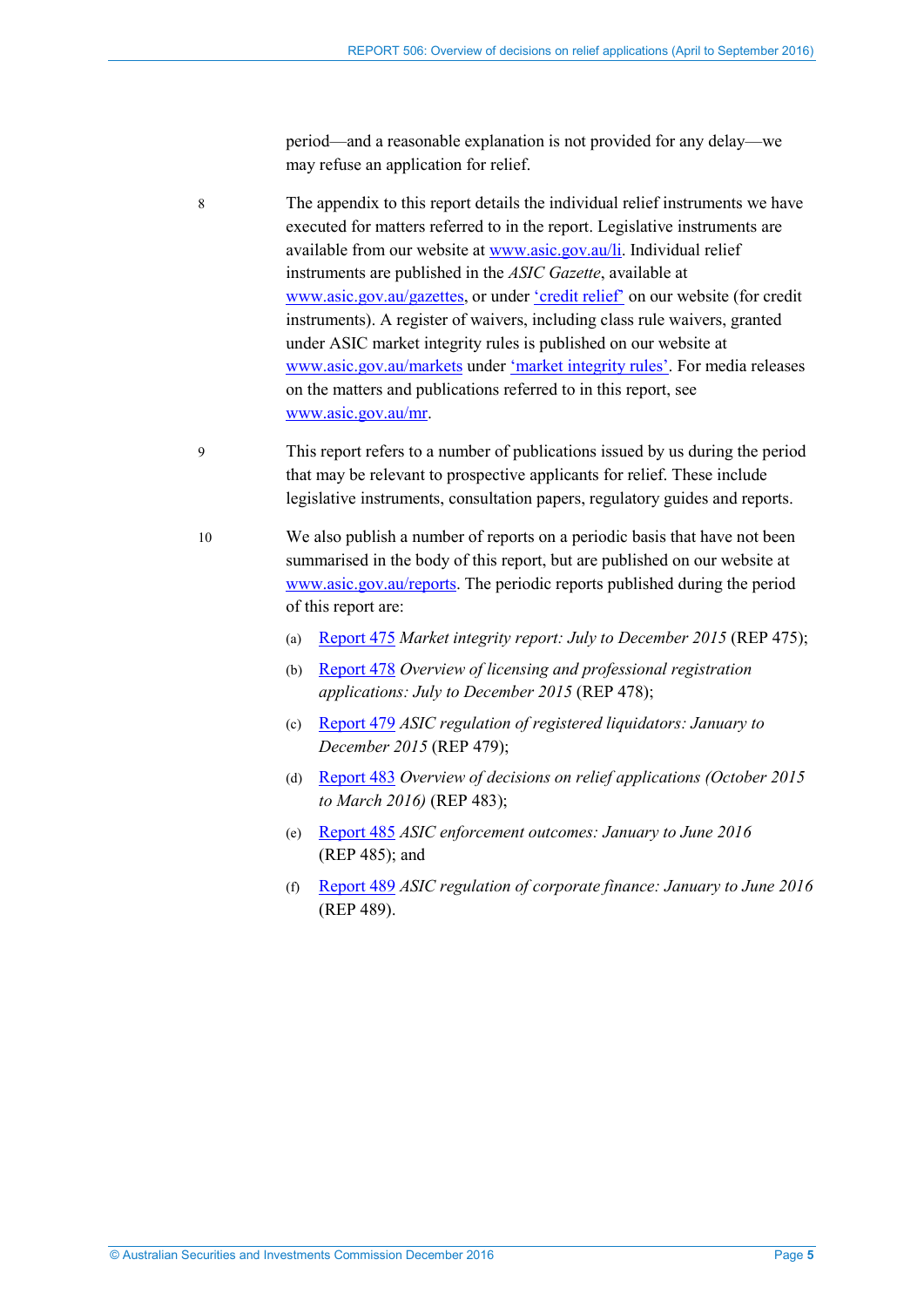period—and a reasonable explanation is not provided for any delay—we may refuse an application for relief.

8 The appendix to this report details the individual relief instruments we have executed for matters referred to in the report. Legislative instruments are available from our website at www.asic.gov.au/li. Individual relief instruments are published in the *ASIC Gazette*, available at www.asic.gov.au/gazettes, or under 'credit relief' on our website (for credit instruments). A register of waivers, including class rule waivers, granted under ASIC market integrity rules is published on our website at www.asic.gov.au/markets under 'market integrity rules'. For media releases on the matters and publications referred to in this report, see www.asic.gov.au/mr.

9 This report refers to a number of publications issued by us during the period that may be relevant to prospective applicants for relief. These include legislative instruments, consultation papers, regulatory guides and reports.

10 We also publish a number of reports on a periodic basis that have not been summarised in the body of this report, but are published on our website at www.asic.gov.au/reports. The periodic reports published during the period of this report are:

(a) Report 475 *Market integrity report: July to December 2015* (REP 475);

(b) Report 478 *Overview of licensing and professional registration applications: July to December 2015* (REP 478);

(c) Report 479 *ASIC regulation of registered liquidators: January to December 2015* (REP 479);

(d) Report 483 *Overview of decisions on relief applications (October 2015 to March 2016)* (REP 483);

(e) Report 485 *ASIC enforcement outcomes: January to June 2016* (REP 485); and

(f) Report 489 *ASIC regulation of corporate finance: January to June 2016* (REP 489).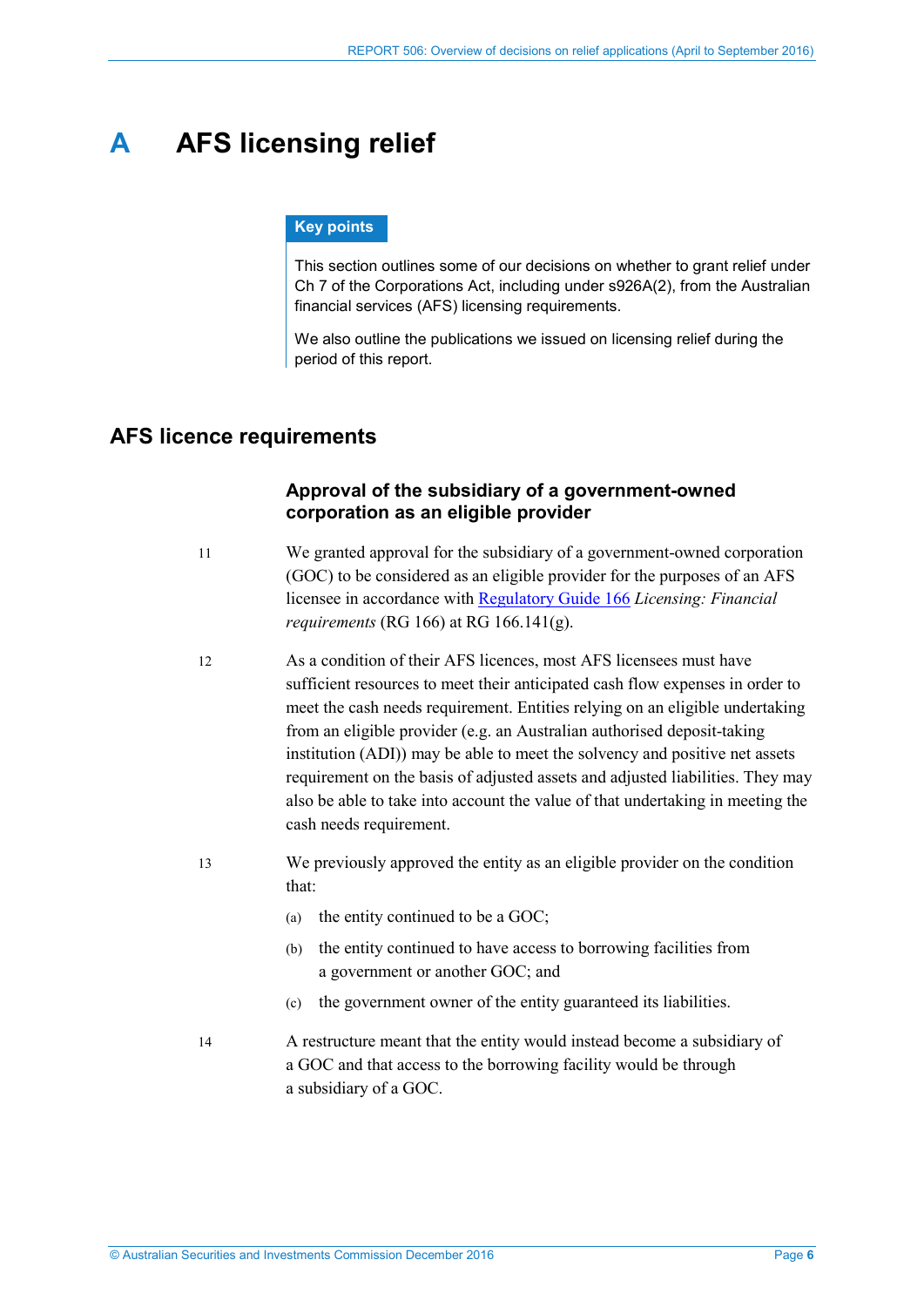# A AFS licensing relief

**Key points**

This section outlines some of our decisions on whether to grant relief under Ch 7 of the Corporations Act, including under s926A(2), from the Australian financial services (AFS) licensing requirements.

We also outline the publications we issued on licensing relief during the period of this report.

## AFS licence requirements

### Approval of the subsidiary of a government-owned corporation as an eligible provider

11 We granted approval for the subsidiary of a government-owned corporation (GOC) to be considered as an eligible provider for the purposes of an AFS licensee in accordance with Regulatory Guide 166 *Licensing: Financial requirements* (RG 166) at RG 166.141(g).

12 As a condition of their AFS licences, most AFS licensees must have sufficient resources to meet their anticipated cash flow expenses in order to meet the cash needs requirement. Entities relying on an eligible undertaking from an eligible provider (e.g. an Australian authorised deposit-taking institution (ADI)) may be able to meet the solvency and positive net assets requirement on the basis of adjusted assets and adjusted liabilities. They may also be able to take into account the value of that undertaking in meeting the cash needs requirement.

13 We previously approved the entity as an eligible provider on the condition that:

(a) the entity continued to be a GOC;

(b) the entity continued to have access to borrowing facilities from a government or another GOC; and

(c) the government owner of the entity guaranteed its liabilities.

14 A restructure meant that the entity would instead become a subsidiary of a GOC and that access to the borrowing facility would be through a subsidiary of a GOC.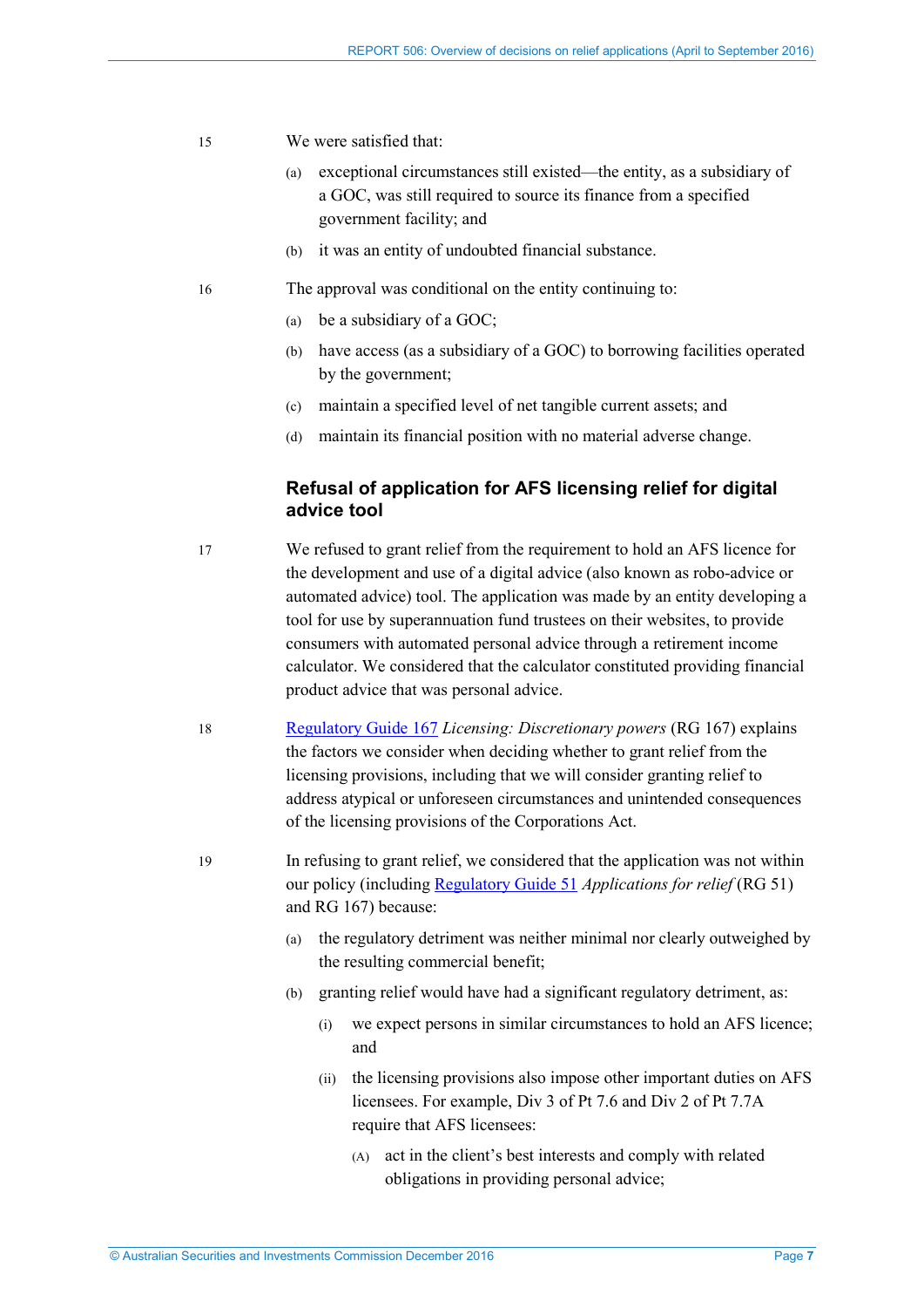15 We were satisfied that:

(a) exceptional circumstances still existed—the entity, as a subsidiary of a GOC, was still required to source its finance from a specified government facility; and

(b) it was an entity of undoubted financial substance.

16 The approval was conditional on the entity continuing to:

(a) be a subsidiary of a GOC;

(b) have access (as a subsidiary of a GOC) to borrowing facilities operated by the government;

(c) maintain a specified level of net tangible current assets; and

(d) maintain its financial position with no material adverse change.

## Refusal of application for AFS licensing relief for digital advice tool

17 We refused to grant relief from the requirement to hold an AFS licence for the development and use of a digital advice (also known as robo-advice or automated advice) tool. The application was made by an entity developing a tool for use by superannuation fund trustees on their websites, to provide consumers with automated personal advice through a retirement income calculator. We considered that the calculator constituted providing financial product advice that was personal advice.

18 Regulatory Guide 167 *Licensing: Discretionary powers* (RG 167) explains the factors we consider when deciding whether to grant relief from the licensing provisions, including that we will consider granting relief to address atypical or unforeseen circumstances and unintended consequences of the licensing provisions of the Corporations Act.

19 In refusing to grant relief, we considered that the application was not within our policy (including Regulatory Guide 51 *Applications for relief* (RG 51) and RG 167) because:

(a) the regulatory detriment was neither minimal nor clearly outweighed by the resulting commercial benefit;

(b) granting relief would have had a significant regulatory detriment, as:

(i) we expect persons in similar circumstances to hold an AFS licence; and

(ii) the licensing provisions also impose other important duties on AFS licensees. For example, Div 3 of Pt 7.6 and Div 2 of Pt 7.7A require that AFS licensees:

(A) act in the client's best interests and comply with related obligations in providing personal advice;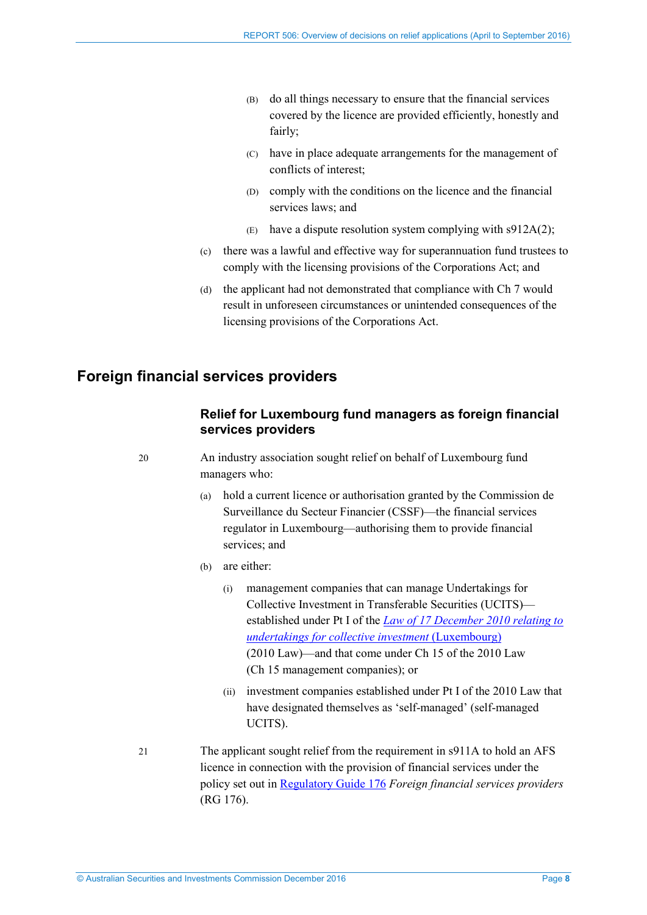(B) do all things necessary to ensure that the financial services covered by the licence are provided efficiently, honestly and fairly;

(C) have in place adequate arrangements for the management of conflicts of interest;

(D) comply with the conditions on the licence and the financial services laws; and

(E) have a dispute resolution system complying with s912A(2);

(c) there was a lawful and effective way for superannuation fund trustees to comply with the licensing provisions of the Corporations Act; and

(d) the applicant had not demonstrated that compliance with Ch 7 would result in unforeseen circumstances or unintended consequences of the licensing provisions of the Corporations Act.

## Foreign financial services providers

### Relief for Luxembourg fund managers as foreign financial services providers

20 An industry association sought relief on behalf of Luxembourg fund managers who:

(a) hold a current licence or authorisation granted by the Commission de Surveillance du Secteur Financier (CSSF)—the financial services regulator in Luxembourg—authorising them to provide financial services; and

(b) are either:

(i) management companies that can manage Undertakings for Collective Investment in Transferable Securities (UCITS)—established under Pt I of the *Law of 17 December 2010 relating to undertakings for collective investment* (Luxembourg) (2010 Law)—and that come under Ch 15 of the 2010 Law (Ch 15 management companies); or

(ii) investment companies established under Pt I of the 2010 Law that have designated themselves as 'self-managed' (self-managed UCITS).

21 The applicant sought relief from the requirement in s911A to hold an AFS licence in connection with the provision of financial services under the policy set out in Regulatory Guide 176 *Foreign financial services providers* (RG 176).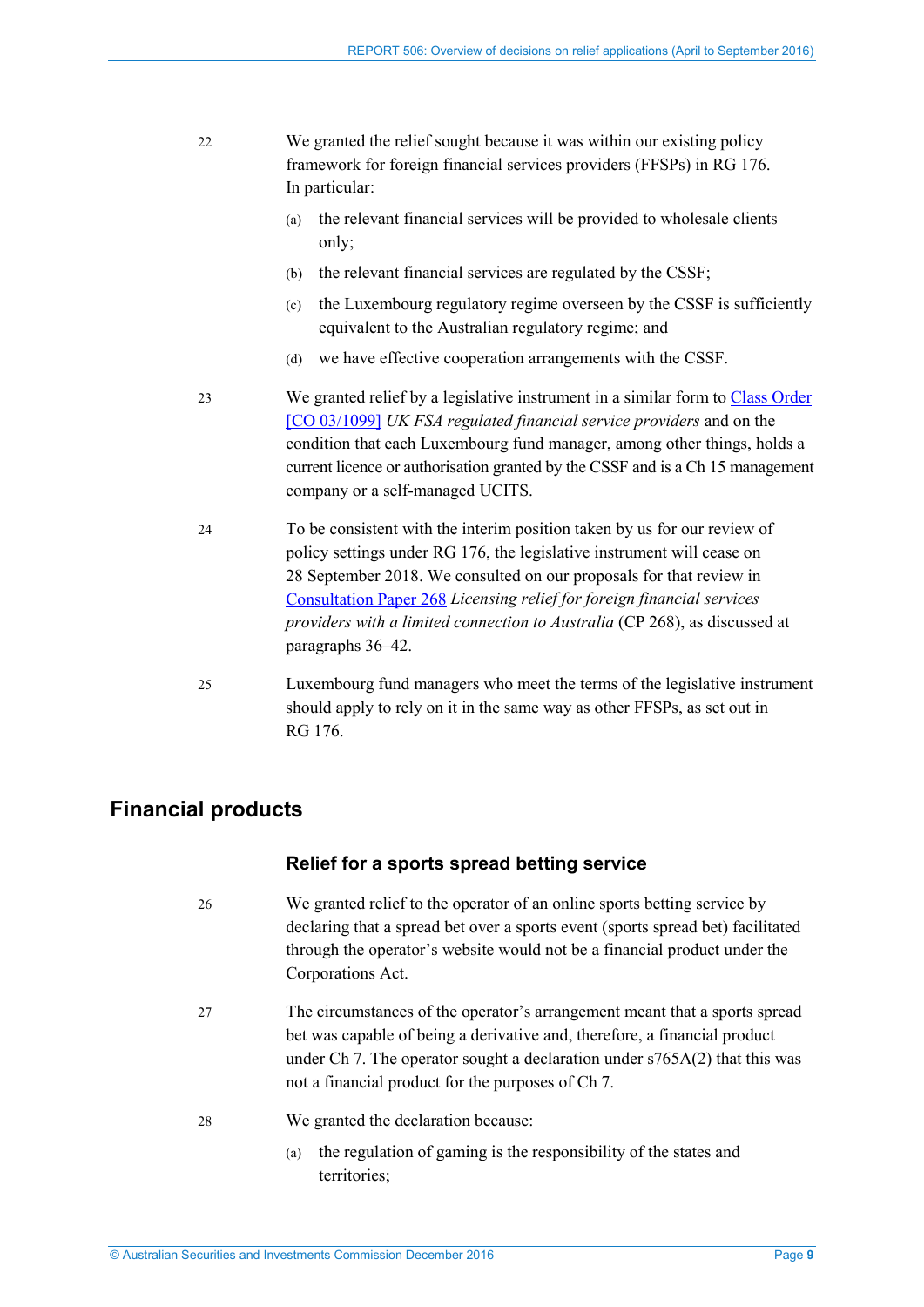22 We granted the relief sought because it was within our existing policy framework for foreign financial services providers (FFSPs) in RG 176. In particular:

(a) the relevant financial services will be provided to wholesale clients only;

(b) the relevant financial services are regulated by the CSSF;

(c) the Luxembourg regulatory regime overseen by the CSSF is sufficiently equivalent to the Australian regulatory regime; and

(d) we have effective cooperation arrangements with the CSSF.

23 We granted relief by a legislative instrument in a similar form to Class Order [CO 03/1099] *UK FSA regulated financial service providers* and on the condition that each Luxembourg fund manager, among other things, holds a current licence or authorisation granted by the CSSF and is a Ch 15 management company or a self-managed UCITS.

24 To be consistent with the interim position taken by us for our review of policy settings under RG 176, the legislative instrument will cease on 28 September 2018. We consulted on our proposals for that review in Consultation Paper 268 *Licensing relief for foreign financial services providers with a limited connection to Australia* (CP 268), as discussed at paragraphs 36–42.

25 Luxembourg fund managers who meet the terms of the legislative instrument should apply to rely on it in the same way as other FFSPs, as set out in RG 176.

## Financial products

### Relief for a sports spread betting service

26 We granted relief to the operator of an online sports betting service by declaring that a spread bet over a sports event (sports spread bet) facilitated through the operator's website would not be a financial product under the Corporations Act.

27 The circumstances of the operator's arrangement meant that a sports spread bet was capable of being a derivative and, therefore, a financial product under Ch 7. The operator sought a declaration under s765A(2) that this was not a financial product for the purposes of Ch 7.

28 We granted the declaration because:

(a) the regulation of gaming is the responsibility of the states and territories;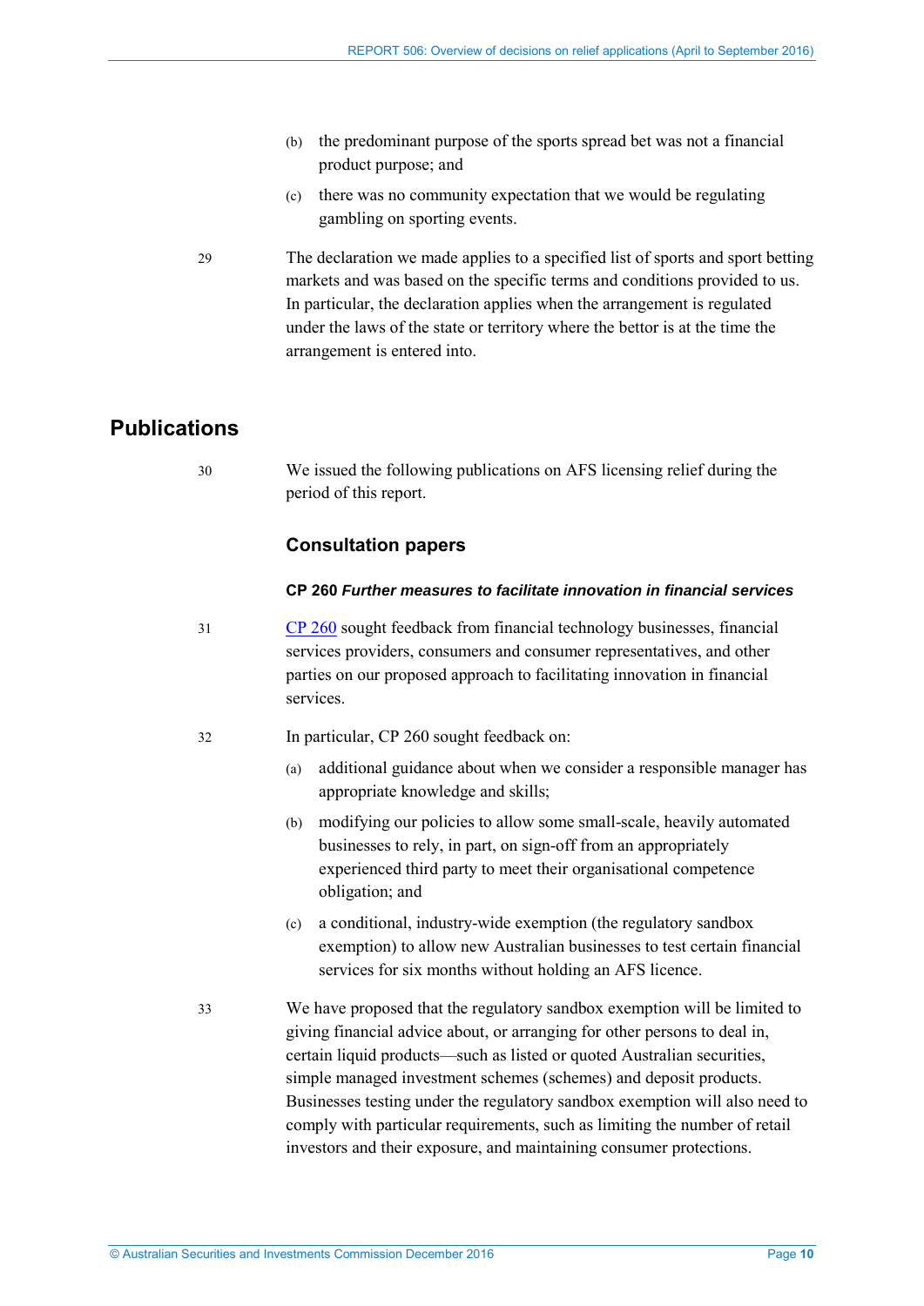(b) the predominant purpose of the sports spread bet was not a financial product purpose; and

(c) there was no community expectation that we would be regulating gambling on sporting events.

29 The declaration we made applies to a specified list of sports and sport betting markets and was based on the specific terms and conditions provided to us. In particular, the declaration applies when the arrangement is regulated under the laws of the state or territory where the bettor is at the time the arrangement is entered into.

## Publications

30 We issued the following publications on AFS licensing relief during the period of this report.

### Consultation papers

#### CP 260 *Further measures to facilitate innovation in financial services*

31 CP 260 sought feedback from financial technology businesses, financial services providers, consumers and consumer representatives, and other parties on our proposed approach to facilitating innovation in financial services.

32 In particular, CP 260 sought feedback on:

(a) additional guidance about when we consider a responsible manager has appropriate knowledge and skills;

(b) modifying our policies to allow some small-scale, heavily automated businesses to rely, in part, on sign-off from an appropriately experienced third party to meet their organisational competence obligation; and

(c) a conditional, industry-wide exemption (the regulatory sandbox exemption) to allow new Australian businesses to test certain financial services for six months without holding an AFS licence.

33 We have proposed that the regulatory sandbox exemption will be limited to giving financial advice about, or arranging for other persons to deal in, certain liquid products—such as listed or quoted Australian securities, simple managed investment schemes (schemes) and deposit products. Businesses testing under the regulatory sandbox exemption will also need to comply with particular requirements, such as limiting the number of retail investors and their exposure, and maintaining consumer protections.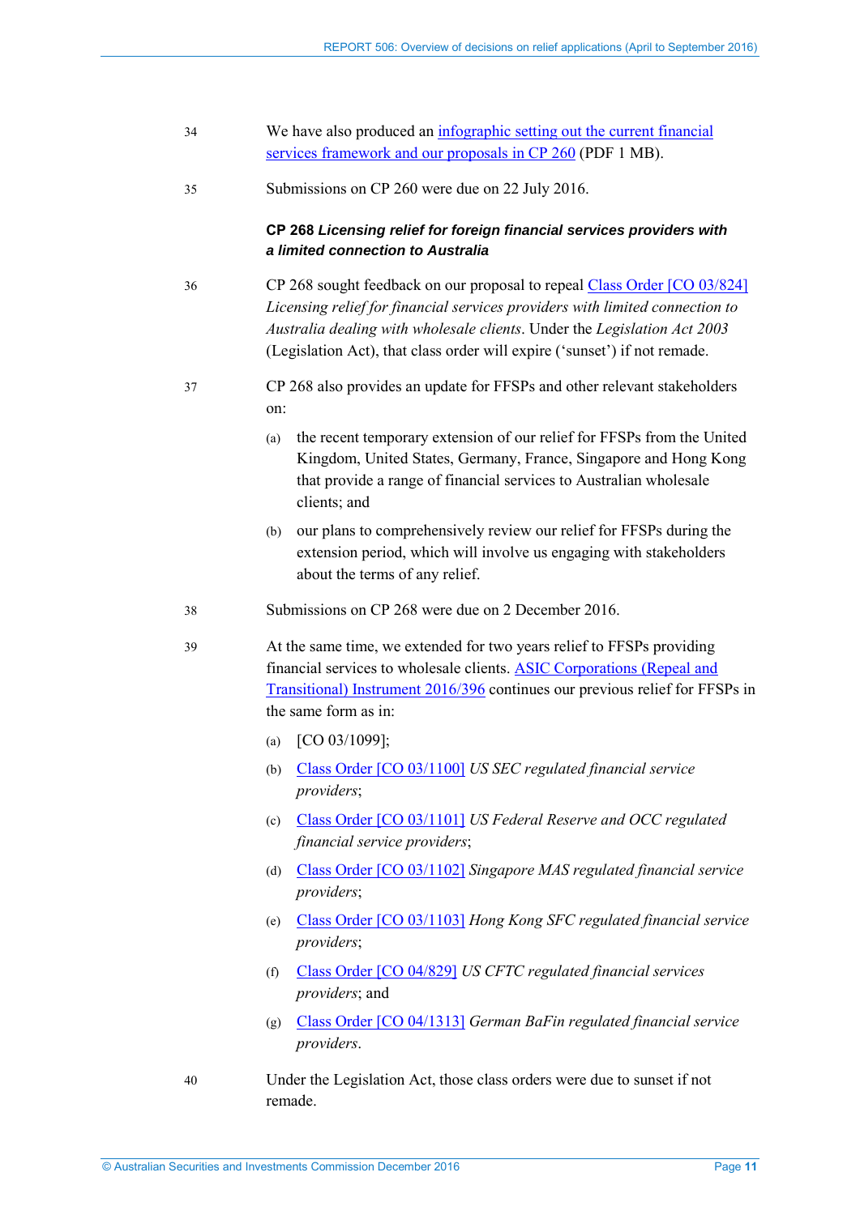34 We have also produced an infographic setting out the current financial services framework and our proposals in CP 260 (PDF 1 MB).

35 Submissions on CP 260 were due on 22 July 2016.

**CP 268 *Licensing relief for foreign financial services providers with a limited connection to Australia***

36 CP 268 sought feedback on our proposal to repeal Class Order [CO 03/824] *Licensing relief for financial services providers with limited connection to Australia dealing with wholesale clients*. Under the *Legislation Act 2003* (Legislation Act), that class order will expire ('sunset') if not remade.

37 CP 268 also provides an update for FFSPs and other relevant stakeholders on:

(a) the recent temporary extension of our relief for FFSPs from the United Kingdom, United States, Germany, France, Singapore and Hong Kong that provide a range of financial services to Australian wholesale clients; and

(b) our plans to comprehensively review our relief for FFSPs during the extension period, which will involve us engaging with stakeholders about the terms of any relief.

38 Submissions on CP 268 were due on 2 December 2016.

39 At the same time, we extended for two years relief to FFSPs providing financial services to wholesale clients. ASIC Corporations (Repeal and Transitional) Instrument 2016/396 continues our previous relief for FFSPs in the same form as in:

(a) [CO 03/1099];

(b) Class Order [CO 03/1100] *US SEC regulated financial service providers*;

(c) Class Order [CO 03/1101] *US Federal Reserve and OCC regulated financial service providers*;

(d) Class Order [CO 03/1102] *Singapore MAS regulated financial service providers*;

(e) Class Order [CO 03/1103] *Hong Kong SFC regulated financial service providers*;

(f) Class Order [CO 04/829] *US CFTC regulated financial services providers*; and

(g) Class Order [CO 04/1313] *German BaFin regulated financial service providers*.

40 Under the Legislation Act, those class orders were due to sunset if not remade.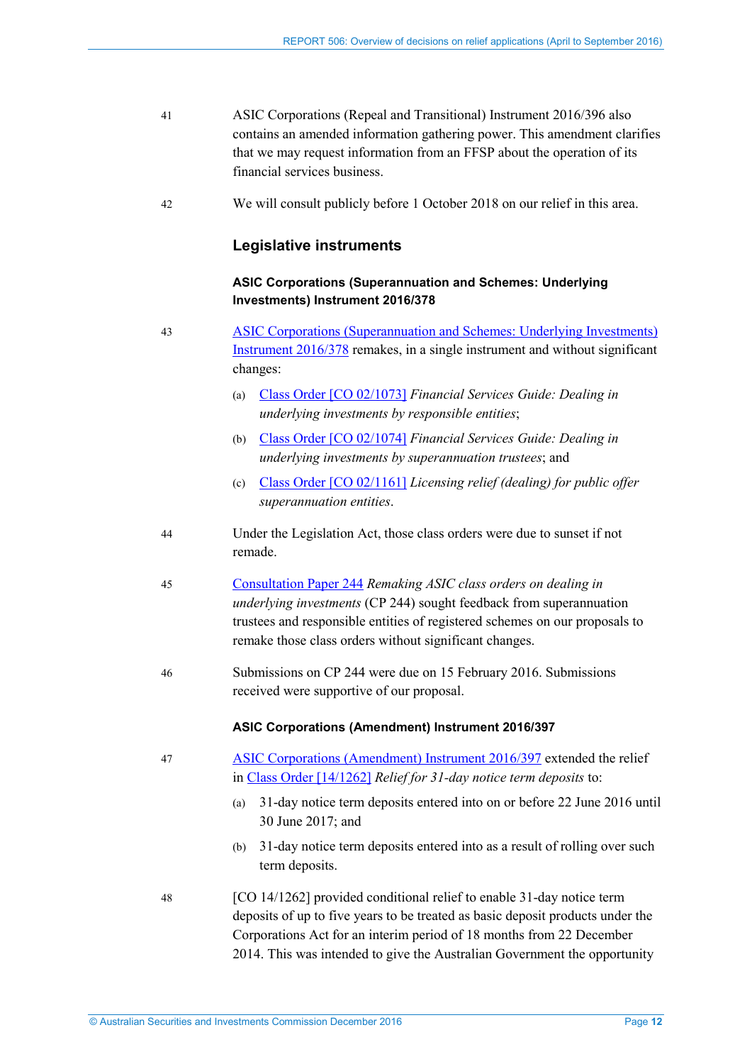41 ASIC Corporations (Repeal and Transitional) Instrument 2016/396 also contains an amended information gathering power. This amendment clarifies that we may request information from an FFSP about the operation of its financial services business.

42 We will consult publicly before 1 October 2018 on our relief in this area.

## Legislative instruments

### ASIC Corporations (Superannuation and Schemes: Underlying Investments) Instrument 2016/378

43 ASIC Corporations (Superannuation and Schemes: Underlying Investments) Instrument 2016/378 remakes, in a single instrument and without significant changes:

(a) Class Order [CO 02/1073] *Financial Services Guide: Dealing in underlying investments by responsible entities*;

(b) Class Order [CO 02/1074] *Financial Services Guide: Dealing in underlying investments by superannuation trustees*; and

(c) Class Order [CO 02/1161] *Licensing relief (dealing) for public offer superannuation entities*.

44 Under the Legislation Act, those class orders were due to sunset if not remade.

45 Consultation Paper 244 *Remaking ASIC class orders on dealing in underlying investments* (CP 244) sought feedback from superannuation trustees and responsible entities of registered schemes on our proposals to remake those class orders without significant changes.

46 Submissions on CP 244 were due on 15 February 2016. Submissions received were supportive of our proposal.

### ASIC Corporations (Amendment) Instrument 2016/397

47 ASIC Corporations (Amendment) Instrument 2016/397 extended the relief in Class Order [14/1262] *Relief for 31-day notice term deposits* to:

(a) 31-day notice term deposits entered into on or before 22 June 2016 until 30 June 2017; and

(b) 31-day notice term deposits entered into as a result of rolling over such term deposits.

48 [CO 14/1262] provided conditional relief to enable 31-day notice term deposits of up to five years to be treated as basic deposit products under the Corporations Act for an interim period of 18 months from 22 December 2014. This was intended to give the Australian Government the opportunity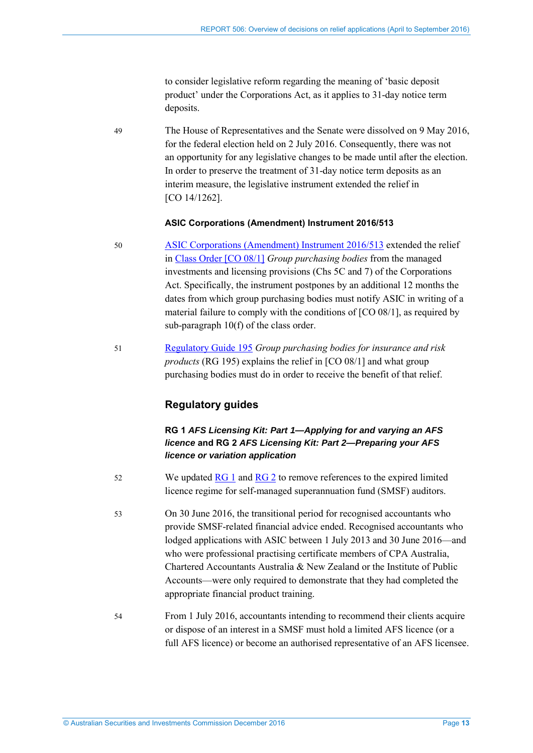to consider legislative reform regarding the meaning of 'basic deposit product' under the Corporations Act, as it applies to 31-day notice term deposits.

49 The House of Representatives and the Senate were dissolved on 9 May 2016, for the federal election held on 2 July 2016. Consequently, there was not an opportunity for any legislative changes to be made until after the election. In order to preserve the treatment of 31-day notice term deposits as an interim measure, the legislative instrument extended the relief in [CO 14/1262].

#### ASIC Corporations (Amendment) Instrument 2016/513

50 ASIC Corporations (Amendment) Instrument 2016/513 extended the relief in Class Order [CO 08/1] *Group purchasing bodies* from the managed investments and licensing provisions (Chs 5C and 7) of the Corporations Act. Specifically, the instrument postpones by an additional 12 months the dates from which group purchasing bodies must notify ASIC in writing of a material failure to comply with the conditions of [CO 08/1], as required by sub-paragraph 10(f) of the class order.

51 Regulatory Guide 195 *Group purchasing bodies for insurance and risk products* (RG 195) explains the relief in [CO 08/1] and what group purchasing bodies must do in order to receive the benefit of that relief.

### Regulatory guides

#### RG 1 *AFS Licensing Kit: Part 1—Applying for and varying an AFS licence* and RG 2 *AFS Licensing Kit: Part 2—Preparing your AFS licence or variation application*

52 We updated RG 1 and RG 2 to remove references to the expired limited licence regime for self-managed superannuation fund (SMSF) auditors.

53 On 30 June 2016, the transitional period for recognised accountants who provide SMSF-related financial advice ended. Recognised accountants who lodged applications with ASIC between 1 July 2013 and 30 June 2016—and who were professional practising certificate members of CPA Australia, Chartered Accountants Australia & New Zealand or the Institute of Public Accounts—were only required to demonstrate that they had completed the appropriate financial product training.

54 From 1 July 2016, accountants intending to recommend their clients acquire or dispose of an interest in a SMSF must hold a limited AFS licence (or a full AFS licence) or become an authorised representative of an AFS licensee.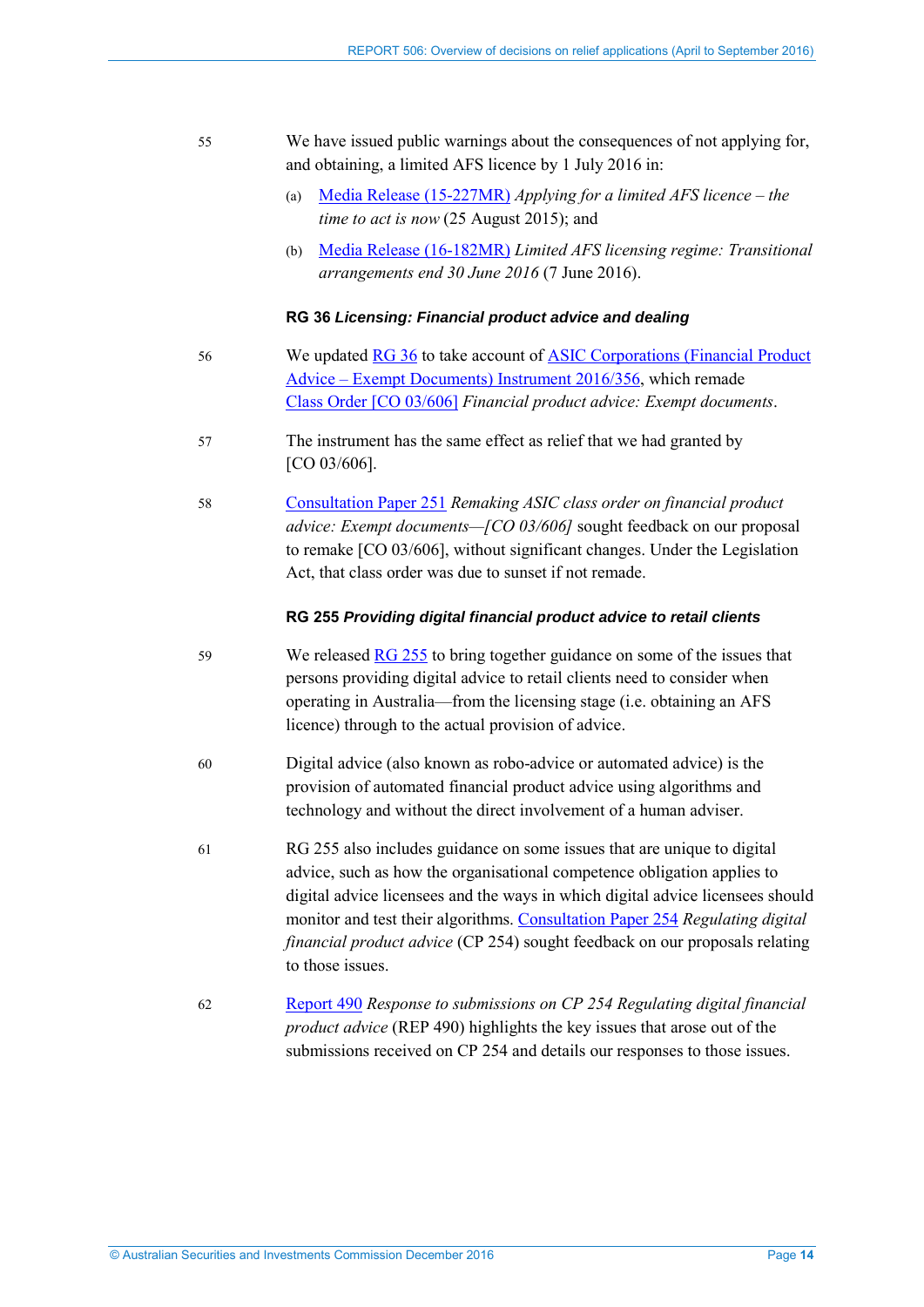55 We have issued public warnings about the consequences of not applying for, and obtaining, a limited AFS licence by 1 July 2016 in:

(a) Media Release (15-227MR) *Applying for a limited AFS licence – the time to act is now* (25 August 2015); and

(b) Media Release (16-182MR) *Limited AFS licensing regime: Transitional arrangements end 30 June 2016* (7 June 2016).

### RG 36 *Licensing: Financial product advice and dealing*

56 We updated RG 36 to take account of ASIC Corporations (Financial Product Advice – Exempt Documents) Instrument 2016/356, which remade Class Order [CO 03/606] *Financial product advice: Exempt documents*.

57 The instrument has the same effect as relief that we had granted by [CO 03/606].

58 Consultation Paper 251 *Remaking ASIC class order on financial product advice: Exempt documents—[CO 03/606]* sought feedback on our proposal to remake [CO 03/606], without significant changes. Under the Legislation Act, that class order was due to sunset if not remade.

### RG 255 *Providing digital financial product advice to retail clients*

59 We released RG 255 to bring together guidance on some of the issues that persons providing digital advice to retail clients need to consider when operating in Australia—from the licensing stage (i.e. obtaining an AFS licence) through to the actual provision of advice.

60 Digital advice (also known as robo-advice or automated advice) is the provision of automated financial product advice using algorithms and technology and without the direct involvement of a human adviser.

61 RG 255 also includes guidance on some issues that are unique to digital advice, such as how the organisational competence obligation applies to digital advice licensees and the ways in which digital advice licensees should monitor and test their algorithms. Consultation Paper 254 *Regulating digital financial product advice* (CP 254) sought feedback on our proposals relating to those issues.

62 Report 490 *Response to submissions on CP 254 Regulating digital financial product advice* (REP 490) highlights the key issues that arose out of the submissions received on CP 254 and details our responses to those issues.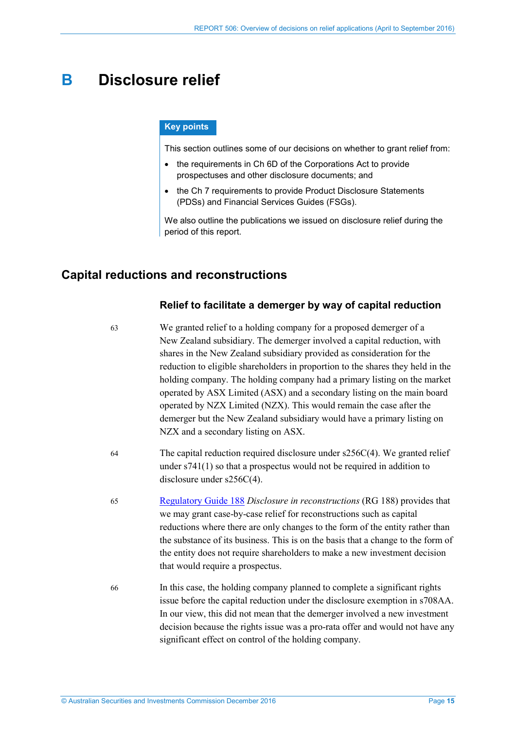# B Disclosure relief

**Key points**

This section outlines some of our decisions on whether to grant relief from:

- the requirements in Ch 6D of the Corporations Act to provide prospectuses and other disclosure documents; and
- the Ch 7 requirements to provide Product Disclosure Statements (PDSs) and Financial Services Guides (FSGs).

We also outline the publications we issued on disclosure relief during the period of this report.

## Capital reductions and reconstructions

### Relief to facilitate a demerger by way of capital reduction

63 We granted relief to a holding company for a proposed demerger of a New Zealand subsidiary. The demerger involved a capital reduction, with shares in the New Zealand subsidiary provided as consideration for the reduction to eligible shareholders in proportion to the shares they held in the holding company. The holding company had a primary listing on the market operated by ASX Limited (ASX) and a secondary listing on the main board operated by NZX Limited (NZX). This would remain the case after the demerger but the New Zealand subsidiary would have a primary listing on NZX and a secondary listing on ASX.

64 The capital reduction required disclosure under s256C(4). We granted relief under s741(1) so that a prospectus would not be required in addition to disclosure under s256C(4).

65 Regulatory Guide 188 *Disclosure in reconstructions* (RG 188) provides that we may grant case-by-case relief for reconstructions such as capital reductions where there are only changes to the form of the entity rather than the substance of its business. This is on the basis that a change to the form of the entity does not require shareholders to make a new investment decision that would require a prospectus.

66 In this case, the holding company planned to complete a significant rights issue before the capital reduction under the disclosure exemption in s708AA. In our view, this did not mean that the demerger involved a new investment decision because the rights issue was a pro-rata offer and would not have any significant effect on control of the holding company.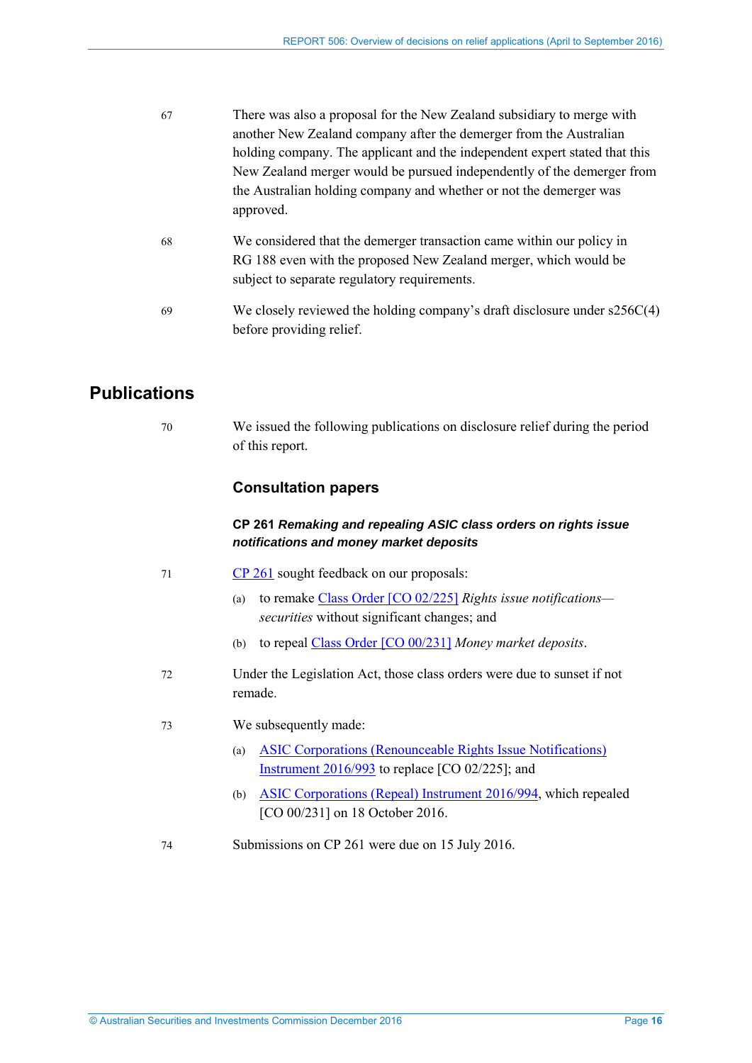67 There was also a proposal for the New Zealand subsidiary to merge with another New Zealand company after the demerger from the Australian holding company. The applicant and the independent expert stated that this New Zealand merger would be pursued independently of the demerger from the Australian holding company and whether or not the demerger was approved.

68 We considered that the demerger transaction came within our policy in RG 188 even with the proposed New Zealand merger, which would be subject to separate regulatory requirements.

69 We closely reviewed the holding company's draft disclosure under s256C(4) before providing relief.

## Publications

70 We issued the following publications on disclosure relief during the period of this report.

### Consultation papers

#### CP 261 *Remaking and repealing ASIC class orders on rights issue notifications and money market deposits*

71 CP 261 sought feedback on our proposals:

(a) to remake Class Order [CO 02/225] *Rights issue notifications—securities* without significant changes; and

(b) to repeal Class Order [CO 00/231] *Money market deposits*.

72 Under the Legislation Act, those class orders were due to sunset if not remade.

73 We subsequently made:

(a) ASIC Corporations (Renounceable Rights Issue Notifications) Instrument 2016/993 to replace [CO 02/225]; and

(b) ASIC Corporations (Repeal) Instrument 2016/994, which repealed [CO 00/231] on 18 October 2016.

74 Submissions on CP 261 were due on 15 July 2016.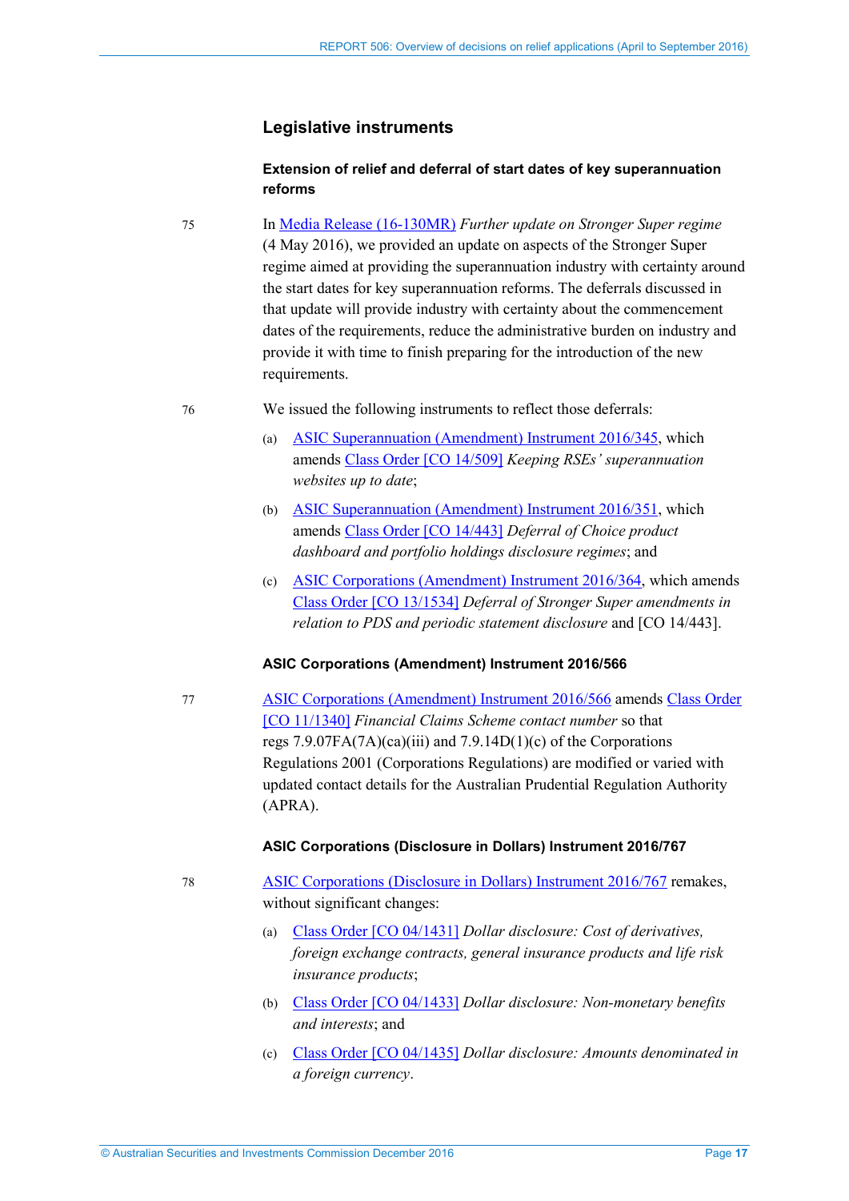## Legislative instruments

### Extension of relief and deferral of start dates of key superannuation reforms

75 In Media Release (16-130MR) *Further update on Stronger Super regime* (4 May 2016), we provided an update on aspects of the Stronger Super regime aimed at providing the superannuation industry with certainty around the start dates for key superannuation reforms. The deferrals discussed in that update will provide industry with certainty about the commencement dates of the requirements, reduce the administrative burden on industry and provide it with time to finish preparing for the introduction of the new requirements.

76 We issued the following instruments to reflect those deferrals:

(a) ASIC Superannuation (Amendment) Instrument 2016/345, which amends Class Order [CO 14/509] *Keeping RSEs' superannuation websites up to date*;

(b) ASIC Superannuation (Amendment) Instrument 2016/351, which amends Class Order [CO 14/443] *Deferral of Choice product dashboard and portfolio holdings disclosure regimes*; and

(c) ASIC Corporations (Amendment) Instrument 2016/364, which amends Class Order [CO 13/1534] *Deferral of Stronger Super amendments in relation to PDS and periodic statement disclosure* and [CO 14/443].

### ASIC Corporations (Amendment) Instrument 2016/566

77 ASIC Corporations (Amendment) Instrument 2016/566 amends Class Order [CO 11/1340] *Financial Claims Scheme contact number* so that regs 7.9.07FA(7A)(ca)(iii) and 7.9.14D(1)(c) of the Corporations Regulations 2001 (Corporations Regulations) are modified or varied with updated contact details for the Australian Prudential Regulation Authority (APRA).

### ASIC Corporations (Disclosure in Dollars) Instrument 2016/767

78 ASIC Corporations (Disclosure in Dollars) Instrument 2016/767 remakes, without significant changes:

(a) Class Order [CO 04/1431] *Dollar disclosure: Cost of derivatives, foreign exchange contracts, general insurance products and life risk insurance products*;

(b) Class Order [CO 04/1433] *Dollar disclosure: Non-monetary benefits and interests*; and

(c) Class Order [CO 04/1435] *Dollar disclosure: Amounts denominated in a foreign currency*.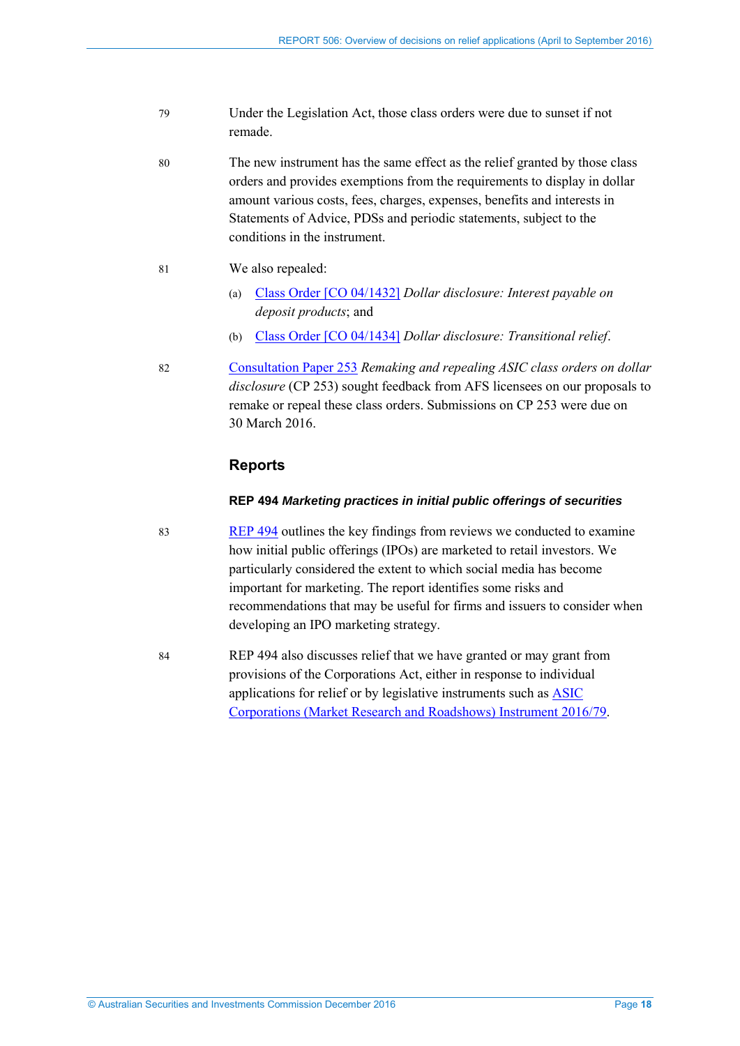79 Under the Legislation Act, those class orders were due to sunset if not remade.

80 The new instrument has the same effect as the relief granted by those class orders and provides exemptions from the requirements to display in dollar amount various costs, fees, charges, expenses, benefits and interests in Statements of Advice, PDSs and periodic statements, subject to the conditions in the instrument.

81 We also repealed:

(a) Class Order [CO 04/1432] *Dollar disclosure: Interest payable on deposit products*; and

(b) Class Order [CO 04/1434] *Dollar disclosure: Transitional relief*.

82 Consultation Paper 253 *Remaking and repealing ASIC class orders on dollar disclosure* (CP 253) sought feedback from AFS licensees on our proposals to remake or repeal these class orders. Submissions on CP 253 were due on 30 March 2016.

## Reports

### REP 494 *Marketing practices in initial public offerings of securities*

83 REP 494 outlines the key findings from reviews we conducted to examine how initial public offerings (IPOs) are marketed to retail investors. We particularly considered the extent to which social media has become important for marketing. The report identifies some risks and recommendations that may be useful for firms and issuers to consider when developing an IPO marketing strategy.

84 REP 494 also discusses relief that we have granted or may grant from provisions of the Corporations Act, either in response to individual applications for relief or by legislative instruments such as ASIC Corporations (Market Research and Roadshows) Instrument 2016/79.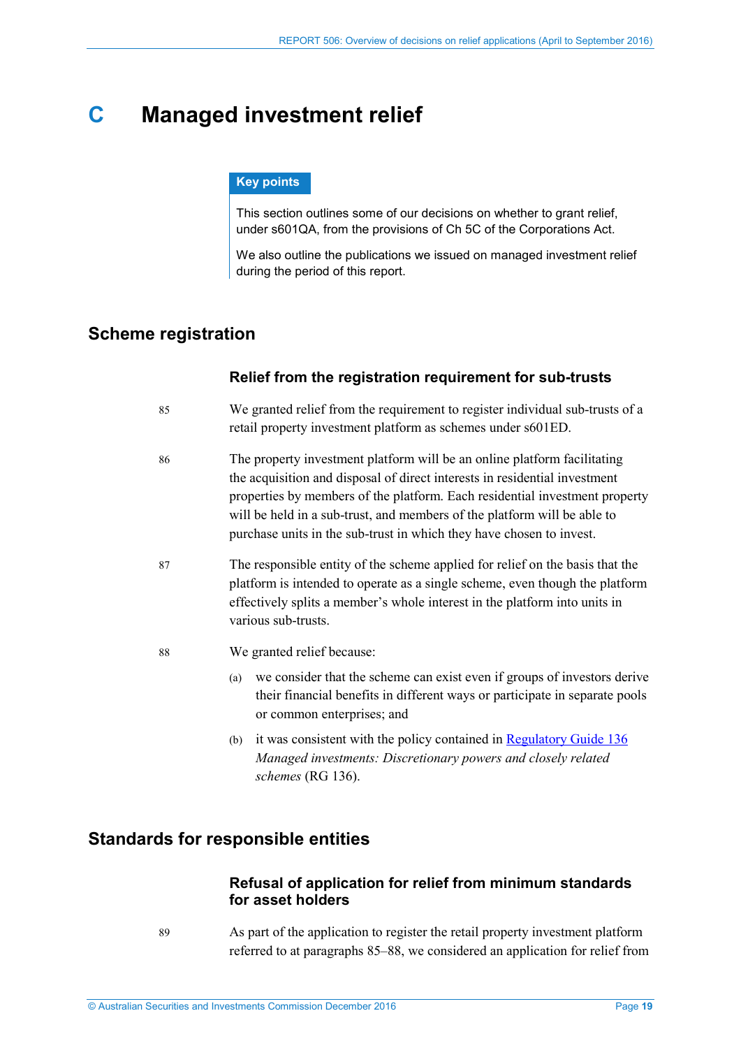# C Managed investment relief

**Key points**

This section outlines some of our decisions on whether to grant relief, under s601QA, from the provisions of Ch 5C of the Corporations Act.

We also outline the publications we issued on managed investment relief during the period of this report.

## Scheme registration

### Relief from the registration requirement for sub-trusts

85 We granted relief from the requirement to register individual sub-trusts of a retail property investment platform as schemes under s601ED.

86 The property investment platform will be an online platform facilitating the acquisition and disposal of direct interests in residential investment properties by members of the platform. Each residential investment property will be held in a sub-trust, and members of the platform will be able to purchase units in the sub-trust in which they have chosen to invest.

87 The responsible entity of the scheme applied for relief on the basis that the platform is intended to operate as a single scheme, even though the platform effectively splits a member's whole interest in the platform into units in various sub-trusts.

88 We granted relief because:

(a) we consider that the scheme can exist even if groups of investors derive their financial benefits in different ways or participate in separate pools or common enterprises; and

(b) it was consistent with the policy contained in [Regulatory Guide 136](#) *Managed investments: Discretionary powers and closely related schemes* (RG 136).

## Standards for responsible entities

### Refusal of application for relief from minimum standards for asset holders

89 As part of the application to register the retail property investment platform referred to at paragraphs 85–88, we considered an application for relief from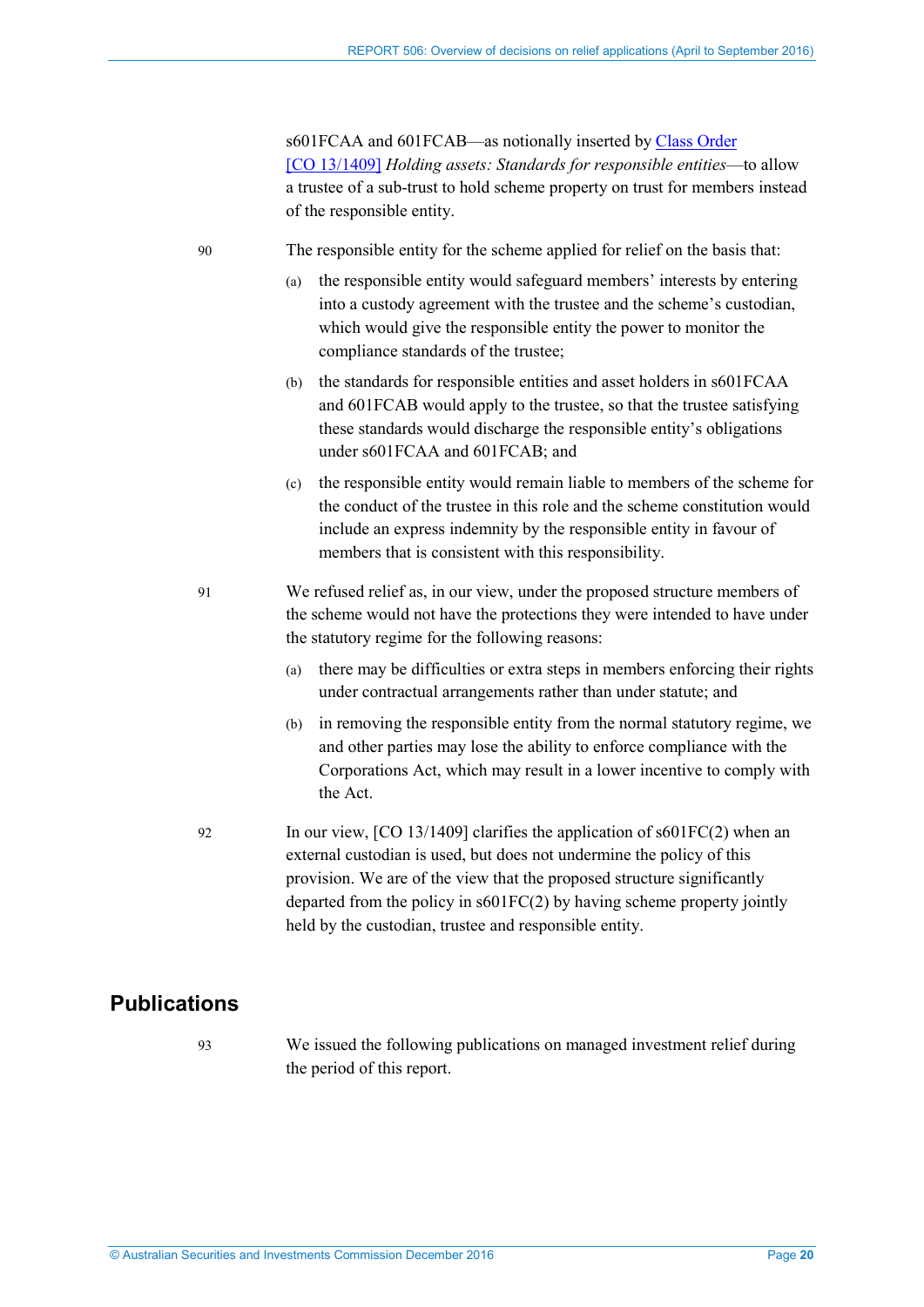s601FCAA and 601FCAB—as notionally inserted by Class Order [CO 13/1409] *Holding assets: Standards for responsible entities*—to allow a trustee of a sub-trust to hold scheme property on trust for members instead of the responsible entity.

90 The responsible entity for the scheme applied for relief on the basis that:

(a) the responsible entity would safeguard members' interests by entering into a custody agreement with the trustee and the scheme's custodian, which would give the responsible entity the power to monitor the compliance standards of the trustee;

(b) the standards for responsible entities and asset holders in s601FCAA and 601FCAB would apply to the trustee, so that the trustee satisfying these standards would discharge the responsible entity's obligations under s601FCAA and 601FCAB; and

(c) the responsible entity would remain liable to members of the scheme for the conduct of the trustee in this role and the scheme constitution would include an express indemnity by the responsible entity in favour of members that is consistent with this responsibility.

91 We refused relief as, in our view, under the proposed structure members of the scheme would not have the protections they were intended to have under the statutory regime for the following reasons:

(a) there may be difficulties or extra steps in members enforcing their rights under contractual arrangements rather than under statute; and

(b) in removing the responsible entity from the normal statutory regime, we and other parties may lose the ability to enforce compliance with the Corporations Act, which may result in a lower incentive to comply with the Act.

92 In our view, [CO 13/1409] clarifies the application of s601FC(2) when an external custodian is used, but does not undermine the policy of this provision. We are of the view that the proposed structure significantly departed from the policy in s601FC(2) by having scheme property jointly held by the custodian, trustee and responsible entity.

## Publications

93 We issued the following publications on managed investment relief during the period of this report.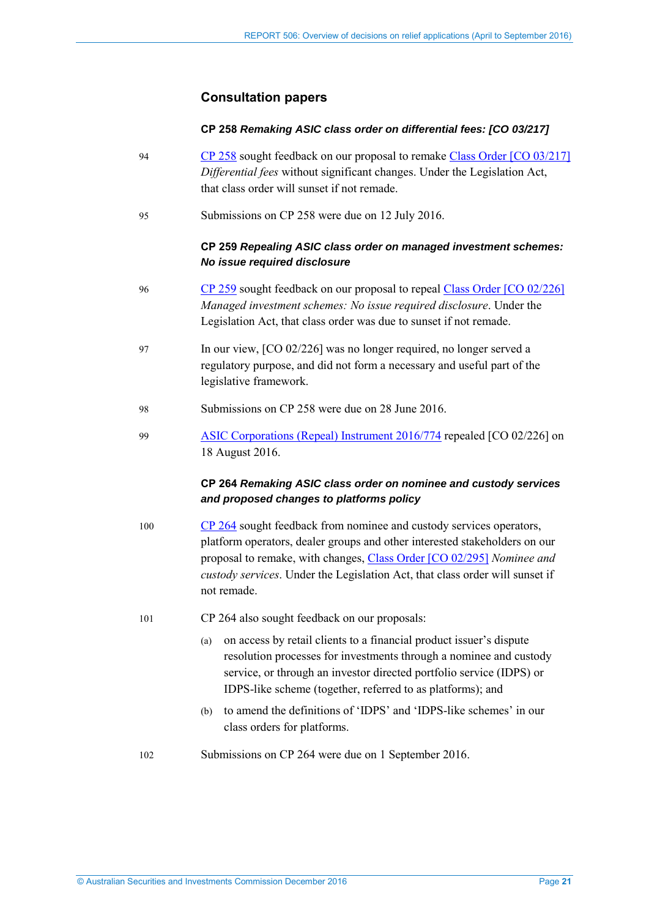## Consultation papers

### CP 258 *Remaking ASIC class order on differential fees: [CO 03/217]*

94 CP 258 sought feedback on our proposal to remake Class Order [CO 03/217] *Differential fees* without significant changes. Under the Legislation Act, that class order will sunset if not remade.

95 Submissions on CP 258 were due on 12 July 2016.

### CP 259 *Repealing ASIC class order on managed investment schemes: No issue required disclosure*

96 CP 259 sought feedback on our proposal to repeal Class Order [CO 02/226] *Managed investment schemes: No issue required disclosure*. Under the Legislation Act, that class order was due to sunset if not remade.

97 In our view, [CO 02/226] was no longer required, no longer served a regulatory purpose, and did not form a necessary and useful part of the legislative framework.

98 Submissions on CP 258 were due on 28 June 2016.

99 ASIC Corporations (Repeal) Instrument 2016/774 repealed [CO 02/226] on 18 August 2016.

### CP 264 *Remaking ASIC class order on nominee and custody services and proposed changes to platforms policy*

100 CP 264 sought feedback from nominee and custody services operators, platform operators, dealer groups and other interested stakeholders on our proposal to remake, with changes, Class Order [CO 02/295] *Nominee and custody services*. Under the Legislation Act, that class order will sunset if not remade.

101 CP 264 also sought feedback on our proposals:

(a) on access by retail clients to a financial product issuer's dispute resolution processes for investments through a nominee and custody service, or through an investor directed portfolio service (IDPS) or IDPS-like scheme (together, referred to as platforms); and

(b) to amend the definitions of 'IDPS' and 'IDPS-like schemes' in our class orders for platforms.

102 Submissions on CP 264 were due on 1 September 2016.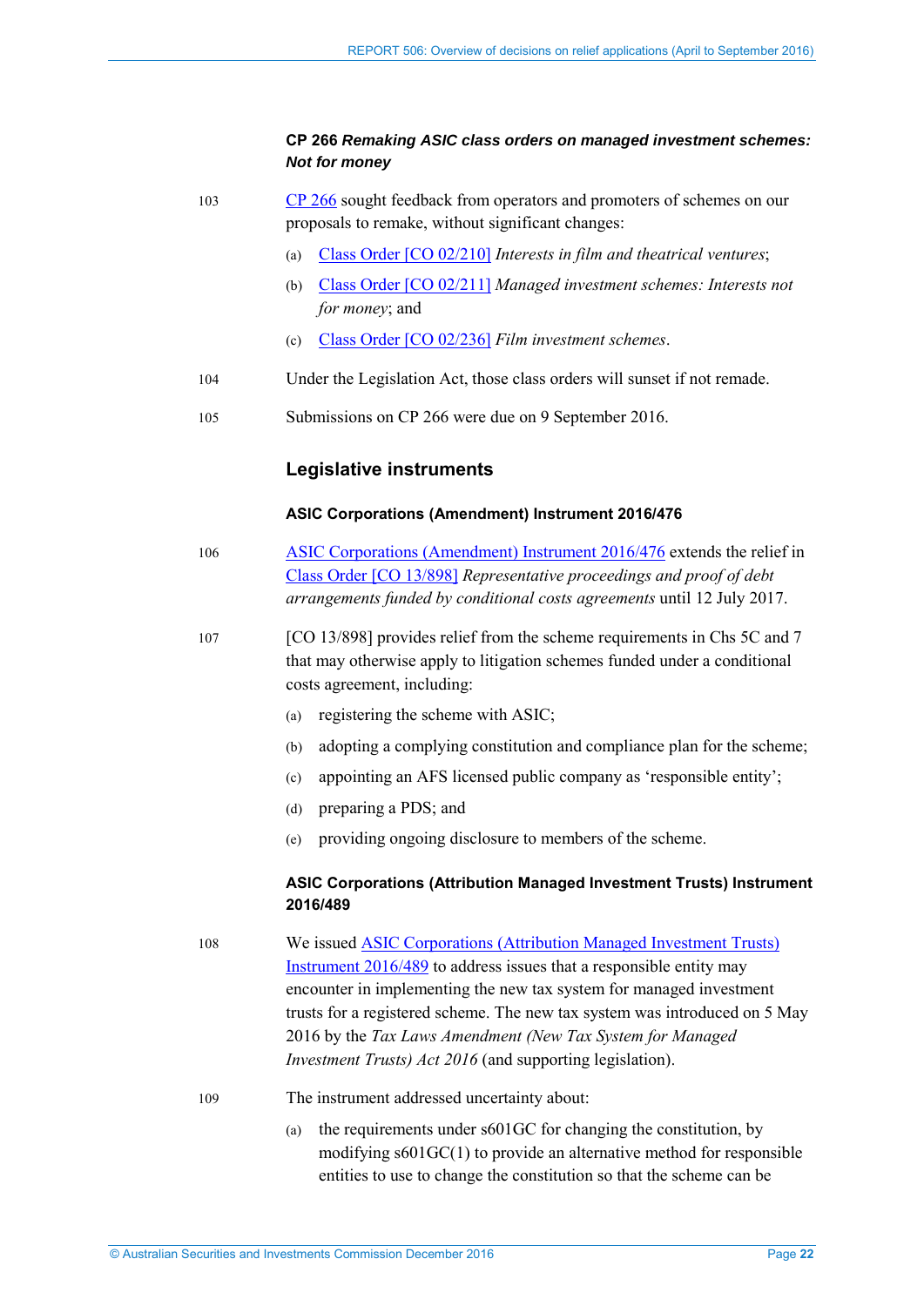### CP 266 *Remaking ASIC class orders on managed investment schemes: Not for money*

103 CP 266 sought feedback from operators and promoters of schemes on our proposals to remake, without significant changes:

(a) Class Order [CO 02/210] *Interests in film and theatrical ventures*;

(b) Class Order [CO 02/211] *Managed investment schemes: Interests not for money*; and

(c) Class Order [CO 02/236] *Film investment schemes*.

104 Under the Legislation Act, those class orders will sunset if not remade.

105 Submissions on CP 266 were due on 9 September 2016.

## Legislative instruments

#### ASIC Corporations (Amendment) Instrument 2016/476

106 ASIC Corporations (Amendment) Instrument 2016/476 extends the relief in Class Order [CO 13/898] *Representative proceedings and proof of debt arrangements funded by conditional costs agreements* until 12 July 2017.

107 [CO 13/898] provides relief from the scheme requirements in Chs 5C and 7 that may otherwise apply to litigation schemes funded under a conditional costs agreement, including:

(a) registering the scheme with ASIC;

(b) adopting a complying constitution and compliance plan for the scheme;

(c) appointing an AFS licensed public company as 'responsible entity';

(d) preparing a PDS; and

(e) providing ongoing disclosure to members of the scheme.

#### ASIC Corporations (Attribution Managed Investment Trusts) Instrument 2016/489

108 We issued ASIC Corporations (Attribution Managed Investment Trusts) Instrument 2016/489 to address issues that a responsible entity may encounter in implementing the new tax system for managed investment trusts for a registered scheme. The new tax system was introduced on 5 May 2016 by the *Tax Laws Amendment (New Tax System for Managed Investment Trusts) Act 2016* (and supporting legislation).

109 The instrument addressed uncertainty about:

(a) the requirements under s601GC for changing the constitution, by modifying s601GC(1) to provide an alternative method for responsible entities to use to change the constitution so that the scheme can be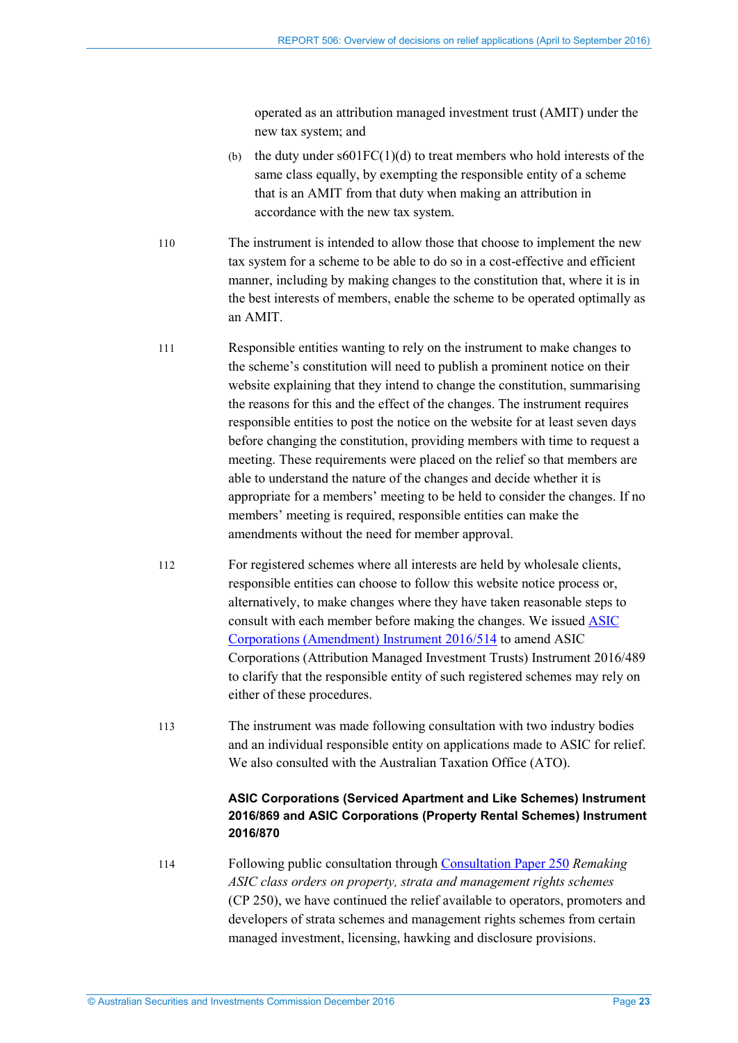operated as an attribution managed investment trust (AMIT) under the new tax system; and

(b) the duty under s601FC(1)(d) to treat members who hold interests of the same class equally, by exempting the responsible entity of a scheme that is an AMIT from that duty when making an attribution in accordance with the new tax system.

110 The instrument is intended to allow those that choose to implement the new tax system for a scheme to be able to do so in a cost-effective and efficient manner, including by making changes to the constitution that, where it is in the best interests of members, enable the scheme to be operated optimally as an AMIT.

111 Responsible entities wanting to rely on the instrument to make changes to the scheme's constitution will need to publish a prominent notice on their website explaining that they intend to change the constitution, summarising the reasons for this and the effect of the changes. The instrument requires responsible entities to post the notice on the website for at least seven days before changing the constitution, providing members with time to request a meeting. These requirements were placed on the relief so that members are able to understand the nature of the changes and decide whether it is appropriate for a members' meeting to be held to consider the changes. If no members' meeting is required, responsible entities can make the amendments without the need for member approval.

112 For registered schemes where all interests are held by wholesale clients, responsible entities can choose to follow this website notice process or, alternatively, to make changes where they have taken reasonable steps to consult with each member before making the changes. We issued ASIC Corporations (Amendment) Instrument 2016/514 to amend ASIC Corporations (Attribution Managed Investment Trusts) Instrument 2016/489 to clarify that the responsible entity of such registered schemes may rely on either of these procedures.

113 The instrument was made following consultation with two industry bodies and an individual responsible entity on applications made to ASIC for relief. We also consulted with the Australian Taxation Office (ATO).

### ASIC Corporations (Serviced Apartment and Like Schemes) Instrument 2016/869 and ASIC Corporations (Property Rental Schemes) Instrument 2016/870

114 Following public consultation through Consultation Paper 250 *Remaking ASIC class orders on property, strata and management rights schemes* (CP 250), we have continued the relief available to operators, promoters and developers of strata schemes and management rights schemes from certain managed investment, licensing, hawking and disclosure provisions.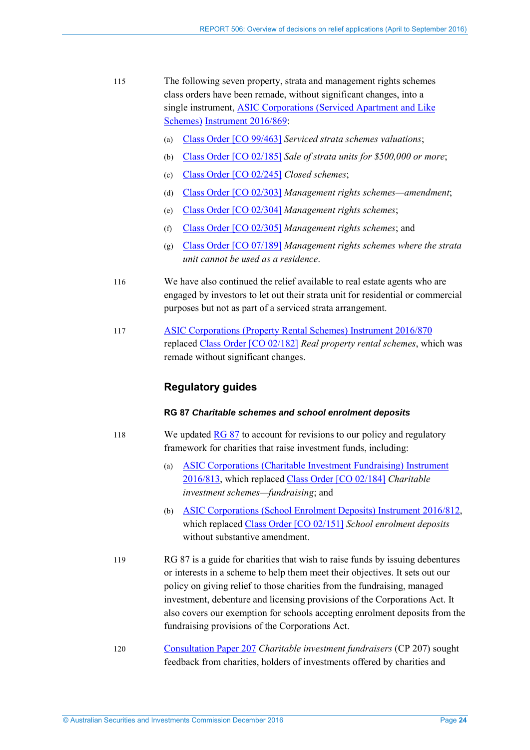115 The following seven property, strata and management rights schemes class orders have been remade, without significant changes, into a single instrument, ASIC Corporations (Serviced Apartment and Like Schemes) Instrument 2016/869:

(a) Class Order [CO 99/463] *Serviced strata schemes valuations*;

(b) Class Order [CO 02/185] *Sale of strata units for $500,000 or more*;

(c) Class Order [CO 02/245] *Closed schemes*;

(d) Class Order [CO 02/303] *Management rights schemes—amendment*;

(e) Class Order [CO 02/304] *Management rights schemes*;

(f) Class Order [CO 02/305] *Management rights schemes*; and

(g) Class Order [CO 07/189] *Management rights schemes where the strata unit cannot be used as a residence*.

116 We have also continued the relief available to real estate agents who are engaged by investors to let out their strata unit for residential or commercial purposes but not as part of a serviced strata arrangement.

117 ASIC Corporations (Property Rental Schemes) Instrument 2016/870 replaced Class Order [CO 02/182] *Real property rental schemes*, which was remade without significant changes.

## Regulatory guides

#### RG 87 *Charitable schemes and school enrolment deposits*

118 We updated RG 87 to account for revisions to our policy and regulatory framework for charities that raise investment funds, including:

(a) ASIC Corporations (Charitable Investment Fundraising) Instrument 2016/813, which replaced Class Order [CO 02/184] *Charitable investment schemes—fundraising*; and

(b) ASIC Corporations (School Enrolment Deposits) Instrument 2016/812, which replaced Class Order [CO 02/151] *School enrolment deposits* without substantive amendment.

119 RG 87 is a guide for charities that wish to raise funds by issuing debentures or interests in a scheme to help them meet their objectives. It sets out our policy on giving relief to those charities from the fundraising, managed investment, debenture and licensing provisions of the Corporations Act. It also covers our exemption for schools accepting enrolment deposits from the fundraising provisions of the Corporations Act.

120 Consultation Paper 207 *Charitable investment fundraisers* (CP 207) sought feedback from charities, holders of investments offered by charities and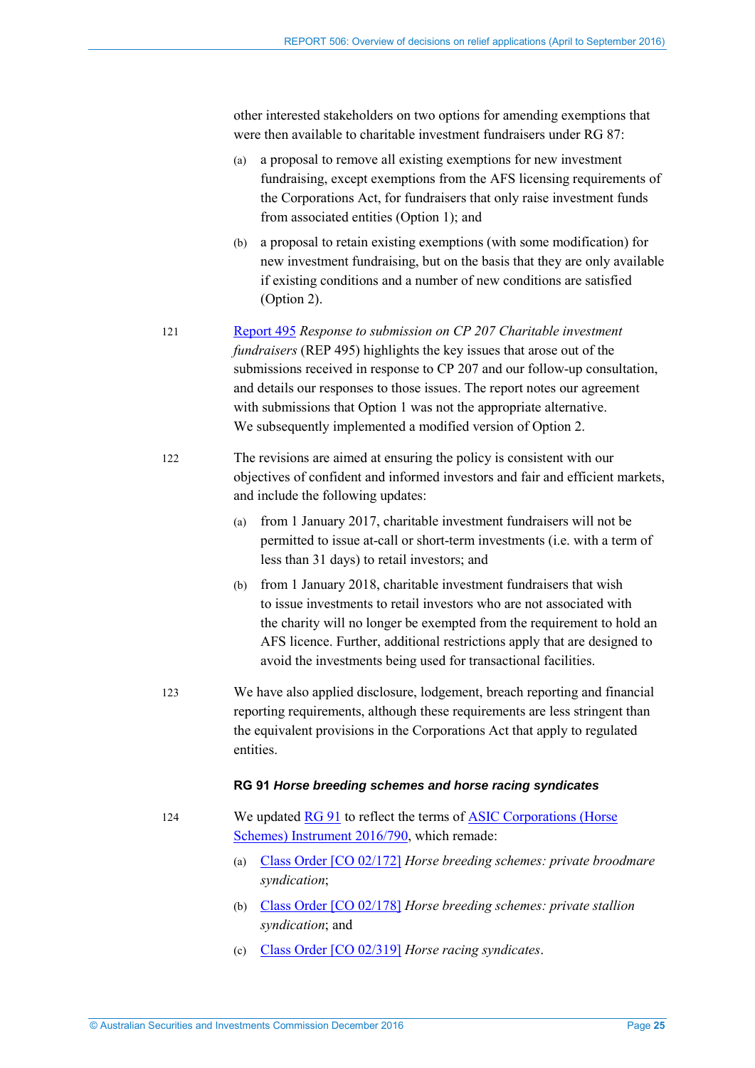other interested stakeholders on two options for amending exemptions that were then available to charitable investment fundraisers under RG 87:

(a) a proposal to remove all existing exemptions for new investment fundraising, except exemptions from the AFS licensing requirements of the Corporations Act, for fundraisers that only raise investment funds from associated entities (Option 1); and

(b) a proposal to retain existing exemptions (with some modification) for new investment fundraising, but on the basis that they are only available if existing conditions and a number of new conditions are satisfied (Option 2).

121 Report 495 *Response to submission on CP 207 Charitable investment fundraisers* (REP 495) highlights the key issues that arose out of the submissions received in response to CP 207 and our follow-up consultation, and details our responses to those issues. The report notes our agreement with submissions that Option 1 was not the appropriate alternative. We subsequently implemented a modified version of Option 2.

122 The revisions are aimed at ensuring the policy is consistent with our objectives of confident and informed investors and fair and efficient markets, and include the following updates:

(a) from 1 January 2017, charitable investment fundraisers will not be permitted to issue at-call or short-term investments (i.e. with a term of less than 31 days) to retail investors; and

(b) from 1 January 2018, charitable investment fundraisers that wish to issue investments to retail investors who are not associated with the charity will no longer be exempted from the requirement to hold an AFS licence. Further, additional restrictions apply that are designed to avoid the investments being used for transactional facilities.

123 We have also applied disclosure, lodgement, breach reporting and financial reporting requirements, although these requirements are less stringent than the equivalent provisions in the Corporations Act that apply to regulated entities.

#### RG 91 *Horse breeding schemes and horse racing syndicates*

124 We updated RG 91 to reflect the terms of ASIC Corporations (Horse Schemes) Instrument 2016/790, which remade:

(a) Class Order [CO 02/172] *Horse breeding schemes: private broodmare syndication*;

(b) Class Order [CO 02/178] *Horse breeding schemes: private stallion syndication*; and

(c) Class Order [CO 02/319] *Horse racing syndicates*.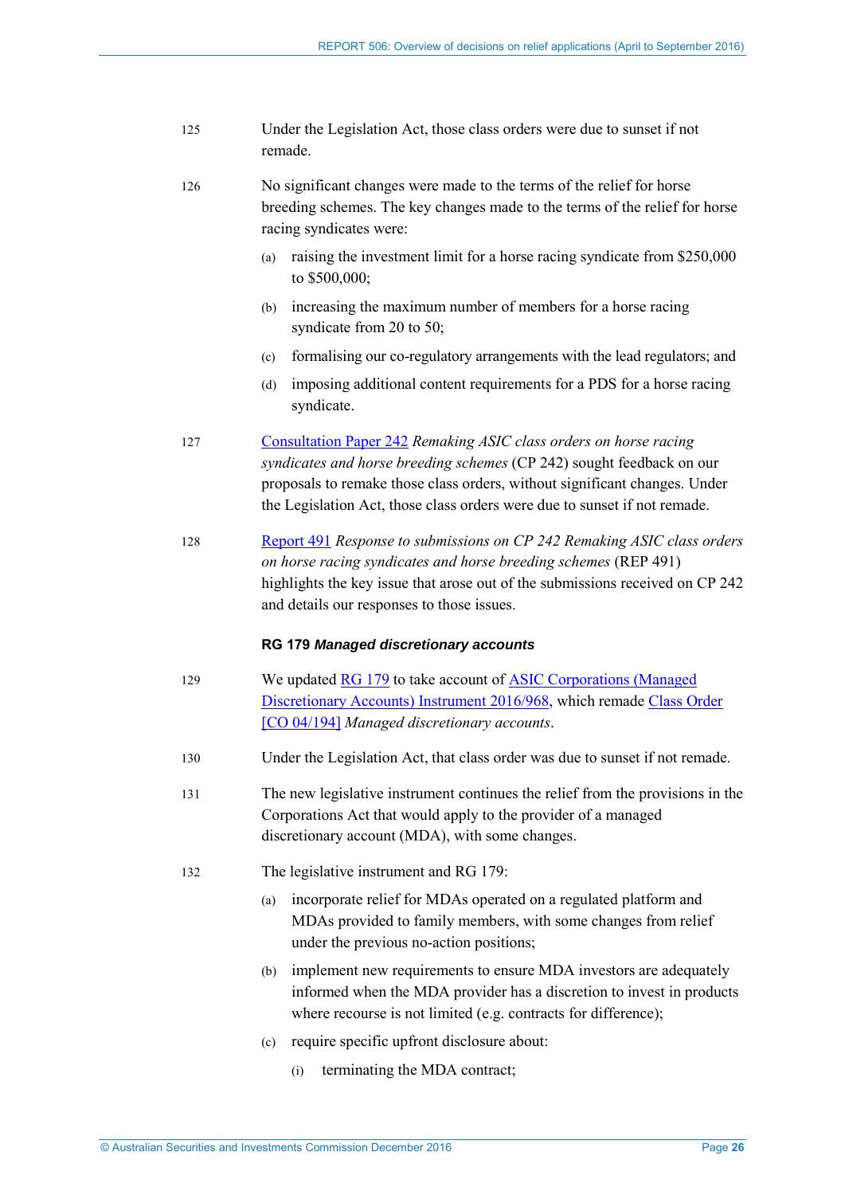125 Under the Legislation Act, those class orders were due to sunset if not remade.

126 No significant changes were made to the terms of the relief for horse breeding schemes. The key changes made to the terms of the relief for horse racing syndicates were:

(a) raising the investment limit for a horse racing syndicate from $250,000 to $500,000;

(b) increasing the maximum number of members for a horse racing syndicate from 20 to 50;

(c) formalising our co-regulatory arrangements with the lead regulators; and

(d) imposing additional content requirements for a PDS for a horse racing syndicate.

127 Consultation Paper 242 *Remaking ASIC class orders on horse racing syndicates and horse breeding schemes* (CP 242) sought feedback on our proposals to remake those class orders, without significant changes. Under the Legislation Act, those class orders were due to sunset if not remade.

128 Report 491 *Response to submissions on CP 242 Remaking ASIC class orders on horse racing syndicates and horse breeding schemes* (REP 491) highlights the key issue that arose out of the submissions received on CP 242 and details our responses to those issues.

#### RG 179 *Managed discretionary accounts*

129 We updated RG 179 to take account of ASIC Corporations (Managed Discretionary Accounts) Instrument 2016/968, which remade Class Order [CO 04/194] *Managed discretionary accounts*.

130 Under the Legislation Act, that class order was due to sunset if not remade.

131 The new legislative instrument continues the relief from the provisions in the Corporations Act that would apply to the provider of a managed discretionary account (MDA), with some changes.

132 The legislative instrument and RG 179:

(a) incorporate relief for MDAs operated on a regulated platform and MDAs provided to family members, with some changes from relief under the previous no-action positions;

(b) implement new requirements to ensure MDA investors are adequately informed when the MDA provider has a discretion to invest in products where recourse is not limited (e.g. contracts for difference);

(c) require specific upfront disclosure about:

(i) terminating the MDA contract;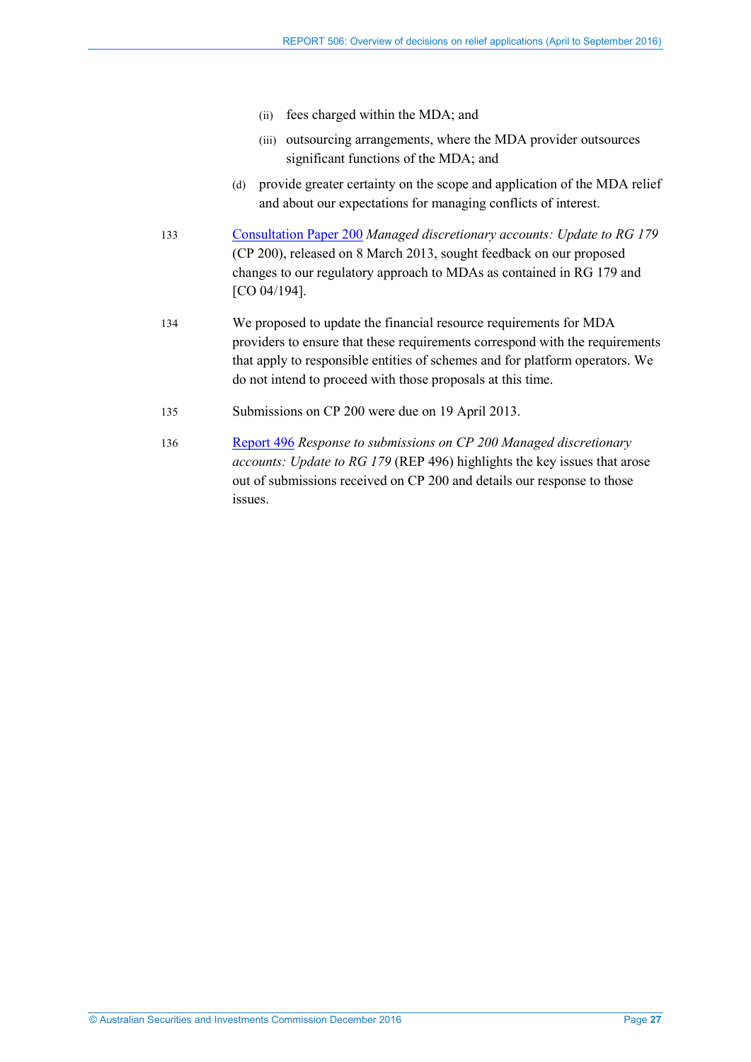(ii) fees charged within the MDA; and

    (iii) outsourcing arrangements, where the MDA provider outsources significant functions of the MDA; and

  (d) provide greater certainty on the scope and application of the MDA relief and about our expectations for managing conflicts of interest.

133 Consultation Paper 200 *Managed discretionary accounts: Update to RG 179* (CP 200), released on 8 March 2013, sought feedback on our proposed changes to our regulatory approach to MDAs as contained in RG 179 and [CO 04/194].

134 We proposed to update the financial resource requirements for MDA providers to ensure that these requirements correspond with the requirements that apply to responsible entities of schemes and for platform operators. We do not intend to proceed with those proposals at this time.

135 Submissions on CP 200 were due on 19 April 2013.

136 Report 496 *Response to submissions on CP 200 Managed discretionary accounts: Update to RG 179* (REP 496) highlights the key issues that arose out of submissions received on CP 200 and details our response to those issues.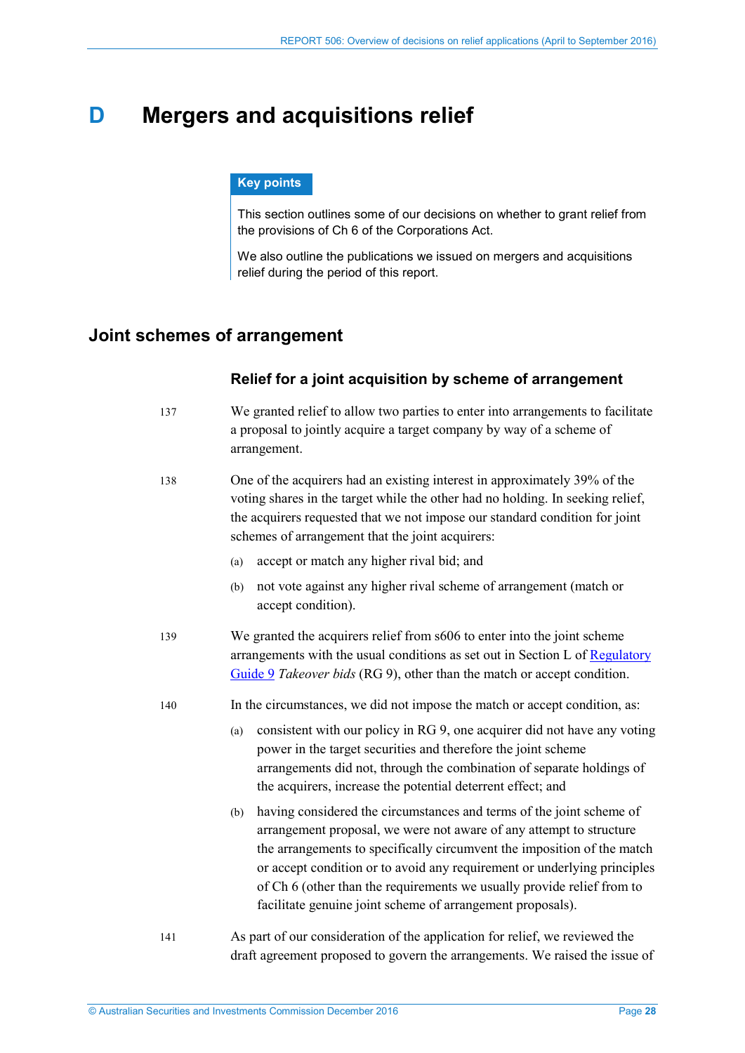# D Mergers and acquisitions relief

**Key points**

This section outlines some of our decisions on whether to grant relief from the provisions of Ch 6 of the Corporations Act.

We also outline the publications we issued on mergers and acquisitions relief during the period of this report.

## Joint schemes of arrangement

### Relief for a joint acquisition by scheme of arrangement

137 We granted relief to allow two parties to enter into arrangements to facilitate a proposal to jointly acquire a target company by way of a scheme of arrangement.

138 One of the acquirers had an existing interest in approximately 39% of the voting shares in the target while the other had no holding. In seeking relief, the acquirers requested that we not impose our standard condition for joint schemes of arrangement that the joint acquirers:

(a) accept or match any higher rival bid; and

(b) not vote against any higher rival scheme of arrangement (match or accept condition).

139 We granted the acquirers relief from s606 to enter into the joint scheme arrangements with the usual conditions as set out in Section L of [Regulatory Guide 9](Regulatory Guide 9) *Takeover bids* (RG 9), other than the match or accept condition.

140 In the circumstances, we did not impose the match or accept condition, as:

(a) consistent with our policy in RG 9, one acquirer did not have any voting power in the target securities and therefore the joint scheme arrangements did not, through the combination of separate holdings of the acquirers, increase the potential deterrent effect; and

(b) having considered the circumstances and terms of the joint scheme of arrangement proposal, we were not aware of any attempt to structure the arrangements to specifically circumvent the imposition of the match or accept condition or to avoid any requirement or underlying principles of Ch 6 (other than the requirements we usually provide relief from to facilitate genuine joint scheme of arrangement proposals).

141 As part of our consideration of the application for relief, we reviewed the draft agreement proposed to govern the arrangements. We raised the issue of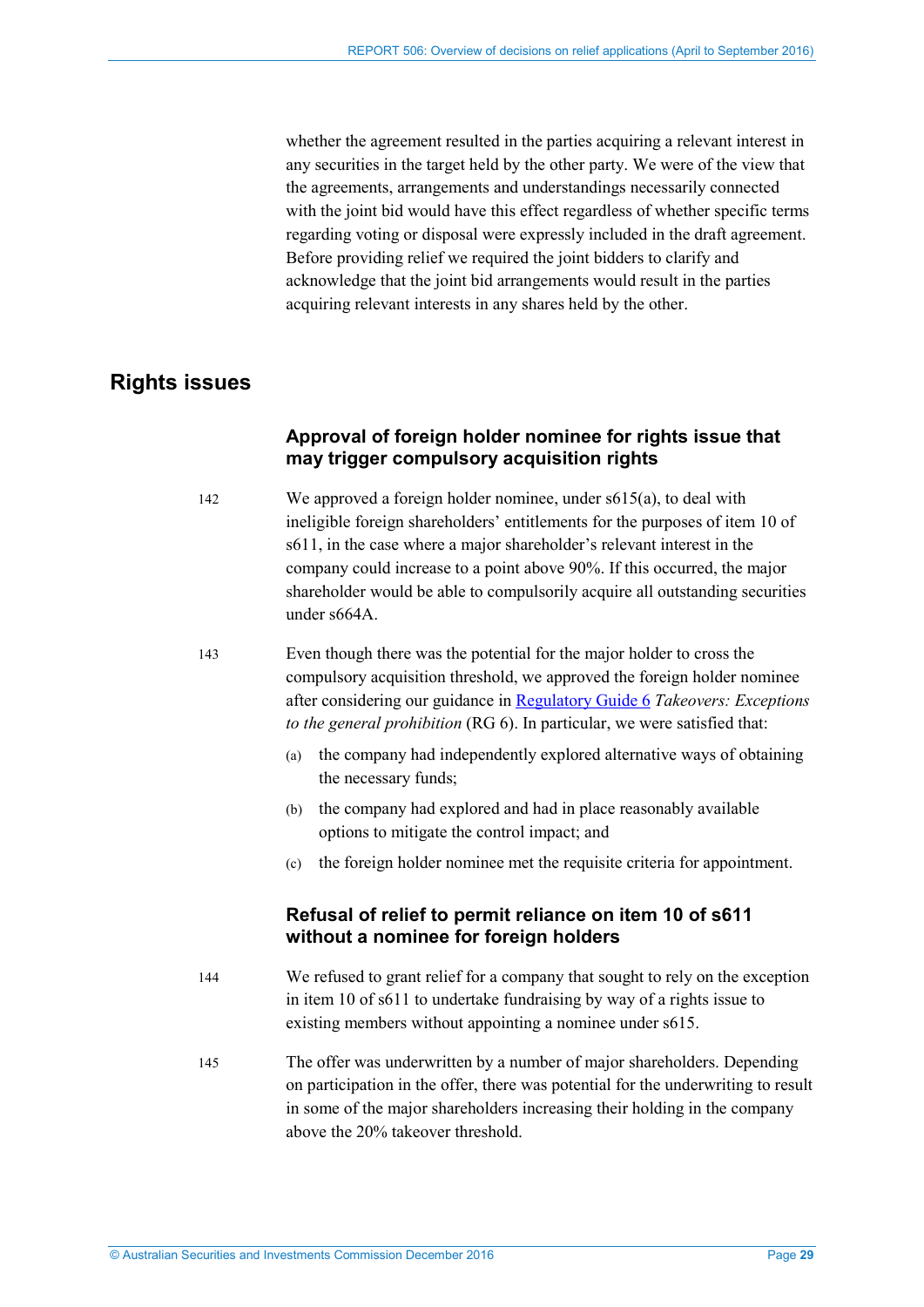whether the agreement resulted in the parties acquiring a relevant interest in any securities in the target held by the other party. We were of the view that the agreements, arrangements and understandings necessarily connected with the joint bid would have this effect regardless of whether specific terms regarding voting or disposal were expressly included in the draft agreement. Before providing relief we required the joint bidders to clarify and acknowledge that the joint bid arrangements would result in the parties acquiring relevant interests in any shares held by the other.

## Rights issues

### Approval of foreign holder nominee for rights issue that may trigger compulsory acquisition rights

142 We approved a foreign holder nominee, under s615(a), to deal with ineligible foreign shareholders' entitlements for the purposes of item 10 of s611, in the case where a major shareholder's relevant interest in the company could increase to a point above 90%. If this occurred, the major shareholder would be able to compulsorily acquire all outstanding securities under s664A.

143 Even though there was the potential for the major holder to cross the compulsory acquisition threshold, we approved the foreign holder nominee after considering our guidance in Regulatory Guide 6 *Takeovers: Exceptions to the general prohibition* (RG 6). In particular, we were satisfied that:

(a) the company had independently explored alternative ways of obtaining the necessary funds;

(b) the company had explored and had in place reasonably available options to mitigate the control impact; and

(c) the foreign holder nominee met the requisite criteria for appointment.

### Refusal of relief to permit reliance on item 10 of s611 without a nominee for foreign holders

144 We refused to grant relief for a company that sought to rely on the exception in item 10 of s611 to undertake fundraising by way of a rights issue to existing members without appointing a nominee under s615.

145 The offer was underwritten by a number of major shareholders. Depending on participation in the offer, there was potential for the underwriting to result in some of the major shareholders increasing their holding in the company above the 20% takeover threshold.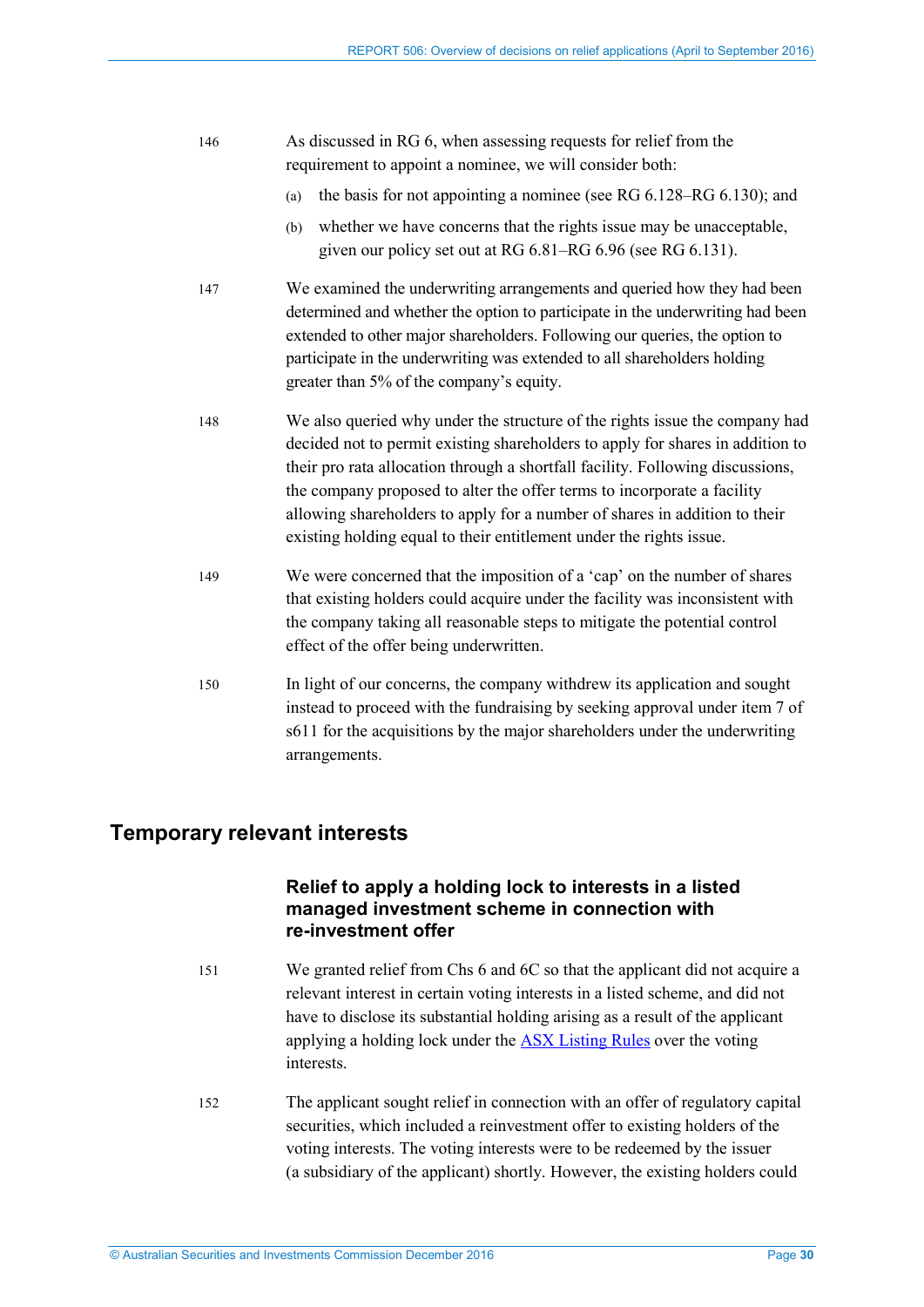146 As discussed in RG 6, when assessing requests for relief from the requirement to appoint a nominee, we will consider both:

(a) the basis for not appointing a nominee (see RG 6.128–RG 6.130); and

(b) whether we have concerns that the rights issue may be unacceptable, given our policy set out at RG 6.81–RG 6.96 (see RG 6.131).

147 We examined the underwriting arrangements and queried how they had been determined and whether the option to participate in the underwriting had been extended to other major shareholders. Following our queries, the option to participate in the underwriting was extended to all shareholders holding greater than 5% of the company's equity.

148 We also queried why under the structure of the rights issue the company had decided not to permit existing shareholders to apply for shares in addition to their pro rata allocation through a shortfall facility. Following discussions, the company proposed to alter the offer terms to incorporate a facility allowing shareholders to apply for a number of shares in addition to their existing holding equal to their entitlement under the rights issue.

149 We were concerned that the imposition of a 'cap' on the number of shares that existing holders could acquire under the facility was inconsistent with the company taking all reasonable steps to mitigate the potential control effect of the offer being underwritten.

150 In light of our concerns, the company withdrew its application and sought instead to proceed with the fundraising by seeking approval under item 7 of s611 for the acquisitions by the major shareholders under the underwriting arrangements.

## Temporary relevant interests

### Relief to apply a holding lock to interests in a listed managed investment scheme in connection with re-investment offer

151 We granted relief from Chs 6 and 6C so that the applicant did not acquire a relevant interest in certain voting interests in a listed scheme, and did not have to disclose its substantial holding arising as a result of the applicant applying a holding lock under the ASX Listing Rules over the voting interests.

152 The applicant sought relief in connection with an offer of regulatory capital securities, which included a reinvestment offer to existing holders of the voting interests. The voting interests were to be redeemed by the issuer (a subsidiary of the applicant) shortly. However, the existing holders could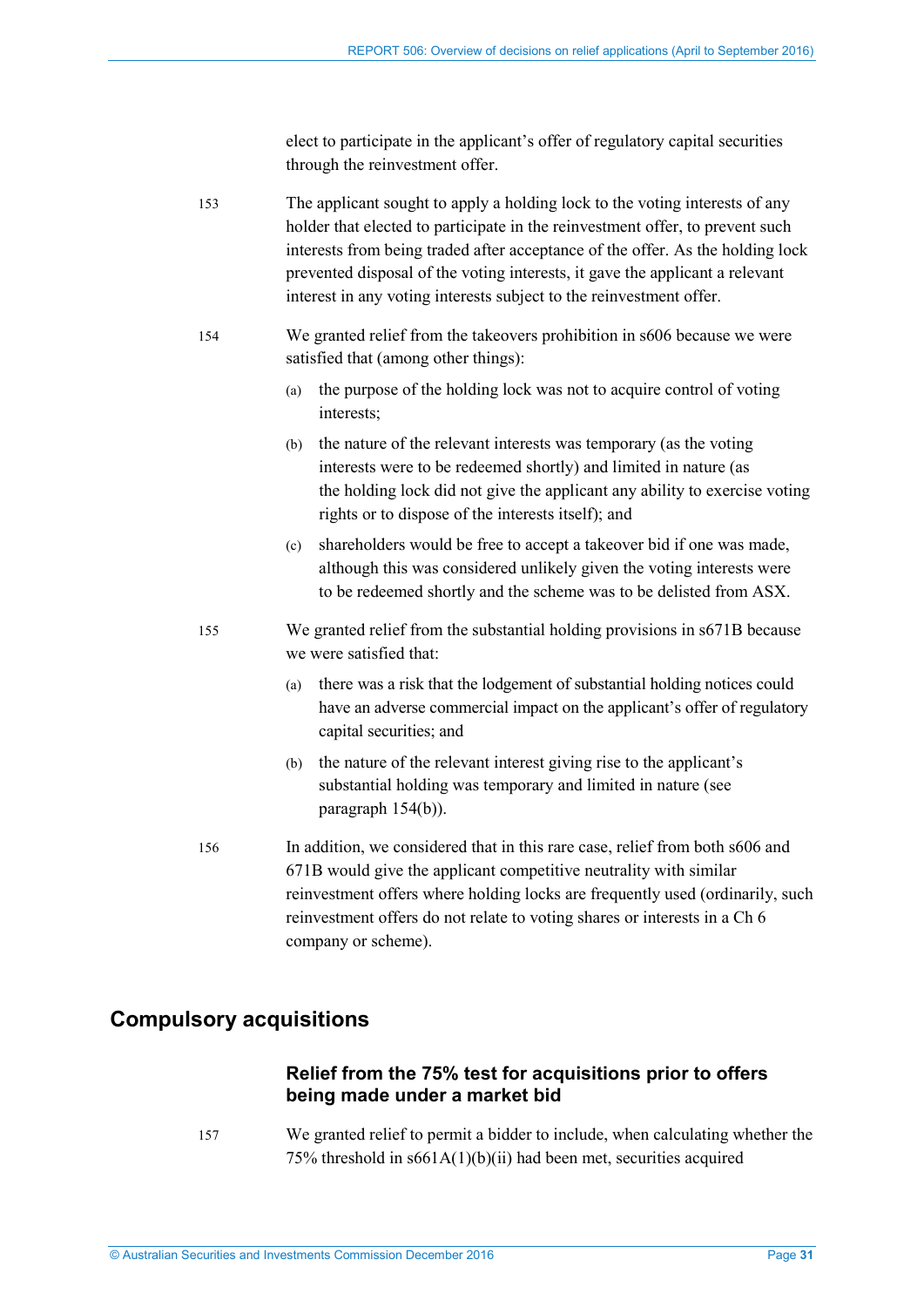elect to participate in the applicant's offer of regulatory capital securities through the reinvestment offer.

153 The applicant sought to apply a holding lock to the voting interests of any holder that elected to participate in the reinvestment offer, to prevent such interests from being traded after acceptance of the offer. As the holding lock prevented disposal of the voting interests, it gave the applicant a relevant interest in any voting interests subject to the reinvestment offer.

154 We granted relief from the takeovers prohibition in s606 because we were satisfied that (among other things):

(a) the purpose of the holding lock was not to acquire control of voting interests;

(b) the nature of the relevant interests was temporary (as the voting interests were to be redeemed shortly) and limited in nature (as the holding lock did not give the applicant any ability to exercise voting rights or to dispose of the interests itself); and

(c) shareholders would be free to accept a takeover bid if one was made, although this was considered unlikely given the voting interests were to be redeemed shortly and the scheme was to be delisted from ASX.

155 We granted relief from the substantial holding provisions in s671B because we were satisfied that:

(a) there was a risk that the lodgement of substantial holding notices could have an adverse commercial impact on the applicant's offer of regulatory capital securities; and

(b) the nature of the relevant interest giving rise to the applicant's substantial holding was temporary and limited in nature (see paragraph 154(b)).

156 In addition, we considered that in this rare case, relief from both s606 and 671B would give the applicant competitive neutrality with similar reinvestment offers where holding locks are frequently used (ordinarily, such reinvestment offers do not relate to voting shares or interests in a Ch 6 company or scheme).

## Compulsory acquisitions

### Relief from the 75% test for acquisitions prior to offers being made under a market bid

157 We granted relief to permit a bidder to include, when calculating whether the 75% threshold in s661A(1)(b)(ii) had been met, securities acquired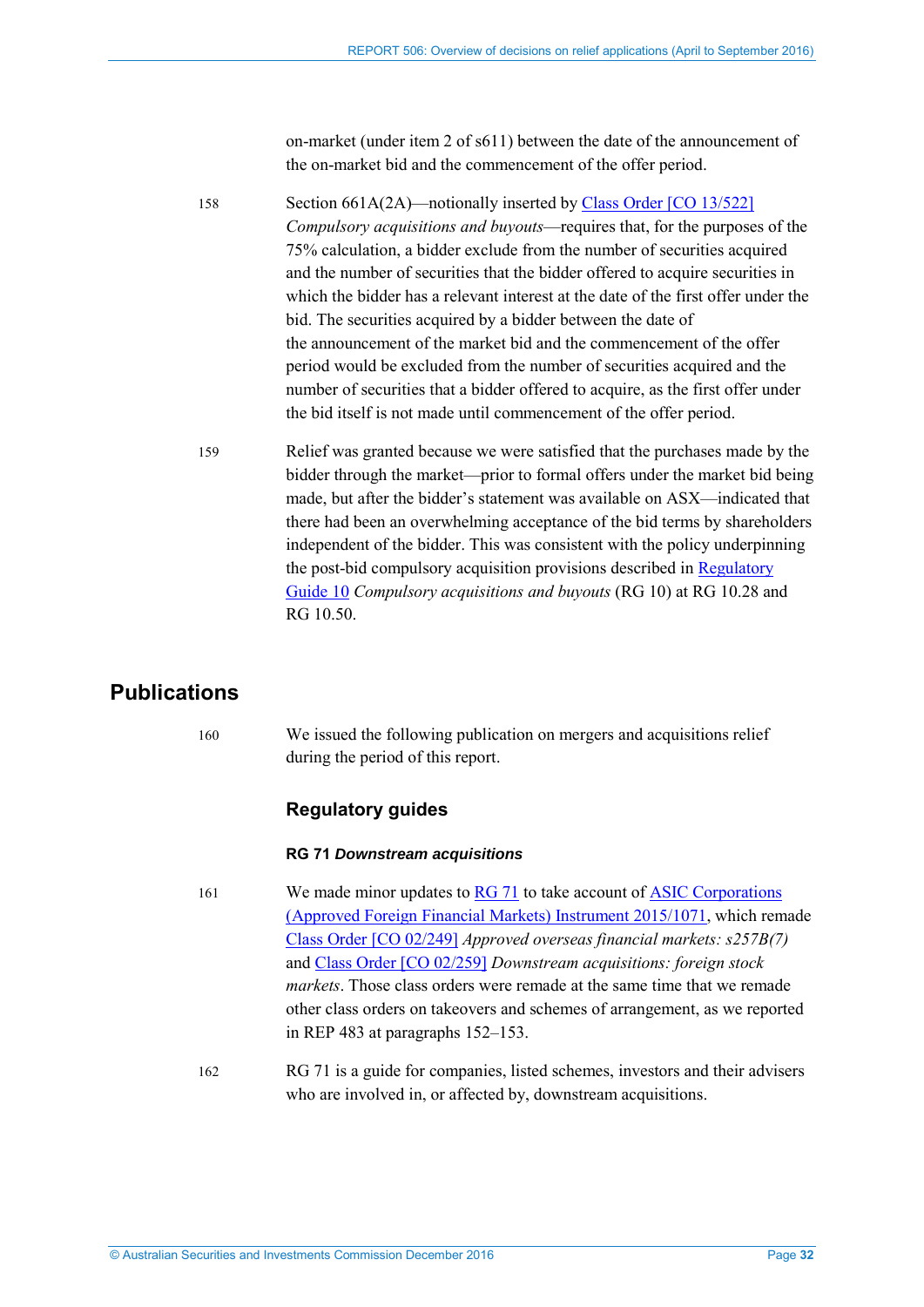on-market (under item 2 of s611) between the date of the announcement of the on-market bid and the commencement of the offer period.

158 Section 661A(2A)—notionally inserted by Class Order [CO 13/522] *Compulsory acquisitions and buyouts*—requires that, for the purposes of the 75% calculation, a bidder exclude from the number of securities acquired and the number of securities that the bidder offered to acquire securities in which the bidder has a relevant interest at the date of the first offer under the bid. The securities acquired by a bidder between the date of the announcement of the market bid and the commencement of the offer period would be excluded from the number of securities acquired and the number of securities that a bidder offered to acquire, as the first offer under the bid itself is not made until commencement of the offer period.

159 Relief was granted because we were satisfied that the purchases made by the bidder through the market—prior to formal offers under the market bid being made, but after the bidder's statement was available on ASX—indicated that there had been an overwhelming acceptance of the bid terms by shareholders independent of the bidder. This was consistent with the policy underpinning the post-bid compulsory acquisition provisions described in Regulatory Guide 10 *Compulsory acquisitions and buyouts* (RG 10) at RG 10.28 and RG 10.50.

## Publications

160 We issued the following publication on mergers and acquisitions relief during the period of this report.

### Regulatory guides

#### RG 71 *Downstream acquisitions*

161 We made minor updates to RG 71 to take account of ASIC Corporations (Approved Foreign Financial Markets) Instrument 2015/1071, which remade Class Order [CO 02/249] *Approved overseas financial markets: s257B(7)* and Class Order [CO 02/259] *Downstream acquisitions: foreign stock markets*. Those class orders were remade at the same time that we remade other class orders on takeovers and schemes of arrangement, as we reported in REP 483 at paragraphs 152–153.

162 RG 71 is a guide for companies, listed schemes, investors and their advisers who are involved in, or affected by, downstream acquisitions.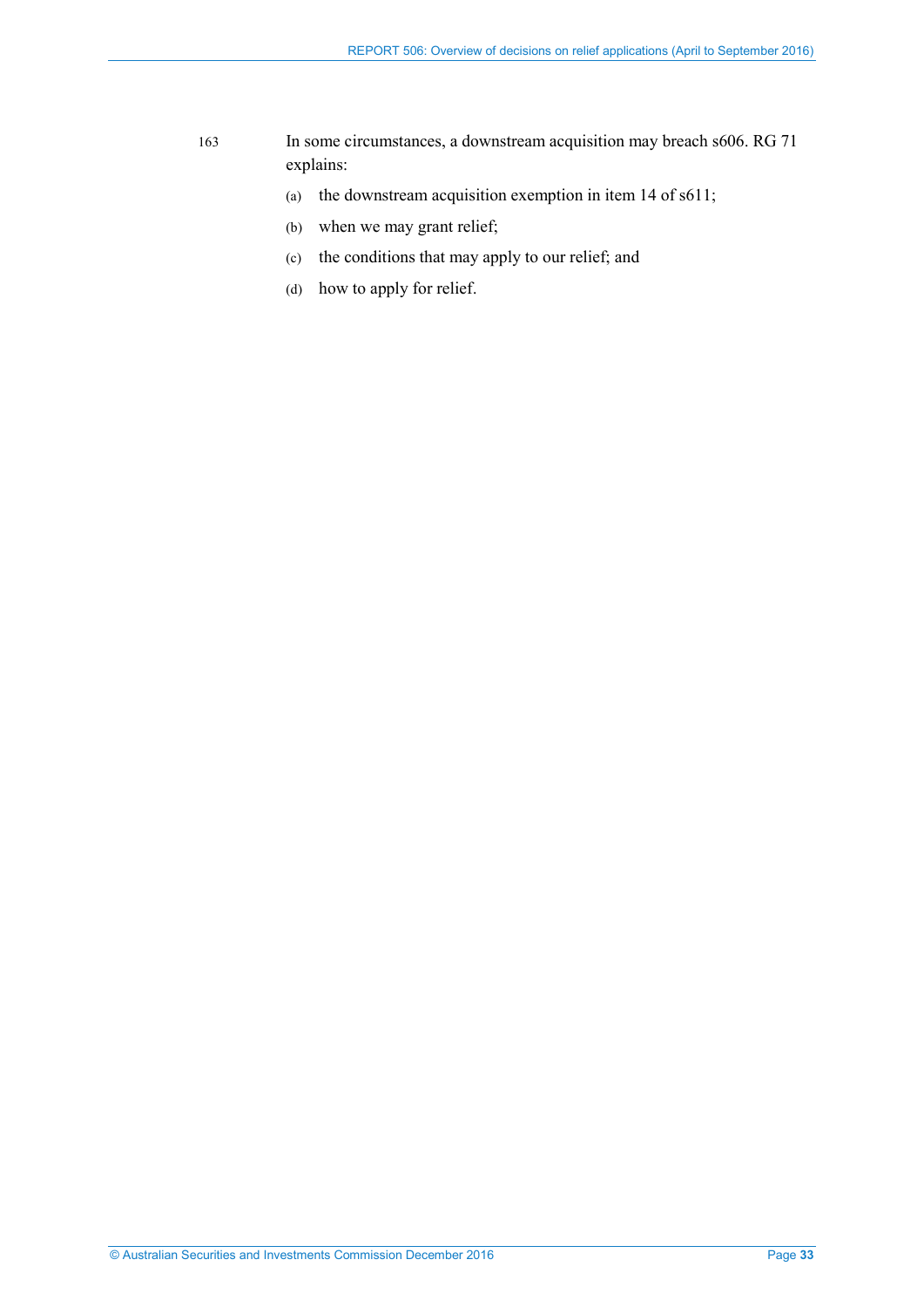163 In some circumstances, a downstream acquisition may breach s606. RG 71 explains:

(a) the downstream acquisition exemption in item 14 of s611;

(b) when we may grant relief;

(c) the conditions that may apply to our relief; and

(d) how to apply for relief.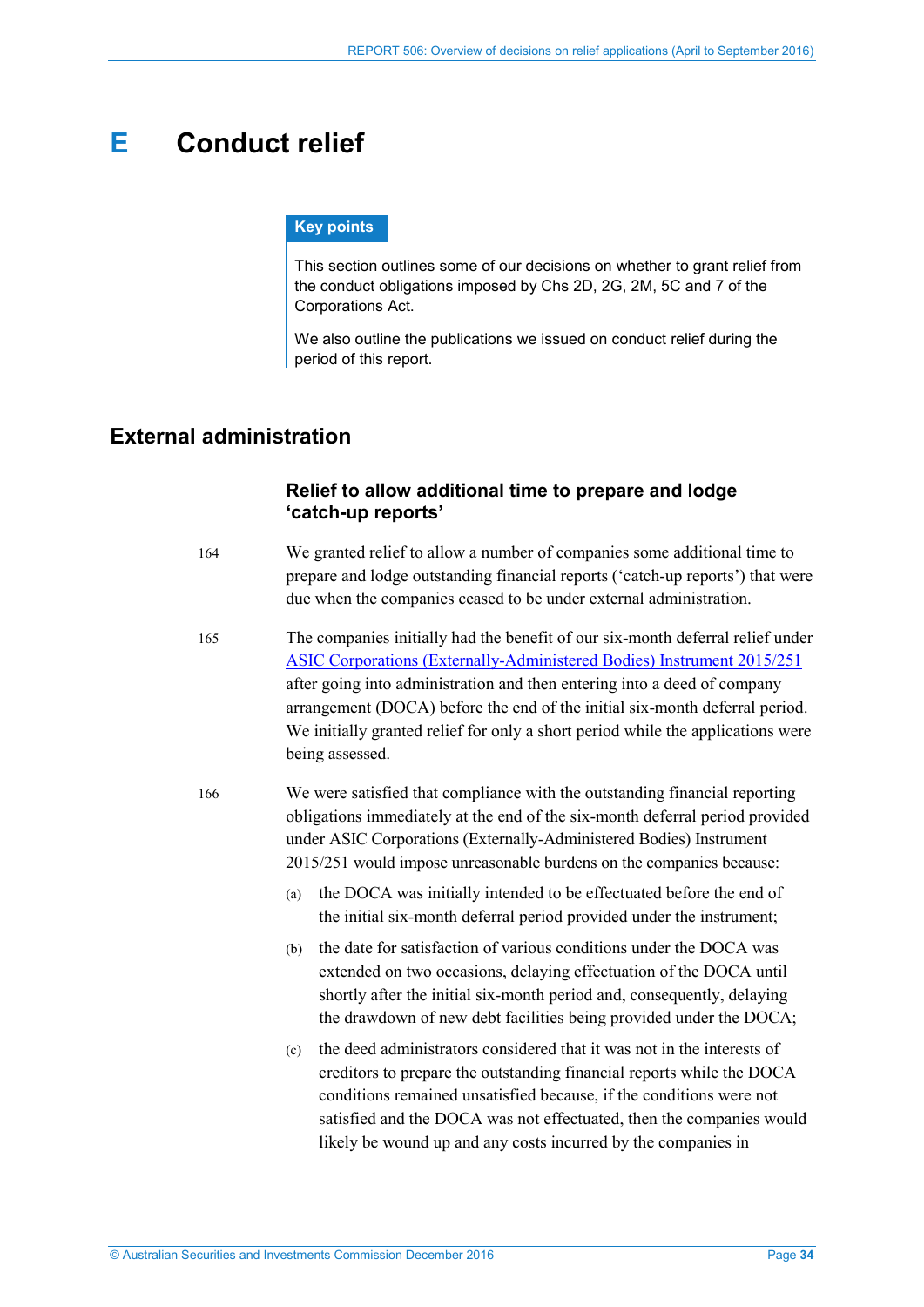# E Conduct relief

**Key points**

This section outlines some of our decisions on whether to grant relief from the conduct obligations imposed by Chs 2D, 2G, 2M, 5C and 7 of the Corporations Act.

We also outline the publications we issued on conduct relief during the period of this report.

## External administration

### Relief to allow additional time to prepare and lodge 'catch-up reports'

164 We granted relief to allow a number of companies some additional time to prepare and lodge outstanding financial reports ('catch-up reports') that were due when the companies ceased to be under external administration.

165 The companies initially had the benefit of our six-month deferral relief under [ASIC Corporations (Externally-Administered Bodies) Instrument 2015/251](ASIC Corporations (Externally-Administered Bodies) Instrument 2015/251) after going into administration and then entering into a deed of company arrangement (DOCA) before the end of the initial six-month deferral period. We initially granted relief for only a short period while the applications were being assessed.

166 We were satisfied that compliance with the outstanding financial reporting obligations immediately at the end of the six-month deferral period provided under ASIC Corporations (Externally-Administered Bodies) Instrument 2015/251 would impose unreasonable burdens on the companies because:

(a) the DOCA was initially intended to be effectuated before the end of the initial six-month deferral period provided under the instrument;

(b) the date for satisfaction of various conditions under the DOCA was extended on two occasions, delaying effectuation of the DOCA until shortly after the initial six-month period and, consequently, delaying the drawdown of new debt facilities being provided under the DOCA;

(c) the deed administrators considered that it was not in the interests of creditors to prepare the outstanding financial reports while the DOCA conditions remained unsatisfied because, if the conditions were not satisfied and the DOCA was not effectuated, then the companies would likely be wound up and any costs incurred by the companies in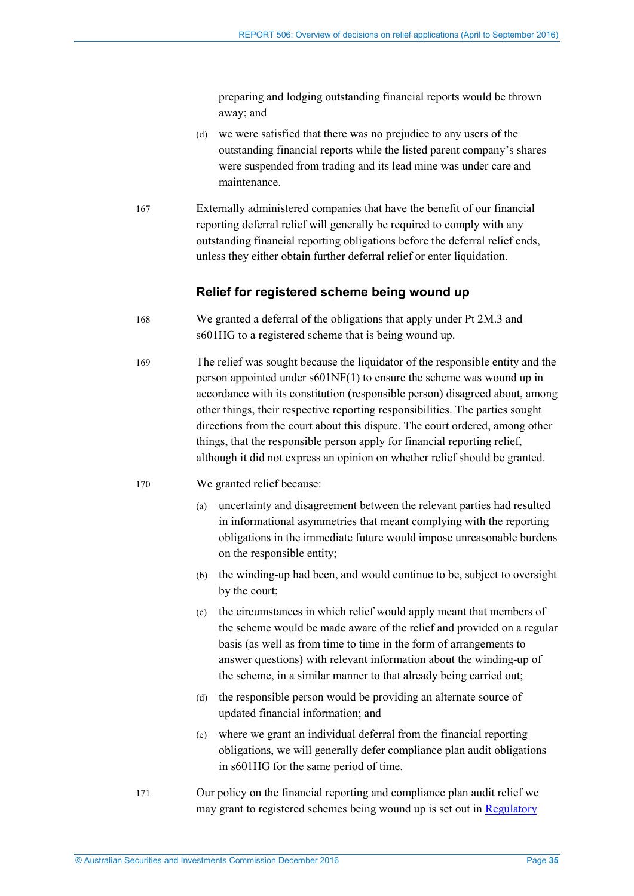preparing and lodging outstanding financial reports would be thrown away; and

(d) we were satisfied that there was no prejudice to any users of the outstanding financial reports while the listed parent company's shares were suspended from trading and its lead mine was under care and maintenance.

167 Externally administered companies that have the benefit of our financial reporting deferral relief will generally be required to comply with any outstanding financial reporting obligations before the deferral relief ends, unless they either obtain further deferral relief or enter liquidation.

### Relief for registered scheme being wound up

168 We granted a deferral of the obligations that apply under Pt 2M.3 and s601HG to a registered scheme that is being wound up.

169 The relief was sought because the liquidator of the responsible entity and the person appointed under s601NF(1) to ensure the scheme was wound up in accordance with its constitution (responsible person) disagreed about, among other things, their respective reporting responsibilities. The parties sought directions from the court about this dispute. The court ordered, among other things, that the responsible person apply for financial reporting relief, although it did not express an opinion on whether relief should be granted.

170 We granted relief because:

(a) uncertainty and disagreement between the relevant parties had resulted in informational asymmetries that meant complying with the reporting obligations in the immediate future would impose unreasonable burdens on the responsible entity;

(b) the winding-up had been, and would continue to be, subject to oversight by the court;

(c) the circumstances in which relief would apply meant that members of the scheme would be made aware of the relief and provided on a regular basis (as well as from time to time in the form of arrangements to answer questions) with relevant information about the winding-up of the scheme, in a similar manner to that already being carried out;

(d) the responsible person would be providing an alternate source of updated financial information; and

(e) where we grant an individual deferral from the financial reporting obligations, we will generally defer compliance plan audit obligations in s601HG for the same period of time.

171 Our policy on the financial reporting and compliance plan audit relief we may grant to registered schemes being wound up is set out in Regulatory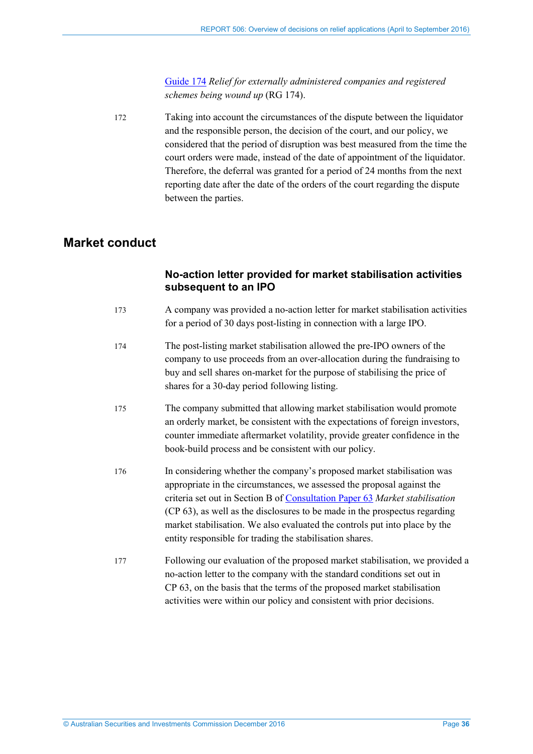[Guide 174](#) *Relief for externally administered companies and registered schemes being wound up* (RG 174).

172 Taking into account the circumstances of the dispute between the liquidator and the responsible person, the decision of the court, and our policy, we considered that the period of disruption was best measured from the time the court orders were made, instead of the date of appointment of the liquidator. Therefore, the deferral was granted for a period of 24 months from the next reporting date after the date of the orders of the court regarding the dispute between the parties.

## Market conduct

### No-action letter provided for market stabilisation activities subsequent to an IPO

173 A company was provided a no-action letter for market stabilisation activities for a period of 30 days post-listing in connection with a large IPO.

174 The post-listing market stabilisation allowed the pre-IPO owners of the company to use proceeds from an over-allocation during the fundraising to buy and sell shares on-market for the purpose of stabilising the price of shares for a 30-day period following listing.

175 The company submitted that allowing market stabilisation would promote an orderly market, be consistent with the expectations of foreign investors, counter immediate aftermarket volatility, provide greater confidence in the book-build process and be consistent with our policy.

176 In considering whether the company's proposed market stabilisation was appropriate in the circumstances, we assessed the proposal against the criteria set out in Section B of [Consultation Paper 63](#) *Market stabilisation* (CP 63), as well as the disclosures to be made in the prospectus regarding market stabilisation. We also evaluated the controls put into place by the entity responsible for trading the stabilisation shares.

177 Following our evaluation of the proposed market stabilisation, we provided a no-action letter to the company with the standard conditions set out in CP 63, on the basis that the terms of the proposed market stabilisation activities were within our policy and consistent with prior decisions.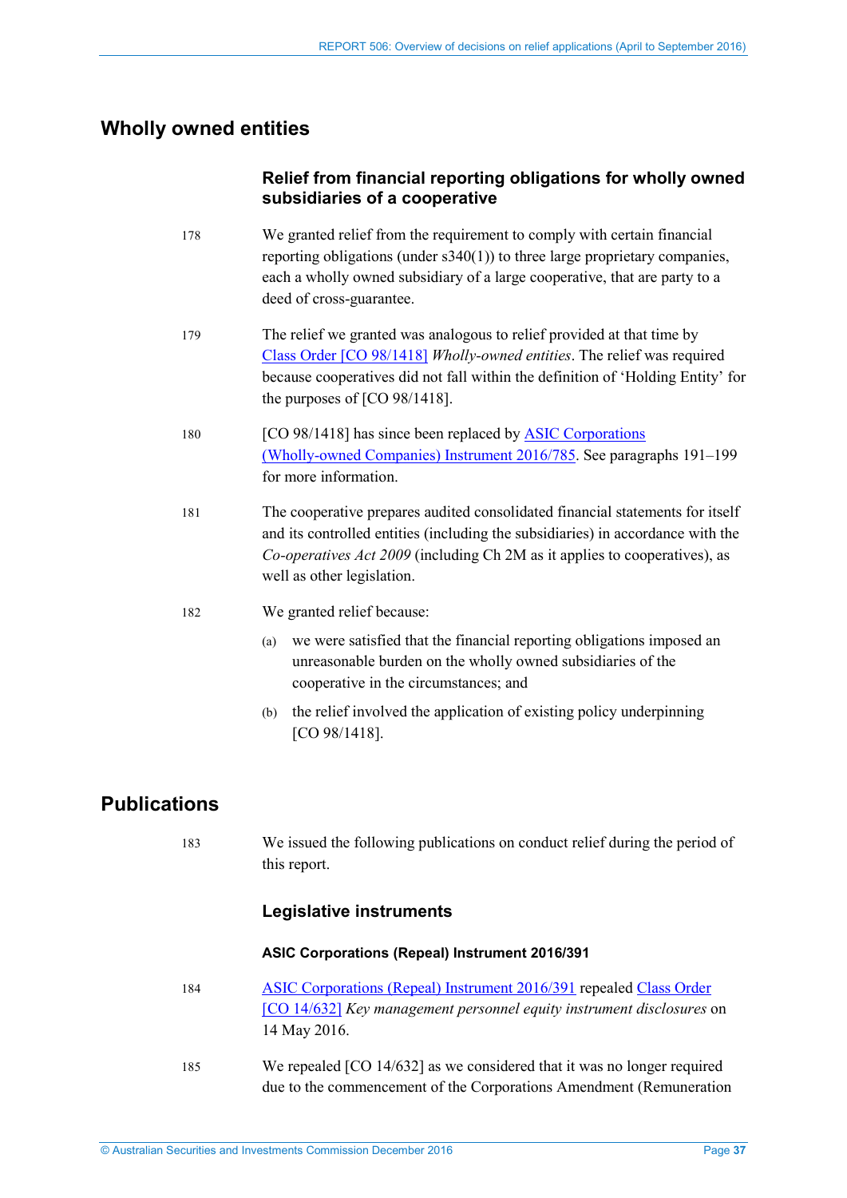## Wholly owned entities

### Relief from financial reporting obligations for wholly owned subsidiaries of a cooperative

178 We granted relief from the requirement to comply with certain financial reporting obligations (under s340(1)) to three large proprietary companies, each a wholly owned subsidiary of a large cooperative, that are party to a deed of cross-guarantee.

179 The relief we granted was analogous to relief provided at that time by Class Order [CO 98/1418] *Wholly-owned entities*. The relief was required because cooperatives did not fall within the definition of 'Holding Entity' for the purposes of [CO 98/1418].

180 [CO 98/1418] has since been replaced by ASIC Corporations (Wholly-owned Companies) Instrument 2016/785. See paragraphs 191–199 for more information.

181 The cooperative prepares audited consolidated financial statements for itself and its controlled entities (including the subsidiaries) in accordance with the *Co-operatives Act 2009* (including Ch 2M as it applies to cooperatives), as well as other legislation.

182 We granted relief because:

(a) we were satisfied that the financial reporting obligations imposed an unreasonable burden on the wholly owned subsidiaries of the cooperative in the circumstances; and

(b) the relief involved the application of existing policy underpinning [CO 98/1418].

## Publications

183 We issued the following publications on conduct relief during the period of this report.

### Legislative instruments

#### ASIC Corporations (Repeal) Instrument 2016/391

184 ASIC Corporations (Repeal) Instrument 2016/391 repealed Class Order [CO 14/632] *Key management personnel equity instrument disclosures* on 14 May 2016.

185 We repealed [CO 14/632] as we considered that it was no longer required due to the commencement of the Corporations Amendment (Remuneration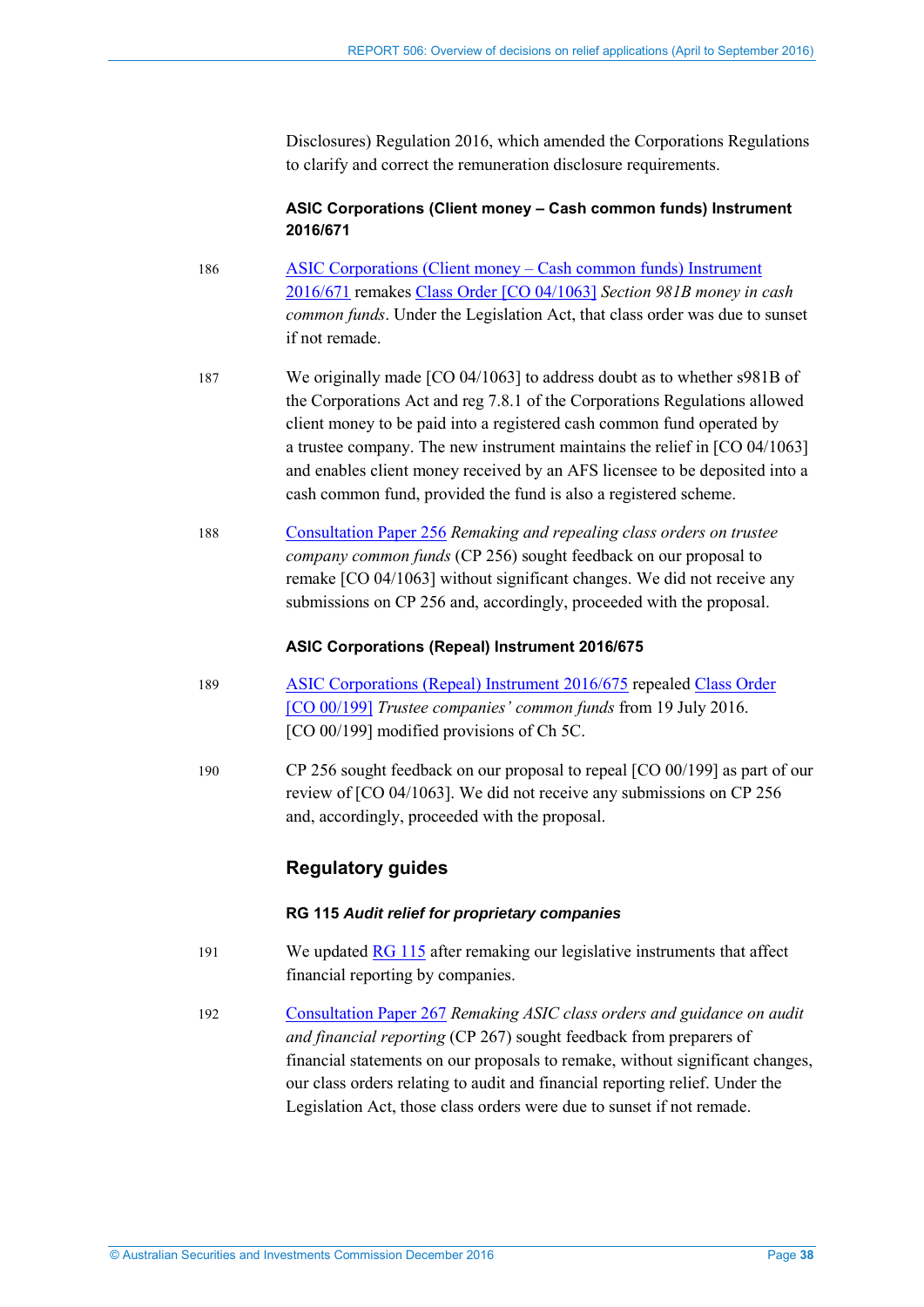Disclosures) Regulation 2016, which amended the Corporations Regulations to clarify and correct the remuneration disclosure requirements.

#### ASIC Corporations (Client money – Cash common funds) Instrument 2016/671

186 ASIC Corporations (Client money – Cash common funds) Instrument 2016/671 remakes Class Order [CO 04/1063] *Section 981B money in cash common funds*. Under the Legislation Act, that class order was due to sunset if not remade.

187 We originally made [CO 04/1063] to address doubt as to whether s981B of the Corporations Act and reg 7.8.1 of the Corporations Regulations allowed client money to be paid into a registered cash common fund operated by a trustee company. The new instrument maintains the relief in [CO 04/1063] and enables client money received by an AFS licensee to be deposited into a cash common fund, provided the fund is also a registered scheme.

188 Consultation Paper 256 *Remaking and repealing class orders on trustee company common funds* (CP 256) sought feedback on our proposal to remake [CO 04/1063] without significant changes. We did not receive any submissions on CP 256 and, accordingly, proceeded with the proposal.

#### ASIC Corporations (Repeal) Instrument 2016/675

189 ASIC Corporations (Repeal) Instrument 2016/675 repealed Class Order [CO 00/199] *Trustee companies' common funds* from 19 July 2016. [CO 00/199] modified provisions of Ch 5C.

190 CP 256 sought feedback on our proposal to repeal [CO 00/199] as part of our review of [CO 04/1063]. We did not receive any submissions on CP 256 and, accordingly, proceeded with the proposal.

### Regulatory guides

#### RG 115 *Audit relief for proprietary companies*

191 We updated RG 115 after remaking our legislative instruments that affect financial reporting by companies.

192 Consultation Paper 267 *Remaking ASIC class orders and guidance on audit and financial reporting* (CP 267) sought feedback from preparers of financial statements on our proposals to remake, without significant changes, our class orders relating to audit and financial reporting relief. Under the Legislation Act, those class orders were due to sunset if not remade.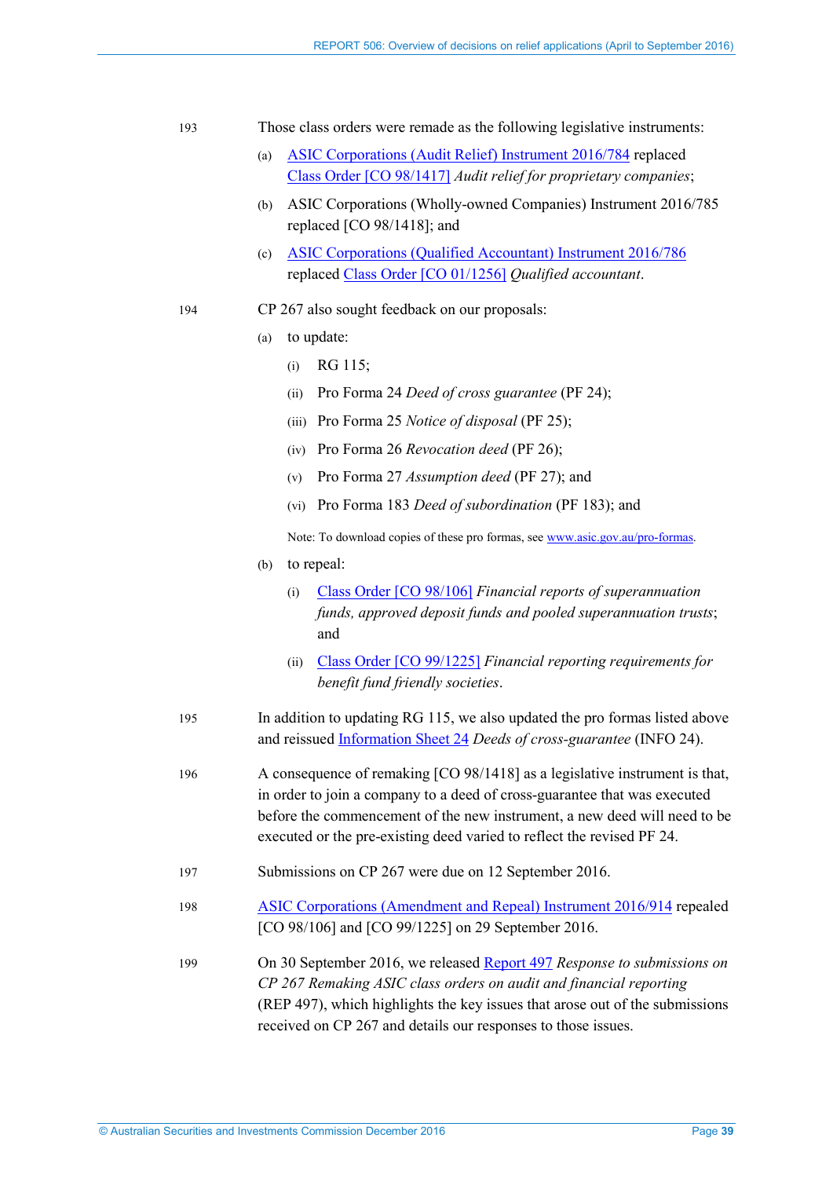193 Those class orders were remade as the following legislative instruments:

(a) ASIC Corporations (Audit Relief) Instrument 2016/784 replaced Class Order [CO 98/1417] *Audit relief for proprietary companies*;

(b) ASIC Corporations (Wholly-owned Companies) Instrument 2016/785 replaced [CO 98/1418]; and

(c) ASIC Corporations (Qualified Accountant) Instrument 2016/786 replaced Class Order [CO 01/1256] *Qualified accountant*.

194 CP 267 also sought feedback on our proposals:

(a) to update:

  (i) RG 115;

  (ii) Pro Forma 24 *Deed of cross guarantee* (PF 24);

  (iii) Pro Forma 25 *Notice of disposal* (PF 25);

  (iv) Pro Forma 26 *Revocation deed* (PF 26);

  (v) Pro Forma 27 *Assumption deed* (PF 27); and

  (vi) Pro Forma 183 *Deed of subordination* (PF 183); and

  Note: To download copies of these pro formas, see www.asic.gov.au/pro-formas.

(b) to repeal:

  (i) Class Order [CO 98/106] *Financial reports of superannuation funds, approved deposit funds and pooled superannuation trusts*; and

  (ii) Class Order [CO 99/1225] *Financial reporting requirements for benefit fund friendly societies*.

195 In addition to updating RG 115, we also updated the pro formas listed above and reissued Information Sheet 24 *Deeds of cross-guarantee* (INFO 24).

196 A consequence of remaking [CO 98/1418] as a legislative instrument is that, in order to join a company to a deed of cross-guarantee that was executed before the commencement of the new instrument, a new deed will need to be executed or the pre-existing deed varied to reflect the revised PF 24.

197 Submissions on CP 267 were due on 12 September 2016.

198 ASIC Corporations (Amendment and Repeal) Instrument 2016/914 repealed [CO 98/106] and [CO 99/1225] on 29 September 2016.

199 On 30 September 2016, we released Report 497 *Response to submissions on CP 267 Remaking ASIC class orders on audit and financial reporting* (REP 497), which highlights the key issues that arose out of the submissions received on CP 267 and details our responses to those issues.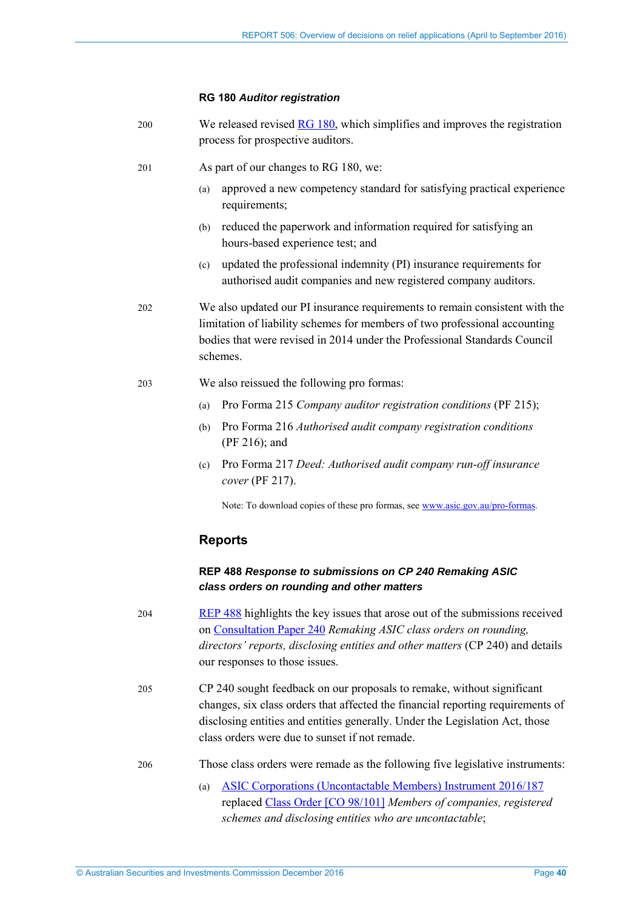### RG 180 *Auditor registration*

200 We released revised RG 180, which simplifies and improves the registration process for prospective auditors.

201 As part of our changes to RG 180, we:

(a) approved a new competency standard for satisfying practical experience requirements;

(b) reduced the paperwork and information required for satisfying an hours-based experience test; and

(c) updated the professional indemnity (PI) insurance requirements for authorised audit companies and new registered company auditors.

202 We also updated our PI insurance requirements to remain consistent with the limitation of liability schemes for members of two professional accounting bodies that were revised in 2014 under the Professional Standards Council schemes.

203 We also reissued the following pro formas:

(a) Pro Forma 215 *Company auditor registration conditions* (PF 215);

(b) Pro Forma 216 *Authorised audit company registration conditions* (PF 216); and

(c) Pro Forma 217 *Deed: Authorised audit company run-off insurance cover* (PF 217).

Note: To download copies of these pro formas, see www.asic.gov.au/pro-formas.

## Reports

### REP 488 *Response to submissions on CP 240 Remaking ASIC class orders on rounding and other matters*

204 REP 488 highlights the key issues that arose out of the submissions received on Consultation Paper 240 *Remaking ASIC class orders on rounding, directors' reports, disclosing entities and other matters* (CP 240) and details our responses to those issues.

205 CP 240 sought feedback on our proposals to remake, without significant changes, six class orders that affected the financial reporting requirements of disclosing entities and entities generally. Under the Legislation Act, those class orders were due to sunset if not remade.

206 Those class orders were remade as the following five legislative instruments:

(a) ASIC Corporations (Uncontactable Members) Instrument 2016/187 replaced Class Order [CO 98/101] *Members of companies, registered schemes and disclosing entities who are uncontactable*;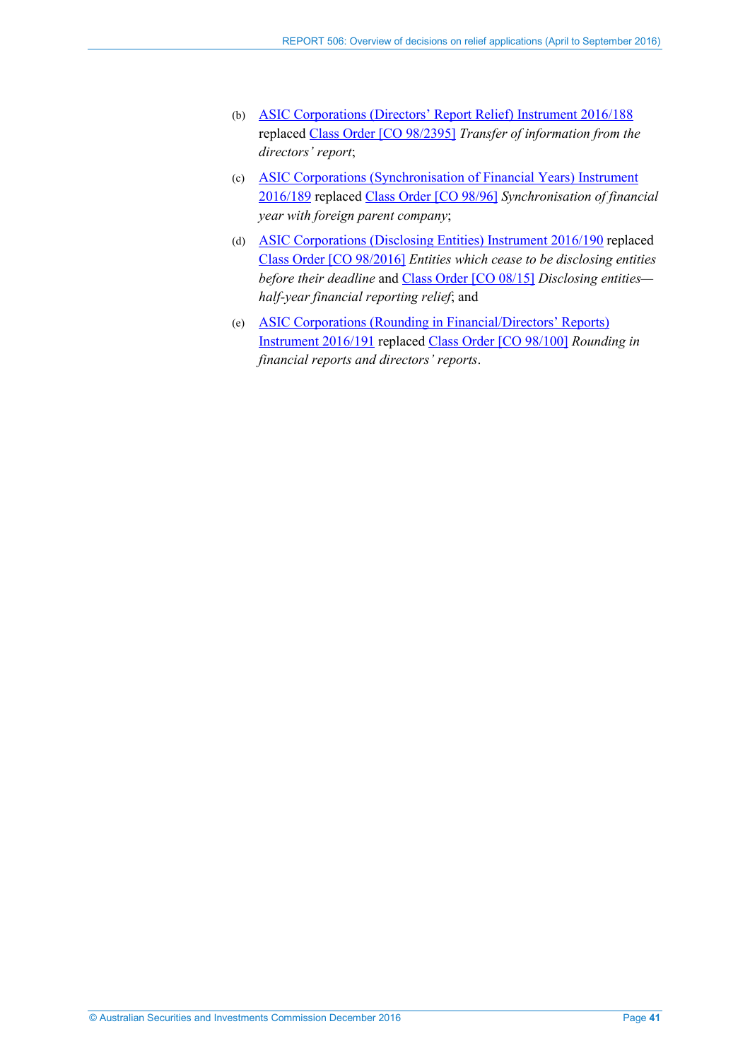(b) ASIC Corporations (Directors' Report Relief) Instrument 2016/188 replaced Class Order [CO 98/2395] *Transfer of information from the directors' report*;

(c) ASIC Corporations (Synchronisation of Financial Years) Instrument 2016/189 replaced Class Order [CO 98/96] *Synchronisation of financial year with foreign parent company*;

(d) ASIC Corporations (Disclosing Entities) Instrument 2016/190 replaced Class Order [CO 98/2016] *Entities which cease to be disclosing entities before their deadline* and Class Order [CO 08/15] *Disclosing entities—half-year financial reporting relief*; and

(e) ASIC Corporations (Rounding in Financial/Directors' Reports) Instrument 2016/191 replaced Class Order [CO 98/100] *Rounding in financial reports and directors' reports*.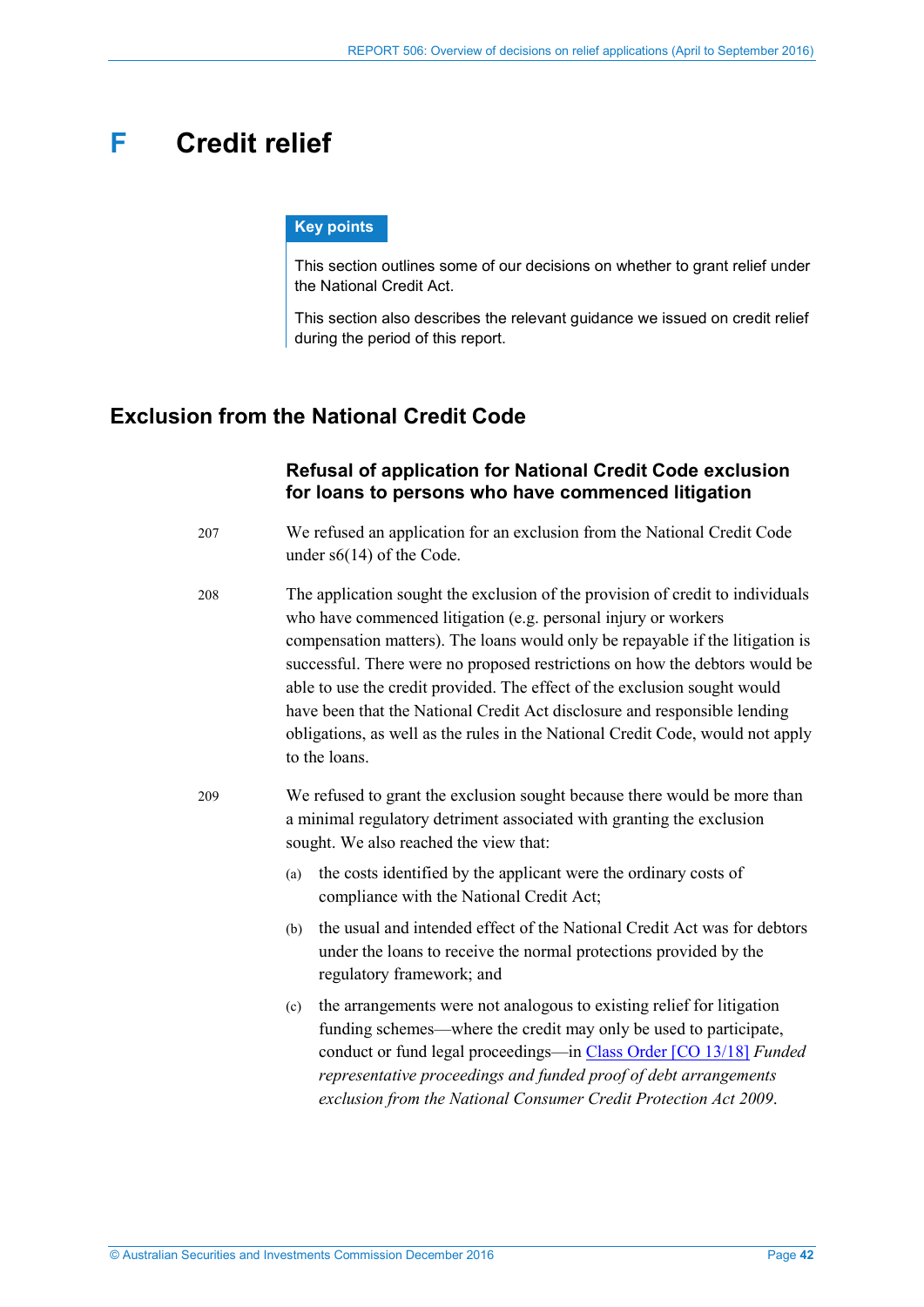# F Credit relief

**Key points**

This section outlines some of our decisions on whether to grant relief under the National Credit Act.

This section also describes the relevant guidance we issued on credit relief during the period of this report.

## Exclusion from the National Credit Code

### Refusal of application for National Credit Code exclusion for loans to persons who have commenced litigation

207 We refused an application for an exclusion from the National Credit Code under s6(14) of the Code.

208 The application sought the exclusion of the provision of credit to individuals who have commenced litigation (e.g. personal injury or workers compensation matters). The loans would only be repayable if the litigation is successful. There were no proposed restrictions on how the debtors would be able to use the credit provided. The effect of the exclusion sought would have been that the National Credit Act disclosure and responsible lending obligations, as well as the rules in the National Credit Code, would not apply to the loans.

209 We refused to grant the exclusion sought because there would be more than a minimal regulatory detriment associated with granting the exclusion sought. We also reached the view that:

(a) the costs identified by the applicant were the ordinary costs of compliance with the National Credit Act;

(b) the usual and intended effect of the National Credit Act was for debtors under the loans to receive the normal protections provided by the regulatory framework; and

(c) the arrangements were not analogous to existing relief for litigation funding schemes—where the credit may only be used to participate, conduct or fund legal proceedings—in Class Order [CO 13/18] *Funded representative proceedings and funded proof of debt arrangements exclusion from the National Consumer Credit Protection Act 2009*.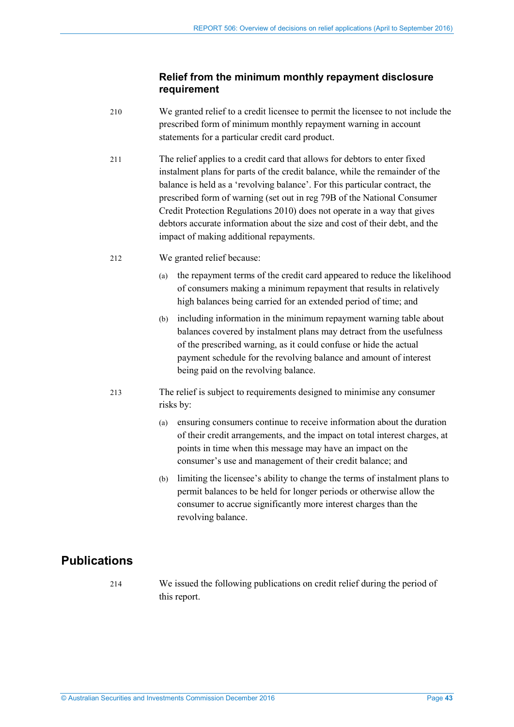### Relief from the minimum monthly repayment disclosure requirement

210 We granted relief to a credit licensee to permit the licensee to not include the prescribed form of minimum monthly repayment warning in account statements for a particular credit card product.

211 The relief applies to a credit card that allows for debtors to enter fixed instalment plans for parts of the credit balance, while the remainder of the balance is held as a 'revolving balance'. For this particular contract, the prescribed form of warning (set out in reg 79B of the National Consumer Credit Protection Regulations 2010) does not operate in a way that gives debtors accurate information about the size and cost of their debt, and the impact of making additional repayments.

212 We granted relief because:

(a) the repayment terms of the credit card appeared to reduce the likelihood of consumers making a minimum repayment that results in relatively high balances being carried for an extended period of time; and

(b) including information in the minimum repayment warning table about balances covered by instalment plans may detract from the usefulness of the prescribed warning, as it could confuse or hide the actual payment schedule for the revolving balance and amount of interest being paid on the revolving balance.

213 The relief is subject to requirements designed to minimise any consumer risks by:

(a) ensuring consumers continue to receive information about the duration of their credit arrangements, and the impact on total interest charges, at points in time when this message may have an impact on the consumer's use and management of their credit balance; and

(b) limiting the licensee's ability to change the terms of instalment plans to permit balances to be held for longer periods or otherwise allow the consumer to accrue significantly more interest charges than the revolving balance.

## Publications

214 We issued the following publications on credit relief during the period of this report.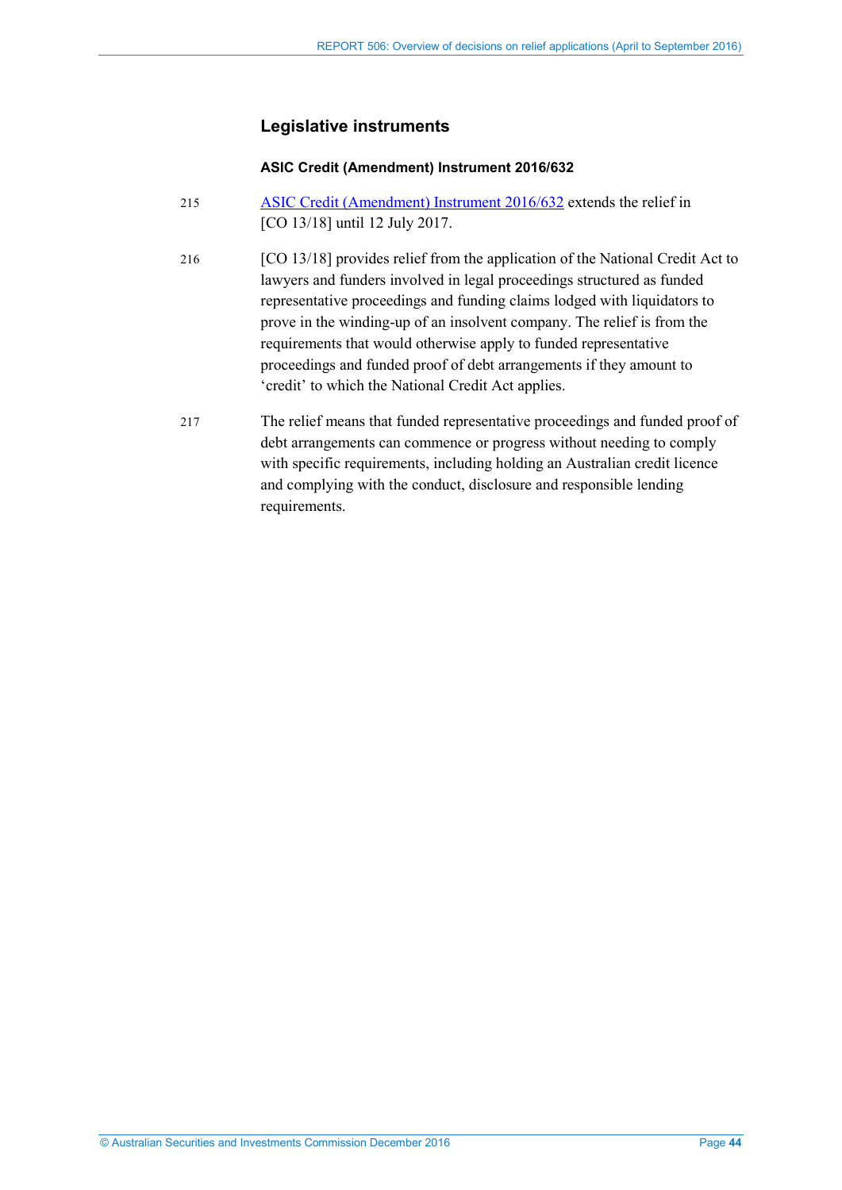## Legislative instruments

#### ASIC Credit (Amendment) Instrument 2016/632

215 ASIC Credit (Amendment) Instrument 2016/632 extends the relief in [CO 13/18] until 12 July 2017.

216 [CO 13/18] provides relief from the application of the National Credit Act to lawyers and funders involved in legal proceedings structured as funded representative proceedings and funding claims lodged with liquidators to prove in the winding-up of an insolvent company. The relief is from the requirements that would otherwise apply to funded representative proceedings and funded proof of debt arrangements if they amount to 'credit' to which the National Credit Act applies.

217 The relief means that funded representative proceedings and funded proof of debt arrangements can commence or progress without needing to comply with specific requirements, including holding an Australian credit licence and complying with the conduct, disclosure and responsible lending requirements.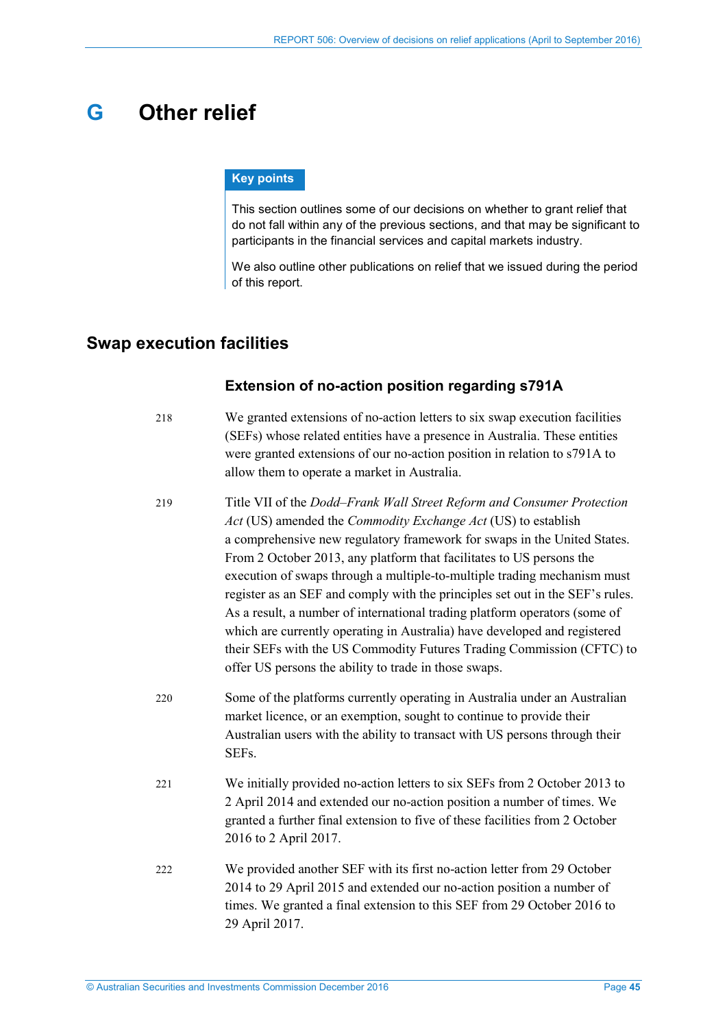# G Other relief

**Key points**

This section outlines some of our decisions on whether to grant relief that do not fall within any of the previous sections, and that may be significant to participants in the financial services and capital markets industry.

We also outline other publications on relief that we issued during the period of this report.

## Swap execution facilities

### Extension of no-action position regarding s791A

218 We granted extensions of no-action letters to six swap execution facilities (SEFs) whose related entities have a presence in Australia. These entities were granted extensions of our no-action position in relation to s791A to allow them to operate a market in Australia.

219 Title VII of the *Dodd–Frank Wall Street Reform and Consumer Protection Act* (US) amended the *Commodity Exchange Act* (US) to establish a comprehensive new regulatory framework for swaps in the United States. From 2 October 2013, any platform that facilitates to US persons the execution of swaps through a multiple-to-multiple trading mechanism must register as an SEF and comply with the principles set out in the SEF's rules. As a result, a number of international trading platform operators (some of which are currently operating in Australia) have developed and registered their SEFs with the US Commodity Futures Trading Commission (CFTC) to offer US persons the ability to trade in those swaps.

220 Some of the platforms currently operating in Australia under an Australian market licence, or an exemption, sought to continue to provide their Australian users with the ability to transact with US persons through their SEFs.

221 We initially provided no-action letters to six SEFs from 2 October 2013 to 2 April 2014 and extended our no-action position a number of times. We granted a further final extension to five of these facilities from 2 October 2016 to 2 April 2017.

222 We provided another SEF with its first no-action letter from 29 October 2014 to 29 April 2015 and extended our no-action position a number of times. We granted a final extension to this SEF from 29 October 2016 to 29 April 2017.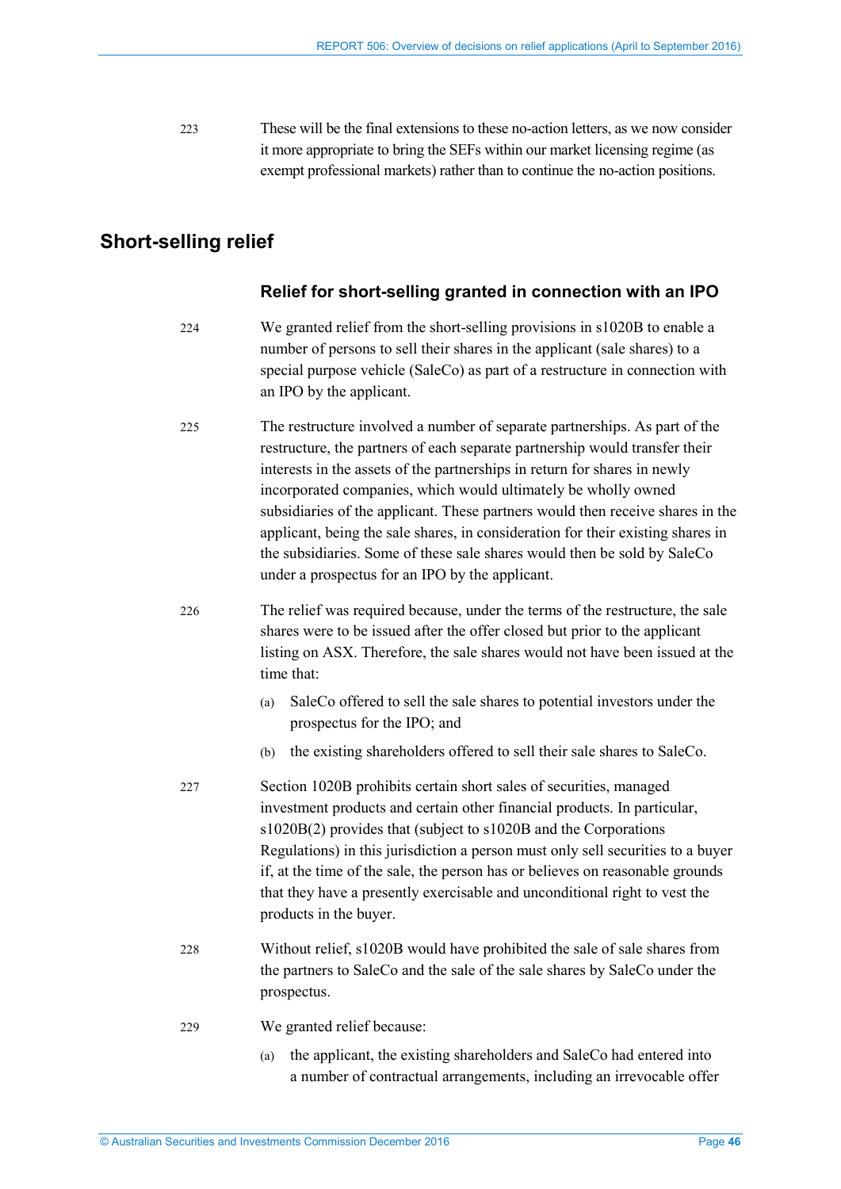223 These will be the final extensions to these no-action letters, as we now consider it more appropriate to bring the SEFs within our market licensing regime (as exempt professional markets) rather than to continue the no-action positions.

## Short-selling relief

### Relief for short-selling granted in connection with an IPO

224 We granted relief from the short-selling provisions in s1020B to enable a number of persons to sell their shares in the applicant (sale shares) to a special purpose vehicle (SaleCo) as part of a restructure in connection with an IPO by the applicant.

225 The restructure involved a number of separate partnerships. As part of the restructure, the partners of each separate partnership would transfer their interests in the assets of the partnerships in return for shares in newly incorporated companies, which would ultimately be wholly owned subsidiaries of the applicant. These partners would then receive shares in the applicant, being the sale shares, in consideration for their existing shares in the subsidiaries. Some of these sale shares would then be sold by SaleCo under a prospectus for an IPO by the applicant.

226 The relief was required because, under the terms of the restructure, the sale shares were to be issued after the offer closed but prior to the applicant listing on ASX. Therefore, the sale shares would not have been issued at the time that:

(a) SaleCo offered to sell the sale shares to potential investors under the prospectus for the IPO; and

(b) the existing shareholders offered to sell their sale shares to SaleCo.

227 Section 1020B prohibits certain short sales of securities, managed investment products and certain other financial products. In particular, s1020B(2) provides that (subject to s1020B and the Corporations Regulations) in this jurisdiction a person must only sell securities to a buyer if, at the time of the sale, the person has or believes on reasonable grounds that they have a presently exercisable and unconditional right to vest the products in the buyer.

228 Without relief, s1020B would have prohibited the sale of sale shares from the partners to SaleCo and the sale of the sale shares by SaleCo under the prospectus.

229 We granted relief because:

(a) the applicant, the existing shareholders and SaleCo had entered into a number of contractual arrangements, including an irrevocable offer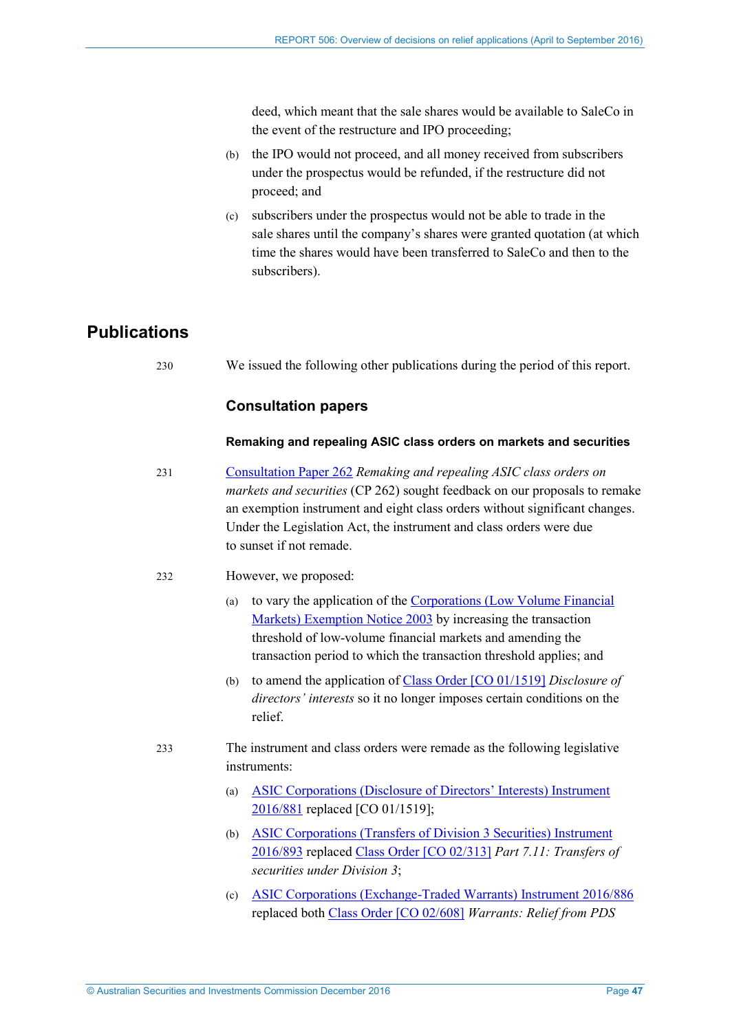deed, which meant that the sale shares would be available to SaleCo in the event of the restructure and IPO proceeding;

(b) the IPO would not proceed, and all money received from subscribers under the prospectus would be refunded, if the restructure did not proceed; and

(c) subscribers under the prospectus would not be able to trade in the sale shares until the company's shares were granted quotation (at which time the shares would have been transferred to SaleCo and then to the subscribers).

## Publications

230 We issued the following other publications during the period of this report.

### Consultation papers

#### Remaking and repealing ASIC class orders on markets and securities

231 Consultation Paper 262 *Remaking and repealing ASIC class orders on markets and securities* (CP 262) sought feedback on our proposals to remake an exemption instrument and eight class orders without significant changes. Under the Legislation Act, the instrument and class orders were due to sunset if not remade.

232 However, we proposed:

(a) to vary the application of the Corporations (Low Volume Financial Markets) Exemption Notice 2003 by increasing the transaction threshold of low-volume financial markets and amending the transaction period to which the transaction threshold applies; and

(b) to amend the application of Class Order [CO 01/1519] *Disclosure of directors' interests* so it no longer imposes certain conditions on the relief.

233 The instrument and class orders were remade as the following legislative instruments:

(a) ASIC Corporations (Disclosure of Directors' Interests) Instrument 2016/881 replaced [CO 01/1519];

(b) ASIC Corporations (Transfers of Division 3 Securities) Instrument 2016/893 replaced Class Order [CO 02/313] *Part 7.11: Transfers of securities under Division 3*;

(c) ASIC Corporations (Exchange-Traded Warrants) Instrument 2016/886 replaced both Class Order [CO 02/608] *Warrants: Relief from PDS*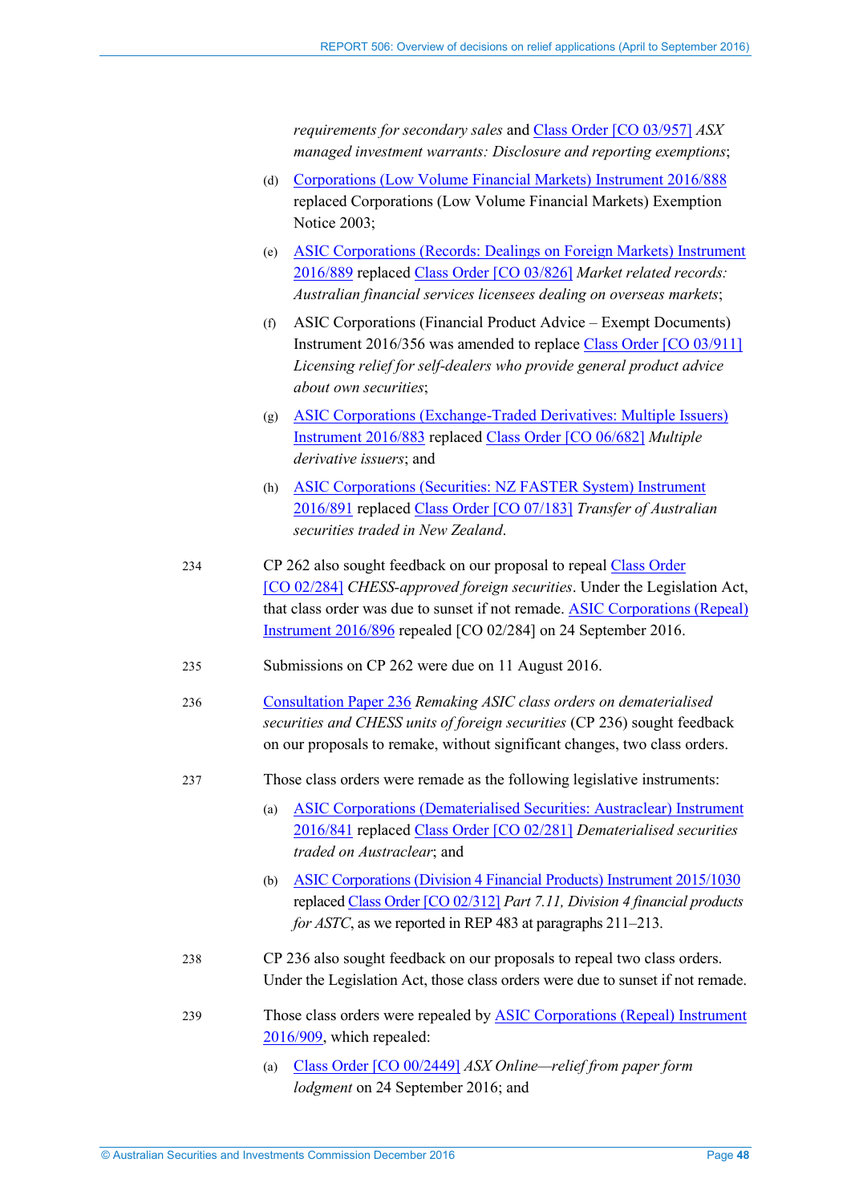*requirements for secondary sales* and Class Order [CO 03/957] *ASX managed investment warrants: Disclosure and reporting exemptions*;

(d) Corporations (Low Volume Financial Markets) Instrument 2016/888 replaced Corporations (Low Volume Financial Markets) Exemption Notice 2003;

(e) ASIC Corporations (Records: Dealings on Foreign Markets) Instrument 2016/889 replaced Class Order [CO 03/826] *Market related records: Australian financial services licensees dealing on overseas markets*;

(f) ASIC Corporations (Financial Product Advice – Exempt Documents) Instrument 2016/356 was amended to replace Class Order [CO 03/911] *Licensing relief for self-dealers who provide general product advice about own securities*;

(g) ASIC Corporations (Exchange-Traded Derivatives: Multiple Issuers) Instrument 2016/883 replaced Class Order [CO 06/682] *Multiple derivative issuers*; and

(h) ASIC Corporations (Securities: NZ FASTER System) Instrument 2016/891 replaced Class Order [CO 07/183] *Transfer of Australian securities traded in New Zealand*.

234 CP 262 also sought feedback on our proposal to repeal Class Order [CO 02/284] *CHESS-approved foreign securities*. Under the Legislation Act, that class order was due to sunset if not remade. ASIC Corporations (Repeal) Instrument 2016/896 repealed [CO 02/284] on 24 September 2016.

235 Submissions on CP 262 were due on 11 August 2016.

236 Consultation Paper 236 *Remaking ASIC class orders on dematerialised securities and CHESS units of foreign securities* (CP 236) sought feedback on our proposals to remake, without significant changes, two class orders.

237 Those class orders were remade as the following legislative instruments:

(a) ASIC Corporations (Dematerialised Securities: Austraclear) Instrument 2016/841 replaced Class Order [CO 02/281] *Dematerialised securities traded on Austraclear*; and

(b) ASIC Corporations (Division 4 Financial Products) Instrument 2015/1030 replaced Class Order [CO 02/312] *Part 7.11, Division 4 financial products for ASTC*, as we reported in REP 483 at paragraphs 211–213.

238 CP 236 also sought feedback on our proposals to repeal two class orders. Under the Legislation Act, those class orders were due to sunset if not remade.

239 Those class orders were repealed by ASIC Corporations (Repeal) Instrument 2016/909, which repealed:

(a) Class Order [CO 00/2449] *ASX Online—relief from paper form lodgment* on 24 September 2016; and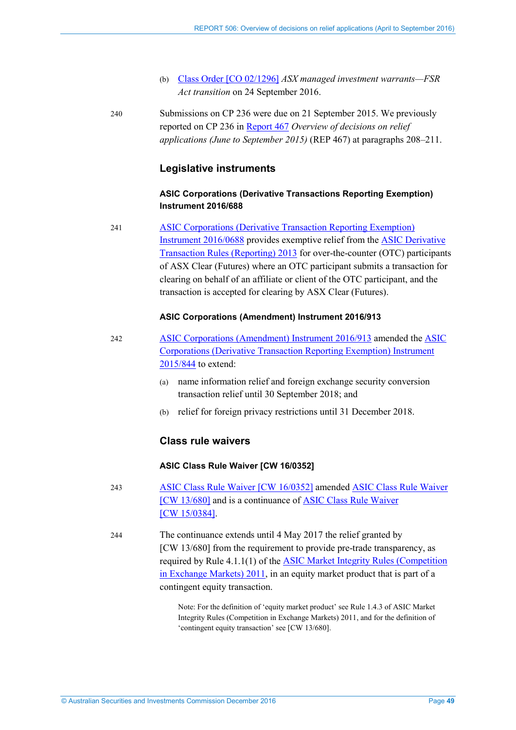(b) Class Order [CO 02/1296] *ASX managed investment warrants—FSR Act transition* on 24 September 2016.

240 Submissions on CP 236 were due on 21 September 2015. We previously reported on CP 236 in Report 467 *Overview of decisions on relief applications (June to September 2015)* (REP 467) at paragraphs 208–211.

## Legislative instruments

### ASIC Corporations (Derivative Transactions Reporting Exemption) Instrument 2016/688

241 ASIC Corporations (Derivative Transaction Reporting Exemption) Instrument 2016/0688 provides exemptive relief from the ASIC Derivative Transaction Rules (Reporting) 2013 for over-the-counter (OTC) participants of ASX Clear (Futures) where an OTC participant submits a transaction for clearing on behalf of an affiliate or client of the OTC participant, and the transaction is accepted for clearing by ASX Clear (Futures).

### ASIC Corporations (Amendment) Instrument 2016/913

242 ASIC Corporations (Amendment) Instrument 2016/913 amended the ASIC Corporations (Derivative Transaction Reporting Exemption) Instrument 2015/844 to extend:

(a) name information relief and foreign exchange security conversion transaction relief until 30 September 2018; and

(b) relief for foreign privacy restrictions until 31 December 2018.

## Class rule waivers

### ASIC Class Rule Waiver [CW 16/0352]

243 ASIC Class Rule Waiver [CW 16/0352] amended ASIC Class Rule Waiver [CW 13/680] and is a continuance of ASIC Class Rule Waiver [CW 15/0384].

244 The continuance extends until 4 May 2017 the relief granted by [CW 13/680] from the requirement to provide pre-trade transparency, as required by Rule 4.1.1(1) of the ASIC Market Integrity Rules (Competition in Exchange Markets) 2011, in an equity market product that is part of a contingent equity transaction.

Note: For the definition of 'equity market product' see Rule 1.4.3 of ASIC Market Integrity Rules (Competition in Exchange Markets) 2011, and for the definition of 'contingent equity transaction' see [CW 13/680].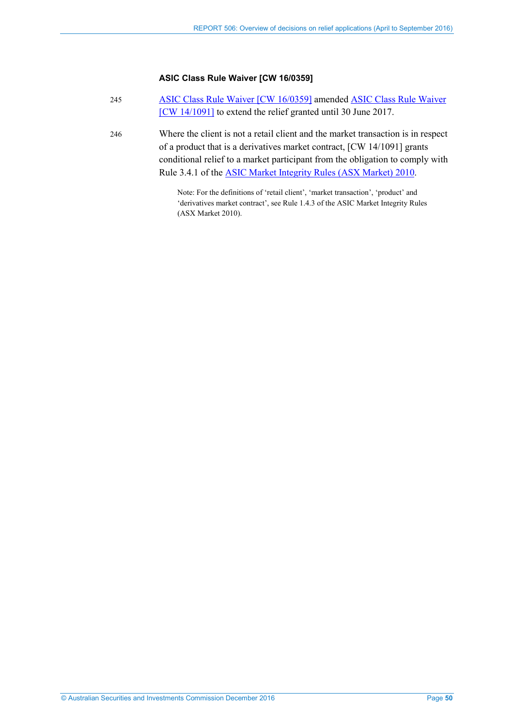### ASIC Class Rule Waiver [CW 16/0359]

245 ASIC Class Rule Waiver [CW 16/0359] amended ASIC Class Rule Waiver [CW 14/1091] to extend the relief granted until 30 June 2017.

246 Where the client is not a retail client and the market transaction is in respect of a product that is a derivatives market contract, [CW 14/1091] grants conditional relief to a market participant from the obligation to comply with Rule 3.4.1 of the ASIC Market Integrity Rules (ASX Market) 2010.

Note: For the definitions of 'retail client', 'market transaction', 'product' and 'derivatives market contract', see Rule 1.4.3 of the ASIC Market Integrity Rules (ASX Market 2010).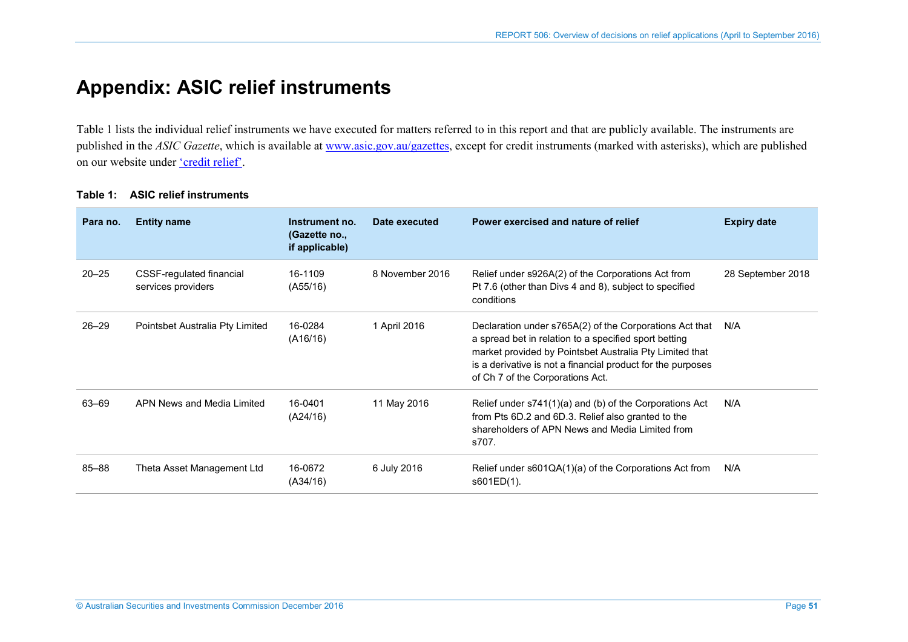# Appendix: ASIC relief instruments

Table 1 lists the individual relief instruments we have executed for matters referred to in this report and that are publicly available. The instruments are published in the *ASIC Gazette*, which is available at [www.asic.gov.au/gazettes](www.asic.gov.au/gazettes), except for credit instruments (marked with asterisks), which are published on our website under ['credit relief'](credit relief).

**Table 1: ASIC relief instruments**

| Para no. | Entity name | Instrument no. (Gazette no., if applicable) | Date executed | Power exercised and nature of relief | Expiry date |
|---|---|---|---|---|---|
| 20–25 | CSSF-regulated financial services providers | 16-1109 (A55/16) | 8 November 2016 | Relief under s926A(2) of the Corporations Act from Pt 7.6 (other than Divs 4 and 8), subject to specified conditions | 28 September 2018 |
| 26–29 | Pointsbet Australia Pty Limited | 16-0284 (A16/16) | 1 April 2016 | Declaration under s765A(2) of the Corporations Act that a spread bet in relation to a specified sport betting market provided by Pointsbet Australia Pty Limited that is a derivative is not a financial product for the purposes of Ch 7 of the Corporations Act. | N/A |
| 63–69 | APN News and Media Limited | 16-0401 (A24/16) | 11 May 2016 | Relief under s741(1)(a) and (b) of the Corporations Act from Pts 6D.2 and 6D.3. Relief also granted to the shareholders of APN News and Media Limited from s707. | N/A |
| 85–88 | Theta Asset Management Ltd | 16-0672 (A34/16) | 6 July 2016 | Relief under s601QA(1)(a) of the Corporations Act from s601ED(1). | N/A |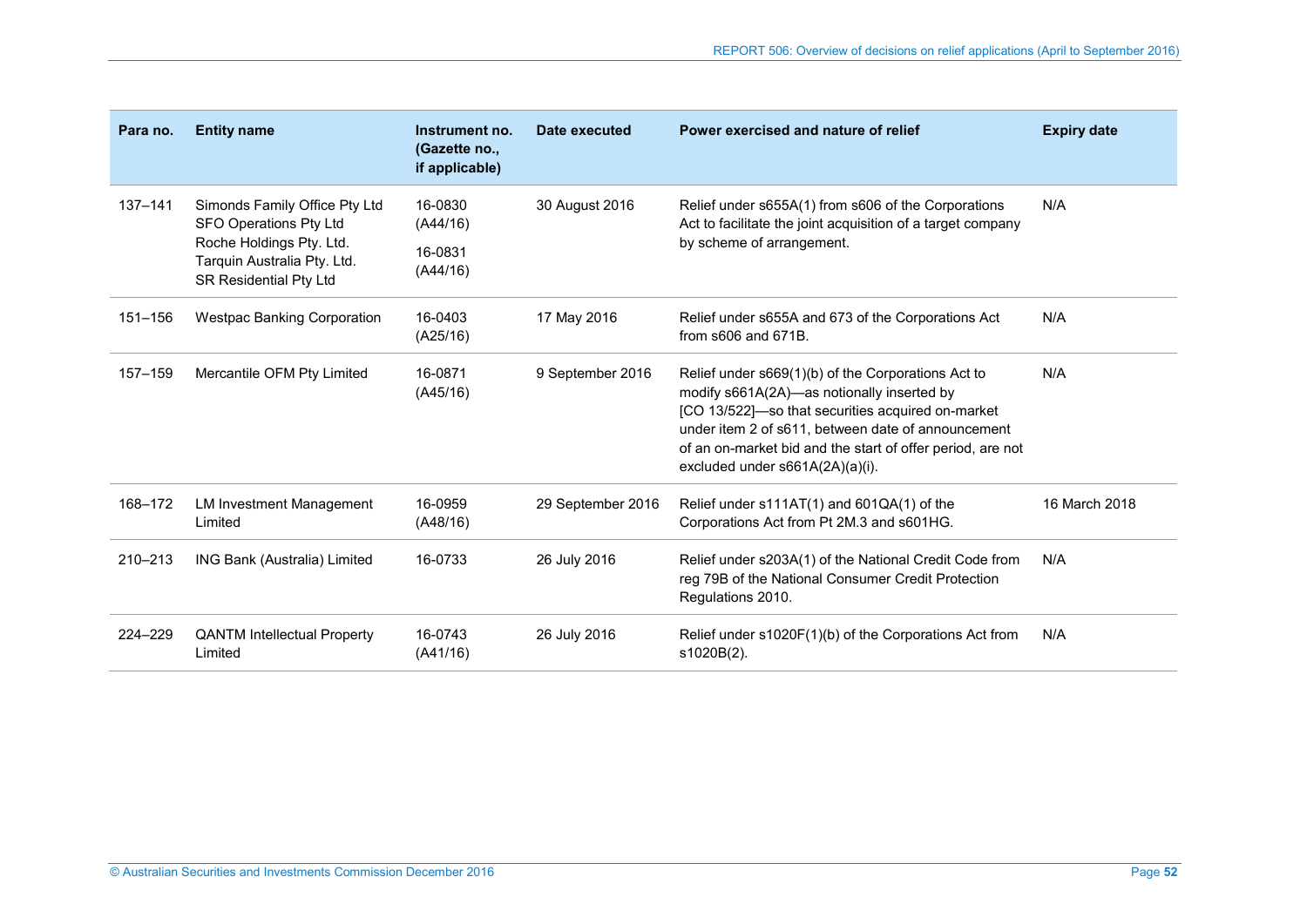| Para no. | Entity name | Instrument no. (Gazette no., if applicable) | Date executed | Power exercised and nature of relief | Expiry date |
| --- | --- | --- | --- | --- | --- |
| 137–141 | Simonds Family Office Pty Ltd<br>SFO Operations Pty Ltd<br>Roche Holdings Pty. Ltd.<br>Tarquin Australia Pty. Ltd.<br>SR Residential Pty Ltd | 16-0830 (A44/16)<br>16-0831 (A44/16) | 30 August 2016 | Relief under s655A(1) from s606 of the Corporations Act to facilitate the joint acquisition of a target company by scheme of arrangement. | N/A |
| 151–156 | Westpac Banking Corporation | 16-0403 (A25/16) | 17 May 2016 | Relief under s655A and 673 of the Corporations Act from s606 and 671B. | N/A |
| 157–159 | Mercantile OFM Pty Limited | 16-0871 (A45/16) | 9 September 2016 | Relief under s669(1)(b) of the Corporations Act to modify s661A(2A)—as notionally inserted by [CO 13/522]—so that securities acquired on-market under item 2 of s611, between date of announcement of an on-market bid and the start of offer period, are not excluded under s661A(2A)(a)(i). | N/A |
| 168–172 | LM Investment Management Limited | 16-0959 (A48/16) | 29 September 2016 | Relief under s111AT(1) and 601QA(1) of the Corporations Act from Pt 2M.3 and s601HG. | 16 March 2018 |
| 210–213 | ING Bank (Australia) Limited | 16-0733 | 26 July 2016 | Relief under s203A(1) of the National Credit Code from reg 79B of the National Consumer Credit Protection Regulations 2010. | N/A |
| 224–229 | QANTM Intellectual Property Limited | 16-0743 (A41/16) | 26 July 2016 | Relief under s1020F(1)(b) of the Corporations Act from s1020B(2). | N/A |